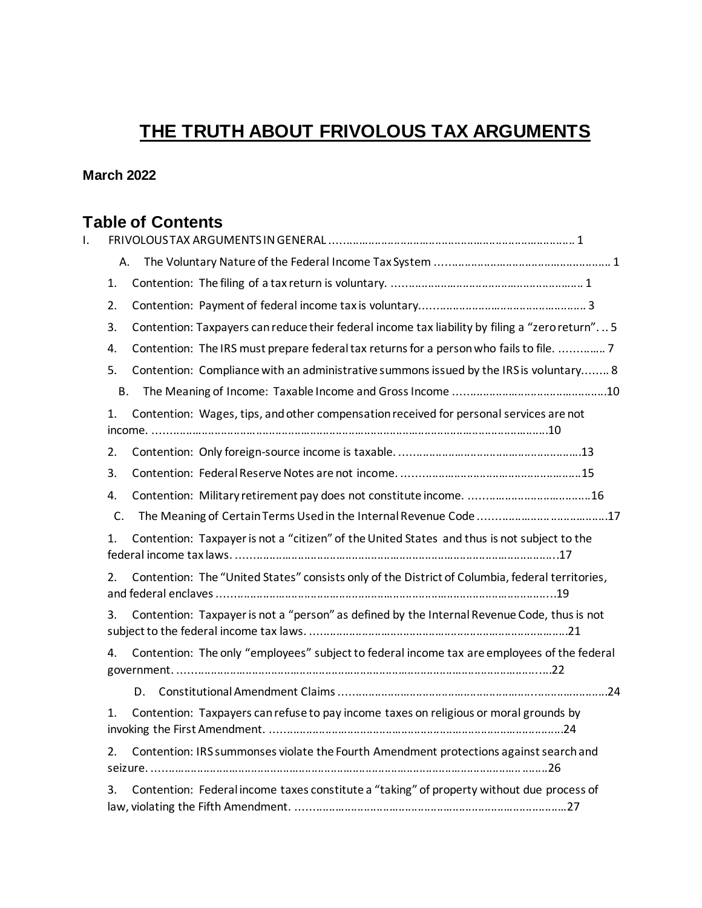# THE TRUTH ABOUT FRIVOLOUS TAX ARGUMENTS

**March 2022**

## Table of Contents

I. FRIVOLOUS TAX ARGUMENTS IN GENERAL ........................................................................ 1

A. The Voluntary Nature of the Federal Income Tax System ................................................ 1

1. Contention: The filing of a tax return is voluntary. ........................................................ 1
2. Contention: Payment of federal income tax is voluntary................................................. 3
3. Contention: Taxpayers can reduce their federal income tax liability by filing a "zero return". .. 5
4. Contention: The IRS must prepare federal tax returns for a person who fails to file. ............. 7
5. Contention: Compliance with an administrative summons issued by the IRS is voluntary........ 8

B. The Meaning of Income: Taxable Income and Gross Income ..........................................10

1. Contention: Wages, tips, and other compensation received for personal services are not income. ..........................................................................................................................10
2. Contention: Only foreign-source income is taxable. ....................................................13
3. Contention: Federal Reserve Notes are not income. ....................................................15
4. Contention: Military retirement pay does not constitute income. .................................16

C. The Meaning of Certain Terms Used in the Internal Revenue Code ....................................17

1. Contention: Taxpayer is not a "citizen" of the United States and thus is not subject to the federal income tax laws. ..........................................................................................17
2. Contention: The "United States" consists only of the District of Columbia, federal territories, and federal enclaves ...............................................................................................19
3. Contention: Taxpayer is not a "person" as defined by the Internal Revenue Code, thus is not subject to the federal income tax laws. ..........................................................................21
4. Contention: The only "employees" subject to federal income tax are employees of the federal government. .........................................................................................................22

D. Constitutional Amendment Claims ..............................................................................24

1. Contention: Taxpayers can refuse to pay income taxes on religious or moral grounds by invoking the First Amendment. ....................................................................................24
2. Contention: IRS summonses violate the Fourth Amendment protections against search and seizure. .................................................................................................................26
3. Contention: Federal income taxes constitute a "taking" of property without due process of law, violating the Fifth Amendment. .............................................................................27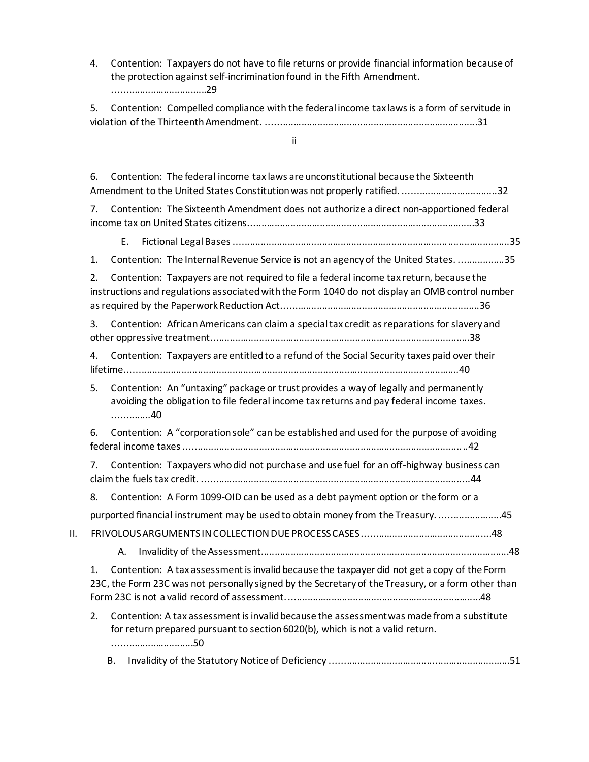4. Contention: Taxpayers do not have to file returns or provide financial information because of the protection against self-incrimination found in the Fifth Amendment. ……………………………29

5. Contention: Compelled compliance with the federal income tax laws is a form of servitude in violation of the Thirteenth Amendment. …………………………………………………………………31

6. Contention: The federal income tax laws are unconstitutional because the Sixteenth Amendment to the United States Constitution was not properly ratified. ………………………………32

7. Contention: The Sixteenth Amendment does not authorize a direct non-apportioned federal income tax on United States citizens…………………………………………………………………33

E. Fictional Legal Bases ……………………………………………………………………………………35

1. Contention: The Internal Revenue Service is not an agency of the United States. ………………35

2. Contention: Taxpayers are not required to file a federal income tax return, because the instructions and regulations associated with the Form 1040 do not display an OMB control number as required by the Paperwork Reduction Act…………………………………………………………36

3. Contention: African Americans can claim a special tax credit as reparations for slavery and other oppressive treatment……………………………………………………………………………38

4. Contention: Taxpayers are entitled to a refund of the Social Security taxes paid over their lifetime……………………………………………………………………………………………………40

5. Contention: An "untaxing" package or trust provides a way of legally and permanently avoiding the obligation to file federal income tax returns and pay federal income taxes. ………….40

6. Contention: A "corporation sole" can be established and used for the purpose of avoiding federal income taxes ……………………………………………………………………………………42

7. Contention: Taxpayers who did not purchase and use fuel for an off-highway business can claim the fuels tax credit. …………………………………………………………………………………44

8. Contention: A Form 1099-OID can be used as a debt payment option or the form or a purported financial instrument may be used to obtain money from the Treasury. …………………45

II. FRIVOLOUS ARGUMENTS IN COLLECTION DUE PROCESS CASES ………………………………………48

A. Invalidity of the Assessment…………………………………………………………………………48

1. Contention: A tax assessment is invalid because the taxpayer did not get a copy of the Form 23C, the Form 23C was not personally signed by the Secretary of the Treasury, or a form other than Form 23C is not a valid record of assessment. ……………………………………………………48

2. Contention: A tax assessment is invalid because the assessment was made from a substitute for return prepared pursuant to section 6020(b), which is not a valid return. ………………………50

B. Invalidity of the Statutory Notice of Deficiency ………………………………………………………51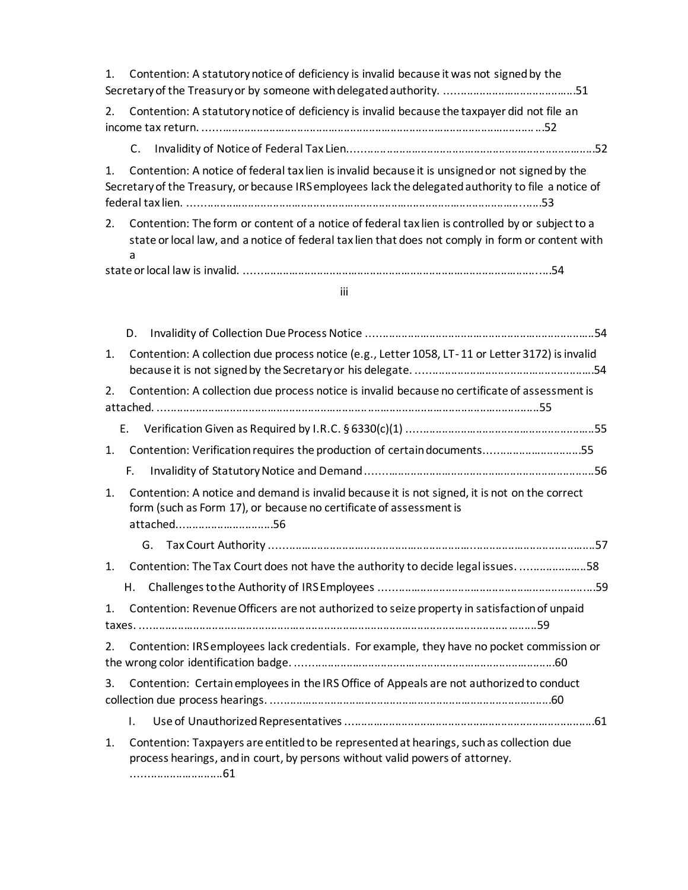1. Contention: A statutory notice of deficiency is invalid because it was not signed by the Secretary of the Treasury or by someone with delegated authority. ........................................51

2. Contention: A statutory notice of deficiency is invalid because the taxpayer did not file an income tax return. ........................................................................................................52

C. Invalidity of Notice of Federal Tax Lien........................................................................52

1. Contention: A notice of federal tax lien is invalid because it is unsigned or not signed by the Secretary of the Treasury, or because IRS employees lack the delegated authority to file a notice of federal tax lien. ..........................................................................................................53

2. Contention: The form or content of a notice of federal tax lien is controlled by or subject to a state or local law, and a notice of federal tax lien that does not comply in form or content with a state or local law is invalid. ..........................................................................................54

D. Invalidity of Collection Due Process Notice ....................................................................54

1. Contention: A collection due process notice (e.g., Letter 1058, LT-11 or Letter 3172) is invalid because it is not signed by the Secretary or his delegate. ..................................................54

2. Contention: A collection due process notice is invalid because no certificate of assessment is attached. .........................................................................................................................55

E. Verification Given as Required by I.R.C. § 6330(c)(1) ......................................................55

1. Contention: Verification requires the production of certain documents...............................55

F. Invalidity of Statutory Notice and Demand .......................................................................56

1. Contention: A notice and demand is invalid because it is not signed, it is not on the correct form (such as Form 17), or because no certificate of assessment is attached...............................56

G. Tax Court Authority ...........................................................................................................57

1. Contention: The Tax Court does not have the authority to decide legal issues. ...................58

H. Challenges to the Authority of IRS Employees ..................................................................59

1. Contention: Revenue Officers are not authorized to seize property in satisfaction of unpaid taxes. ...........................................................................................................................59

2. Contention: IRS employees lack credentials. For example, they have no pocket commission or the wrong color identification badge. ......................................................................................60

3. Contention: Certain employees in the IRS Office of Appeals are not authorized to conduct collection due process hearings. ..................................................................................................60

I. Use of Unauthorized Representatives .................................................................................61

1. Contention: Taxpayers are entitled to be represented at hearings, such as collection due process hearings, and in court, by persons without valid powers of attorney. ...........................61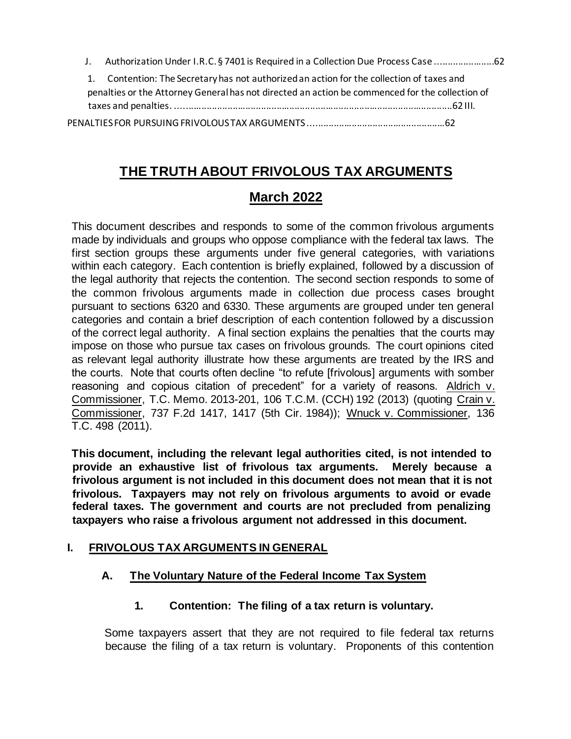J. Authorization Under I.R.C. § 7401 is Required in a Collection Due Process Case ......................62

1. Contention: The Secretary has not authorized an action for the collection of taxes and penalties or the Attorney General has not directed an action be commenced for the collection of taxes and penalties. ......................................................................................................................62

III. PENALTIES FOR PURSUING FRIVOLOUS TAX ARGUMENTS ..................................................62

# THE TRUTH ABOUT FRIVOLOUS TAX ARGUMENTS

## March 2022

This document describes and responds to some of the common frivolous arguments made by individuals and groups who oppose compliance with the federal tax laws. The first section groups these arguments under five general categories, with variations within each category. Each contention is briefly explained, followed by a discussion of the legal authority that rejects the contention. The second section responds to some of the common frivolous arguments made in collection due process cases brought pursuant to sections 6320 and 6330. These arguments are grouped under ten general categories and contain a brief description of each contention followed by a discussion of the correct legal authority. A final section explains the penalties that the courts may impose on those who pursue tax cases on frivolous grounds. The court opinions cited as relevant legal authority illustrate how these arguments are treated by the IRS and the courts. Note that courts often decline "to refute [frivolous] arguments with somber reasoning and copious citation of precedent" for a variety of reasons. Aldrich v. Commissioner, T.C. Memo. 2013-201, 106 T.C.M. (CCH) 192 (2013) (quoting Crain v. Commissioner, 737 F.2d 1417, 1417 (5th Cir. 1984)); Wnuck v. Commissioner, 136 T.C. 498 (2011).

**This document, including the relevant legal authorities cited, is not intended to provide an exhaustive list of frivolous tax arguments. Merely because a frivolous argument is not included in this document does not mean that it is not frivolous. Taxpayers may not rely on frivolous arguments to avoid or evade federal taxes. The government and courts are not precluded from penalizing taxpayers who raise a frivolous argument not addressed in this document.**

## I. FRIVOLOUS TAX ARGUMENTS IN GENERAL

### A. The Voluntary Nature of the Federal Income Tax System

#### 1. Contention: The filing of a tax return is voluntary.

Some taxpayers assert that they are not required to file federal tax returns because the filing of a tax return is voluntary. Proponents of this contention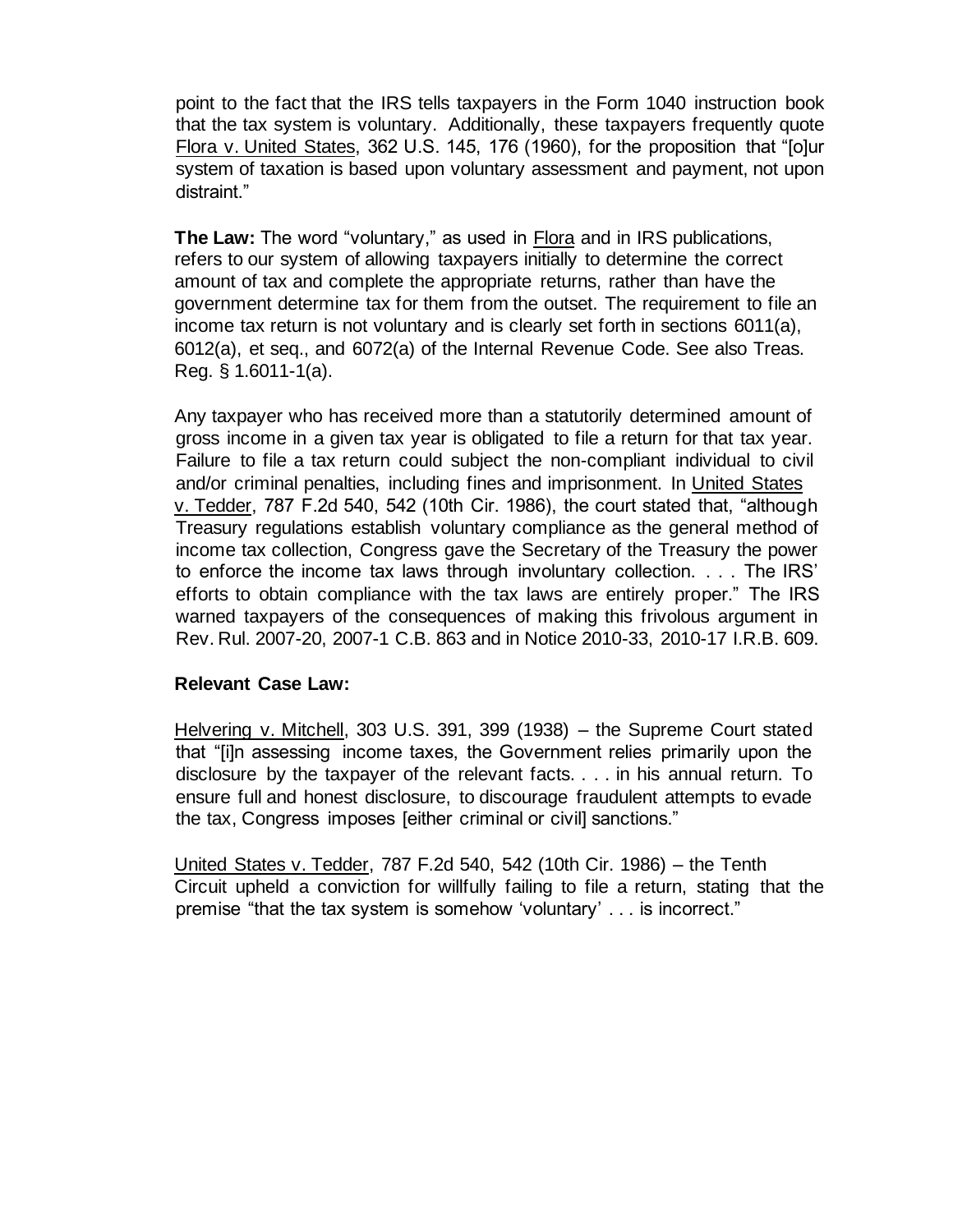point to the fact that the IRS tells taxpayers in the Form 1040 instruction book that the tax system is voluntary. Additionally, these taxpayers frequently quote Flora v. United States, 362 U.S. 145, 176 (1960), for the proposition that "[o]ur system of taxation is based upon voluntary assessment and payment, not upon distraint."

**The Law:** The word "voluntary," as used in Flora and in IRS publications, refers to our system of allowing taxpayers initially to determine the correct amount of tax and complete the appropriate returns, rather than have the government determine tax for them from the outset. The requirement to file an income tax return is not voluntary and is clearly set forth in sections 6011(a), 6012(a), et seq., and 6072(a) of the Internal Revenue Code. See also Treas. Reg. § 1.6011-1(a).

Any taxpayer who has received more than a statutorily determined amount of gross income in a given tax year is obligated to file a return for that tax year. Failure to file a tax return could subject the non-compliant individual to civil and/or criminal penalties, including fines and imprisonment. In United States v. Tedder, 787 F.2d 540, 542 (10th Cir. 1986), the court stated that, "although Treasury regulations establish voluntary compliance as the general method of income tax collection, Congress gave the Secretary of the Treasury the power to enforce the income tax laws through involuntary collection. . . . The IRS' efforts to obtain compliance with the tax laws are entirely proper." The IRS warned taxpayers of the consequences of making this frivolous argument in Rev. Rul. 2007-20, 2007-1 C.B. 863 and in Notice 2010-33, 2010-17 I.R.B. 609.

**Relevant Case Law:**

Helvering v. Mitchell, 303 U.S. 391, 399 (1938) – the Supreme Court stated that "[i]n assessing income taxes, the Government relies primarily upon the disclosure by the taxpayer of the relevant facts. . . . in his annual return. To ensure full and honest disclosure, to discourage fraudulent attempts to evade the tax, Congress imposes [either criminal or civil] sanctions."

United States v. Tedder, 787 F.2d 540, 542 (10th Cir. 1986) – the Tenth Circuit upheld a conviction for willfully failing to file a return, stating that the premise "that the tax system is somehow 'voluntary' . . . is incorrect."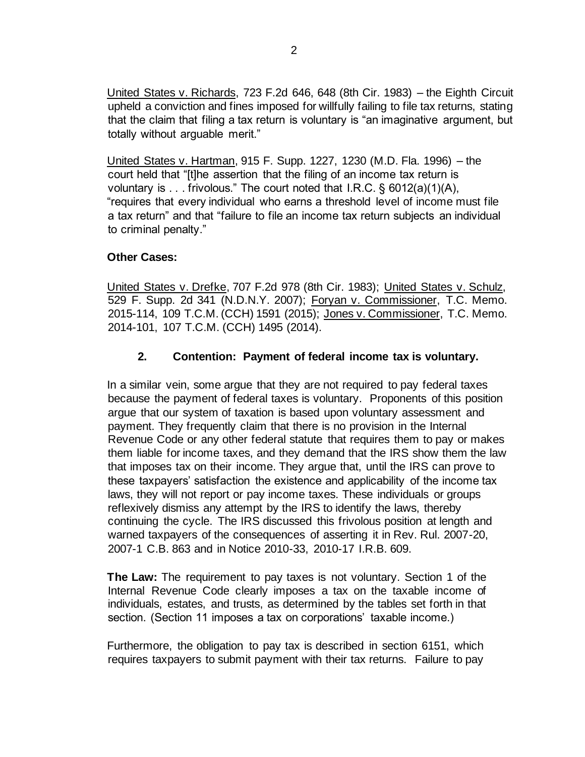United States v. Richards, 723 F.2d 646, 648 (8th Cir. 1983) – the Eighth Circuit upheld a conviction and fines imposed for willfully failing to file tax returns, stating that the claim that filing a tax return is voluntary is "an imaginative argument, but totally without arguable merit."

United States v. Hartman, 915 F. Supp. 1227, 1230 (M.D. Fla. 1996) – the court held that "[t]he assertion that the filing of an income tax return is voluntary is . . . frivolous." The court noted that I.R.C. § 6012(a)(1)(A), "requires that every individual who earns a threshold level of income must file a tax return" and that "failure to file an income tax return subjects an individual to criminal penalty."

**Other Cases:**

United States v. Drefke, 707 F.2d 978 (8th Cir. 1983); United States v. Schulz, 529 F. Supp. 2d 341 (N.D.N.Y. 2007); Foryan v. Commissioner, T.C. Memo. 2015-114, 109 T.C.M. (CCH) 1591 (2015); Jones v. Commissioner, T.C. Memo. 2014-101, 107 T.C.M. (CCH) 1495 (2014).

### 2. Contention: Payment of federal income tax is voluntary.

In a similar vein, some argue that they are not required to pay federal taxes because the payment of federal taxes is voluntary. Proponents of this position argue that our system of taxation is based upon voluntary assessment and payment. They frequently claim that there is no provision in the Internal Revenue Code or any other federal statute that requires them to pay or makes them liable for income taxes, and they demand that the IRS show them the law that imposes tax on their income. They argue that, until the IRS can prove to these taxpayers' satisfaction the existence and applicability of the income tax laws, they will not report or pay income taxes. These individuals or groups reflexively dismiss any attempt by the IRS to identify the laws, thereby continuing the cycle. The IRS discussed this frivolous position at length and warned taxpayers of the consequences of asserting it in Rev. Rul. 2007-20, 2007-1 C.B. 863 and in Notice 2010-33, 2010-17 I.R.B. 609.

**The Law:** The requirement to pay taxes is not voluntary. Section 1 of the Internal Revenue Code clearly imposes a tax on the taxable income of individuals, estates, and trusts, as determined by the tables set forth in that section. (Section 11 imposes a tax on corporations' taxable income.)

Furthermore, the obligation to pay tax is described in section 6151, which requires taxpayers to submit payment with their tax returns. Failure to pay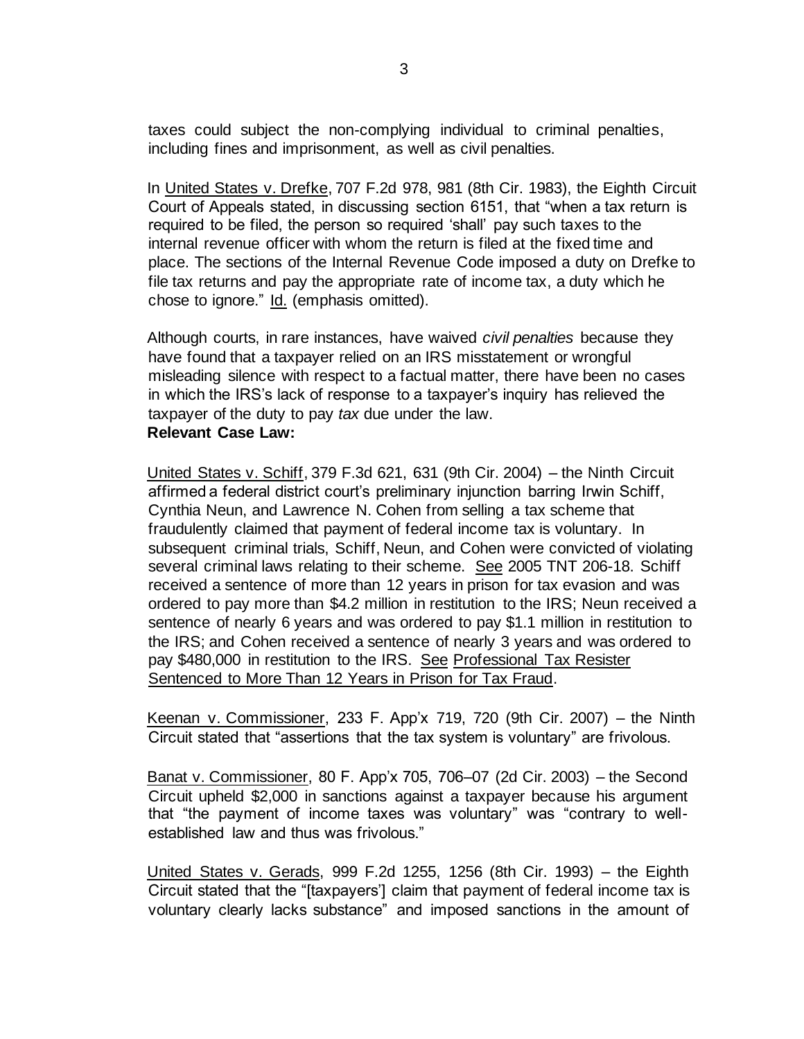taxes could subject the non-complying individual to criminal penalties, including fines and imprisonment, as well as civil penalties.

In United States v. Drefke, 707 F.2d 978, 981 (8th Cir. 1983), the Eighth Circuit Court of Appeals stated, in discussing section 6151, that "when a tax return is required to be filed, the person so required 'shall' pay such taxes to the internal revenue officer with whom the return is filed at the fixed time and place. The sections of the Internal Revenue Code imposed a duty on Drefke to file tax returns and pay the appropriate rate of income tax, a duty which he chose to ignore." Id. (emphasis omitted).

Although courts, in rare instances, have waived *civil penalties* because they have found that a taxpayer relied on an IRS misstatement or wrongful misleading silence with respect to a factual matter, there have been no cases in which the IRS's lack of response to a taxpayer's inquiry has relieved the taxpayer of the duty to pay *tax* due under the law.

**Relevant Case Law:**

United States v. Schiff, 379 F.3d 621, 631 (9th Cir. 2004) – the Ninth Circuit affirmed a federal district court's preliminary injunction barring Irwin Schiff, Cynthia Neun, and Lawrence N. Cohen from selling a tax scheme that fraudulently claimed that payment of federal income tax is voluntary. In subsequent criminal trials, Schiff, Neun, and Cohen were convicted of violating several criminal laws relating to their scheme. See 2005 TNT 206-18. Schiff received a sentence of more than 12 years in prison for tax evasion and was ordered to pay more than $4.2 million in restitution to the IRS; Neun received a sentence of nearly 6 years and was ordered to pay $1.1 million in restitution to the IRS; and Cohen received a sentence of nearly 3 years and was ordered to pay $480,000 in restitution to the IRS. See Professional Tax Resister Sentenced to More Than 12 Years in Prison for Tax Fraud.

Keenan v. Commissioner, 233 F. App'x 719, 720 (9th Cir. 2007) – the Ninth Circuit stated that "assertions that the tax system is voluntary" are frivolous.

Banat v. Commissioner, 80 F. App'x 705, 706–07 (2d Cir. 2003) – the Second Circuit upheld $2,000 in sanctions against a taxpayer because his argument that "the payment of income taxes was voluntary" was "contrary to well-established law and thus was frivolous."

United States v. Gerads, 999 F.2d 1255, 1256 (8th Cir. 1993) – the Eighth Circuit stated that the "[taxpayers'] claim that payment of federal income tax is voluntary clearly lacks substance" and imposed sanctions in the amount of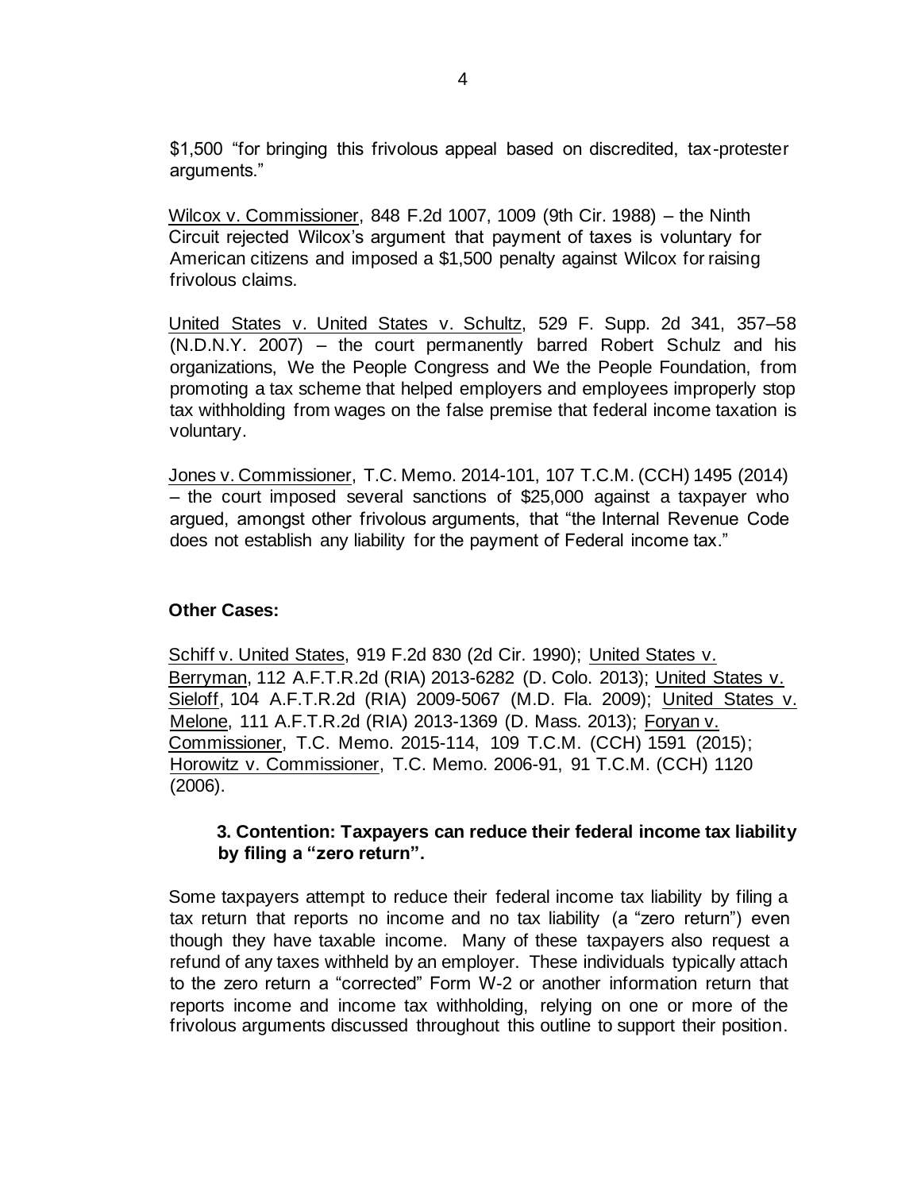$1,500 "for bringing this frivolous appeal based on discredited, tax-protester arguments."

Wilcox v. Commissioner, 848 F.2d 1007, 1009 (9th Cir. 1988) – the Ninth Circuit rejected Wilcox's argument that payment of taxes is voluntary for American citizens and imposed a $1,500 penalty against Wilcox for raising frivolous claims.

United States v. United States v. Schultz, 529 F. Supp. 2d 341, 357–58 (N.D.N.Y. 2007) – the court permanently barred Robert Schulz and his organizations, We the People Congress and We the People Foundation, from promoting a tax scheme that helped employers and employees improperly stop tax withholding from wages on the false premise that federal income taxation is voluntary.

Jones v. Commissioner, T.C. Memo. 2014-101, 107 T.C.M. (CCH) 1495 (2014) – the court imposed several sanctions of $25,000 against a taxpayer who argued, amongst other frivolous arguments, that "the Internal Revenue Code does not establish any liability for the payment of Federal income tax."

**Other Cases:**

Schiff v. United States, 919 F.2d 830 (2d Cir. 1990); United States v. Berryman, 112 A.F.T.R.2d (RIA) 2013-6282 (D. Colo. 2013); United States v. Sieloff, 104 A.F.T.R.2d (RIA) 2009-5067 (M.D. Fla. 2009); United States v. Melone, 111 A.F.T.R.2d (RIA) 2013-1369 (D. Mass. 2013); Foryan v. Commissioner, T.C. Memo. 2015-114, 109 T.C.M. (CCH) 1591 (2015); Horowitz v. Commissioner, T.C. Memo. 2006-91, 91 T.C.M. (CCH) 1120 (2006).

### 3. Contention: Taxpayers can reduce their federal income tax liability by filing a "zero return".

Some taxpayers attempt to reduce their federal income tax liability by filing a tax return that reports no income and no tax liability (a "zero return") even though they have taxable income. Many of these taxpayers also request a refund of any taxes withheld by an employer. These individuals typically attach to the zero return a "corrected" Form W-2 or another information return that reports income and income tax withholding, relying on one or more of the frivolous arguments discussed throughout this outline to support their position.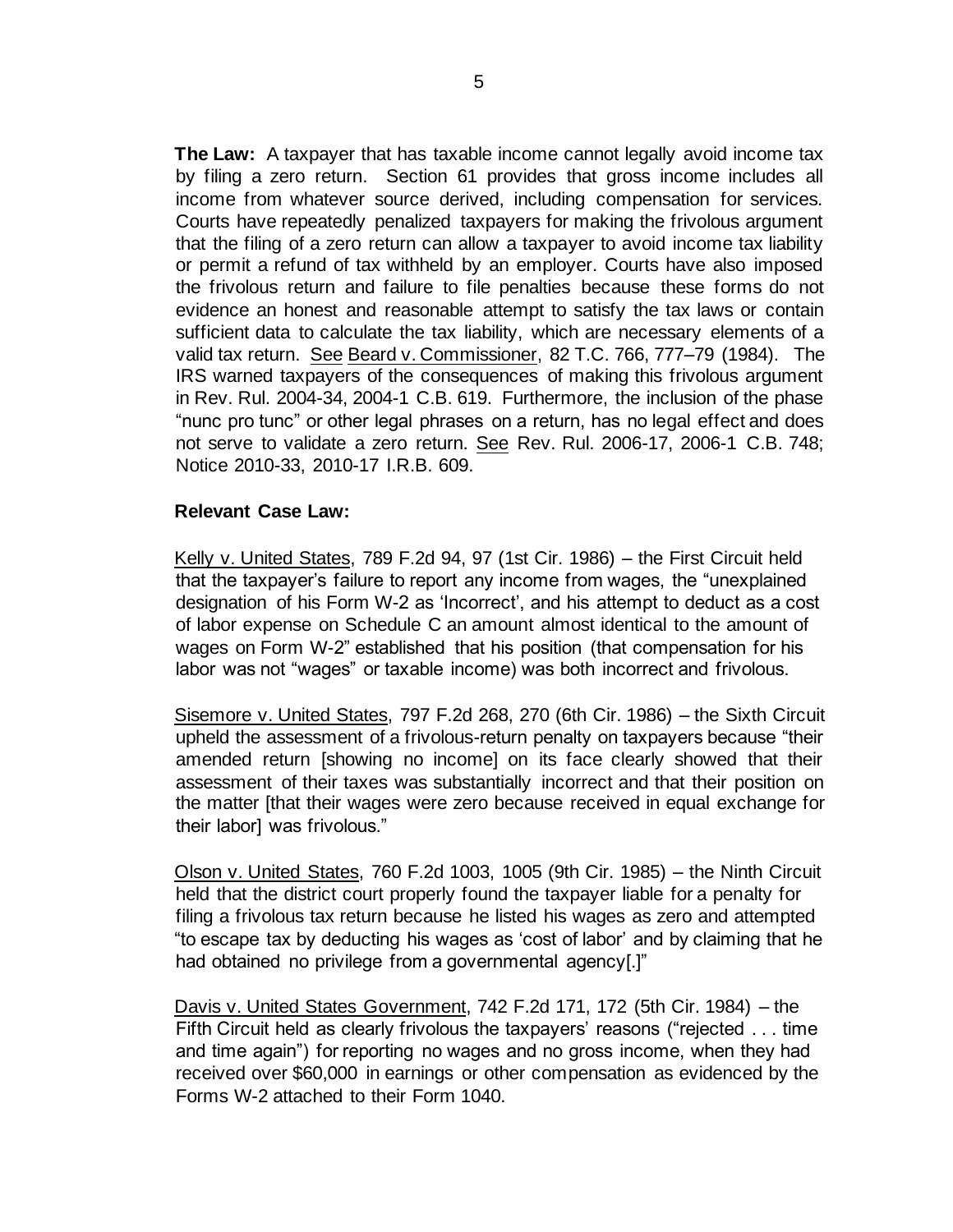**The Law:** A taxpayer that has taxable income cannot legally avoid income tax by filing a zero return. Section 61 provides that gross income includes all income from whatever source derived, including compensation for services. Courts have repeatedly penalized taxpayers for making the frivolous argument that the filing of a zero return can allow a taxpayer to avoid income tax liability or permit a refund of tax withheld by an employer. Courts have also imposed the frivolous return and failure to file penalties because these forms do not evidence an honest and reasonable attempt to satisfy the tax laws or contain sufficient data to calculate the tax liability, which are necessary elements of a valid tax return. See Beard v. Commissioner, 82 T.C. 766, 777–79 (1984). The IRS warned taxpayers of the consequences of making this frivolous argument in Rev. Rul. 2004-34, 2004-1 C.B. 619. Furthermore, the inclusion of the phase "nunc pro tunc" or other legal phrases on a return, has no legal effect and does not serve to validate a zero return. See Rev. Rul. 2006-17, 2006-1 C.B. 748; Notice 2010-33, 2010-17 I.R.B. 609.

**Relevant Case Law:**

Kelly v. United States, 789 F.2d 94, 97 (1st Cir. 1986) – the First Circuit held that the taxpayer's failure to report any income from wages, the "unexplained designation of his Form W-2 as 'Incorrect', and his attempt to deduct as a cost of labor expense on Schedule C an amount almost identical to the amount of wages on Form W-2" established that his position (that compensation for his labor was not "wages" or taxable income) was both incorrect and frivolous.

Sisemore v. United States, 797 F.2d 268, 270 (6th Cir. 1986) – the Sixth Circuit upheld the assessment of a frivolous-return penalty on taxpayers because "their amended return [showing no income] on its face clearly showed that their assessment of their taxes was substantially incorrect and that their position on the matter [that their wages were zero because received in equal exchange for their labor] was frivolous."

Olson v. United States, 760 F.2d 1003, 1005 (9th Cir. 1985) – the Ninth Circuit held that the district court properly found the taxpayer liable for a penalty for filing a frivolous tax return because he listed his wages as zero and attempted "to escape tax by deducting his wages as 'cost of labor' and by claiming that he had obtained no privilege from a governmental agency[.]"

Davis v. United States Government, 742 F.2d 171, 172 (5th Cir. 1984) – the Fifth Circuit held as clearly frivolous the taxpayers' reasons ("rejected . . . time and time again") for reporting no wages and no gross income, when they had received over $60,000 in earnings or other compensation as evidenced by the Forms W-2 attached to their Form 1040.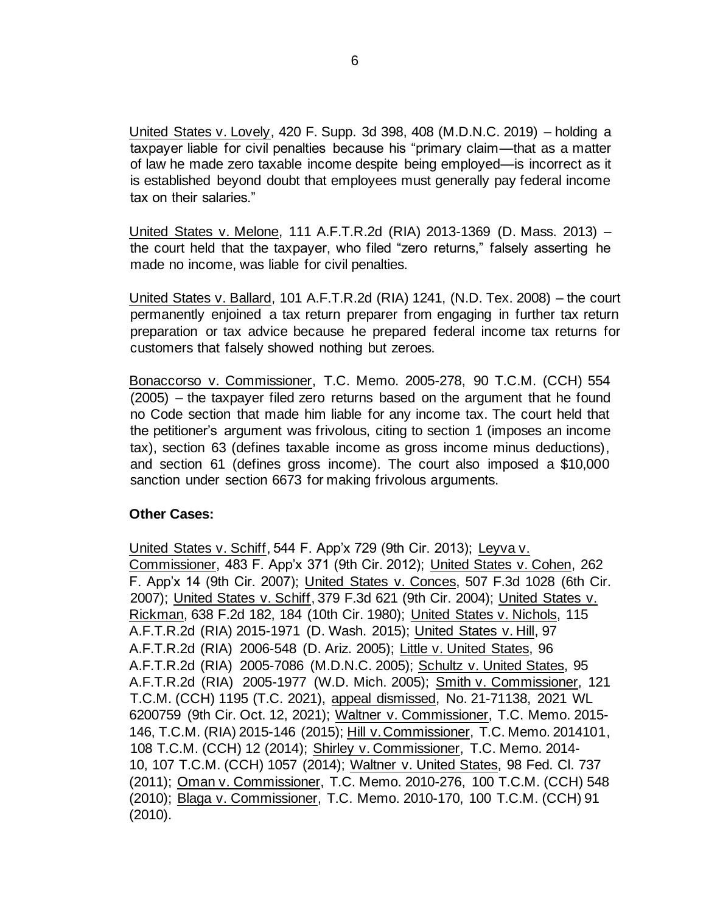United States v. Lovely, 420 F. Supp. 3d 398, 408 (M.D.N.C. 2019) – holding a taxpayer liable for civil penalties because his "primary claim—that as a matter of law he made zero taxable income despite being employed—is incorrect as it is established beyond doubt that employees must generally pay federal income tax on their salaries."

United States v. Melone, 111 A.F.T.R.2d (RIA) 2013-1369 (D. Mass. 2013) – the court held that the taxpayer, who filed "zero returns," falsely asserting he made no income, was liable for civil penalties.

United States v. Ballard, 101 A.F.T.R.2d (RIA) 1241, (N.D. Tex. 2008) – the court permanently enjoined a tax return preparer from engaging in further tax return preparation or tax advice because he prepared federal income tax returns for customers that falsely showed nothing but zeroes.

Bonaccorso v. Commissioner, T.C. Memo. 2005-278, 90 T.C.M. (CCH) 554 (2005) – the taxpayer filed zero returns based on the argument that he found no Code section that made him liable for any income tax. The court held that the petitioner's argument was frivolous, citing to section 1 (imposes an income tax), section 63 (defines taxable income as gross income minus deductions), and section 61 (defines gross income). The court also imposed a $10,000 sanction under section 6673 for making frivolous arguments.

**Other Cases:**

United States v. Schiff, 544 F. App'x 729 (9th Cir. 2013); Leyva v. Commissioner, 483 F. App'x 371 (9th Cir. 2012); United States v. Cohen, 262 F. App'x 14 (9th Cir. 2007); United States v. Conces, 507 F.3d 1028 (6th Cir. 2007); United States v. Schiff, 379 F.3d 621 (9th Cir. 2004); United States v. Rickman, 638 F.2d 182, 184 (10th Cir. 1980); United States v. Nichols, 115 A.F.T.R.2d (RIA) 2015-1971 (D. Wash. 2015); United States v. Hill, 97 A.F.T.R.2d (RIA) 2006-548 (D. Ariz. 2005); Little v. United States, 96 A.F.T.R.2d (RIA) 2005-7086 (M.D.N.C. 2005); Schultz v. United States, 95 A.F.T.R.2d (RIA) 2005-1977 (W.D. Mich. 2005); Smith v. Commissioner, 121 T.C.M. (CCH) 1195 (T.C. 2021), appeal dismissed, No. 21-71138, 2021 WL 6200759 (9th Cir. Oct. 12, 2021); Waltner v. Commissioner, T.C. Memo. 2015-146, T.C.M. (RIA) 2015-146 (2015); Hill v. Commissioner, T.C. Memo. 2014101, 108 T.C.M. (CCH) 12 (2014); Shirley v. Commissioner, T.C. Memo. 2014-10, 107 T.C.M. (CCH) 1057 (2014); Waltner v. United States, 98 Fed. Cl. 737 (2011); Oman v. Commissioner, T.C. Memo. 2010-276, 100 T.C.M. (CCH) 548 (2010); Blaga v. Commissioner, T.C. Memo. 2010-170, 100 T.C.M. (CCH) 91 (2010).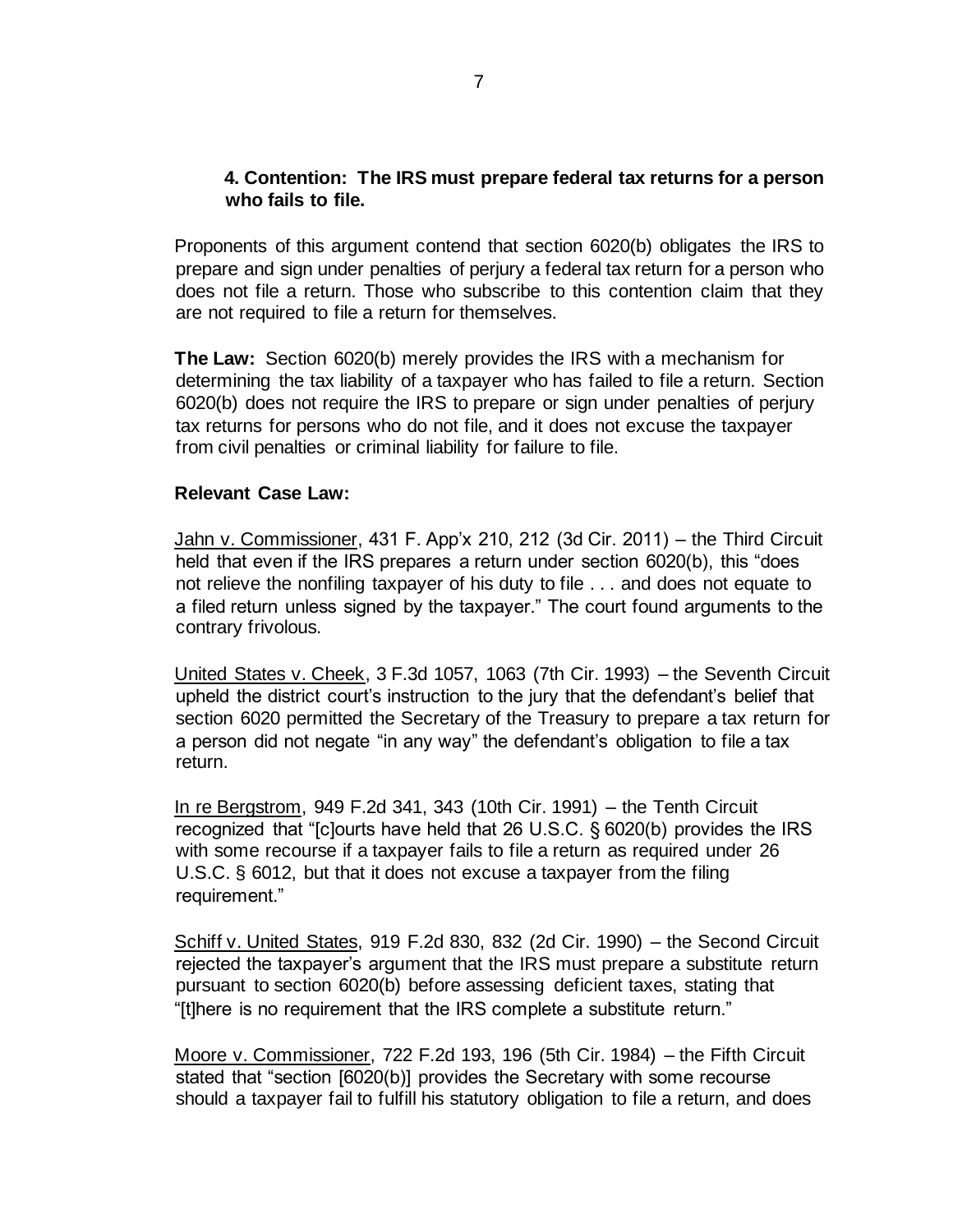### 4. Contention: The IRS must prepare federal tax returns for a person who fails to file.

Proponents of this argument contend that section 6020(b) obligates the IRS to prepare and sign under penalties of perjury a federal tax return for a person who does not file a return. Those who subscribe to this contention claim that they are not required to file a return for themselves.

**The Law:** Section 6020(b) merely provides the IRS with a mechanism for determining the tax liability of a taxpayer who has failed to file a return. Section 6020(b) does not require the IRS to prepare or sign under penalties of perjury tax returns for persons who do not file, and it does not excuse the taxpayer from civil penalties or criminal liability for failure to file.

**Relevant Case Law:**

Jahn v. Commissioner, 431 F. App'x 210, 212 (3d Cir. 2011) – the Third Circuit held that even if the IRS prepares a return under section 6020(b), this "does not relieve the nonfiling taxpayer of his duty to file . . . and does not equate to a filed return unless signed by the taxpayer." The court found arguments to the contrary frivolous.

United States v. Cheek, 3 F.3d 1057, 1063 (7th Cir. 1993) – the Seventh Circuit upheld the district court's instruction to the jury that the defendant's belief that section 6020 permitted the Secretary of the Treasury to prepare a tax return for a person did not negate "in any way" the defendant's obligation to file a tax return.

In re Bergstrom, 949 F.2d 341, 343 (10th Cir. 1991) – the Tenth Circuit recognized that "[c]ourts have held that 26 U.S.C. § 6020(b) provides the IRS with some recourse if a taxpayer fails to file a return as required under 26 U.S.C. § 6012, but that it does not excuse a taxpayer from the filing requirement."

Schiff v. United States, 919 F.2d 830, 832 (2d Cir. 1990) – the Second Circuit rejected the taxpayer's argument that the IRS must prepare a substitute return pursuant to section 6020(b) before assessing deficient taxes, stating that "[t]here is no requirement that the IRS complete a substitute return."

Moore v. Commissioner, 722 F.2d 193, 196 (5th Cir. 1984) – the Fifth Circuit stated that "section [6020(b)] provides the Secretary with some recourse should a taxpayer fail to fulfill his statutory obligation to file a return, and does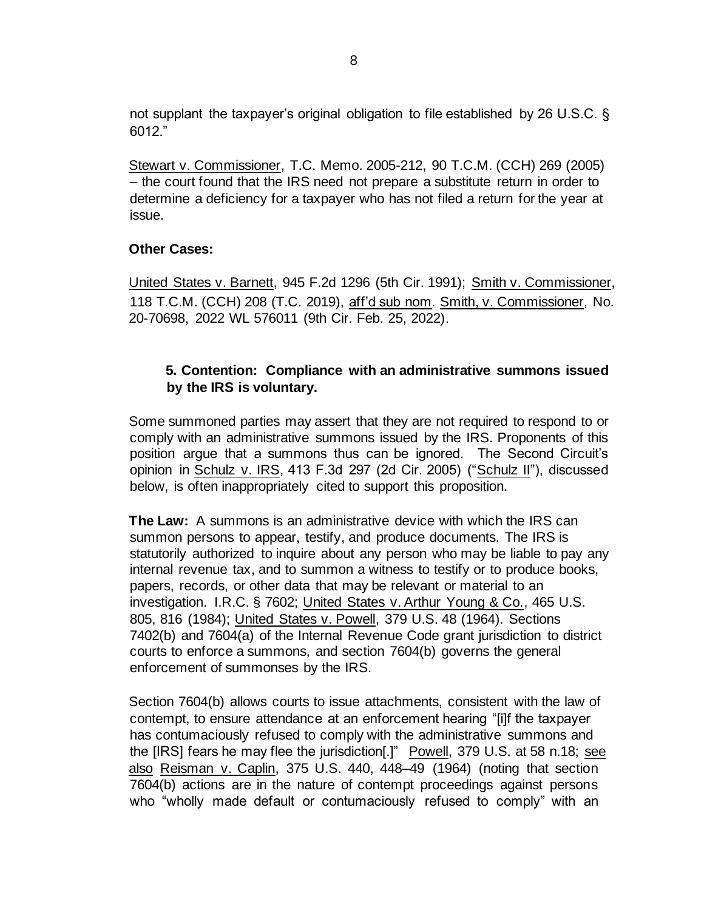not supplant the taxpayer's original obligation to file established by 26 U.S.C. § 6012."

Stewart v. Commissioner, T.C. Memo. 2005-212, 90 T.C.M. (CCH) 269 (2005) – the court found that the IRS need not prepare a substitute return in order to determine a deficiency for a taxpayer who has not filed a return for the year at issue.

**Other Cases:**

United States v. Barnett, 945 F.2d 1296 (5th Cir. 1991); Smith v. Commissioner, 118 T.C.M. (CCH) 208 (T.C. 2019), aff'd sub nom. Smith, v. Commissioner, No. 20-70698, 2022 WL 576011 (9th Cir. Feb. 25, 2022).

### 5. Contention: Compliance with an administrative summons issued by the IRS is voluntary.

Some summoned parties may assert that they are not required to respond to or comply with an administrative summons issued by the IRS. Proponents of this position argue that a summons thus can be ignored. The Second Circuit's opinion in Schulz v. IRS, 413 F.3d 297 (2d Cir. 2005) ("Schulz II"), discussed below, is often inappropriately cited to support this proposition.

**The Law:** A summons is an administrative device with which the IRS can summon persons to appear, testify, and produce documents. The IRS is statutorily authorized to inquire about any person who may be liable to pay any internal revenue tax, and to summon a witness to testify or to produce books, papers, records, or other data that may be relevant or material to an investigation. I.R.C. § 7602; United States v. Arthur Young & Co., 465 U.S. 805, 816 (1984); United States v. Powell, 379 U.S. 48 (1964). Sections 7402(b) and 7604(a) of the Internal Revenue Code grant jurisdiction to district courts to enforce a summons, and section 7604(b) governs the general enforcement of summonses by the IRS.

Section 7604(b) allows courts to issue attachments, consistent with the law of contempt, to ensure attendance at an enforcement hearing "[i]f the taxpayer has contumaciously refused to comply with the administrative summons and the [IRS] fears he may flee the jurisdiction[.]" Powell, 379 U.S. at 58 n.18; see also Reisman v. Caplin, 375 U.S. 440, 448–49 (1964) (noting that section 7604(b) actions are in the nature of contempt proceedings against persons who "wholly made default or contumaciously refused to comply" with an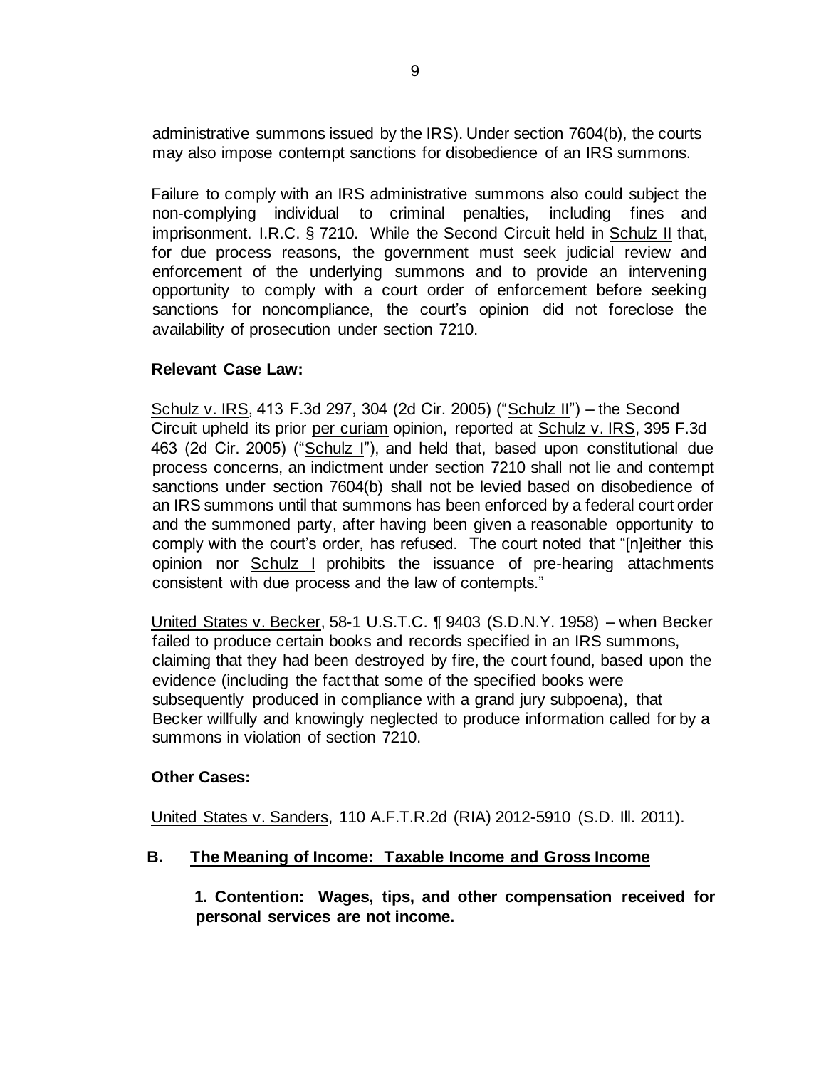administrative summons issued by the IRS). Under section 7604(b), the courts may also impose contempt sanctions for disobedience of an IRS summons.

Failure to comply with an IRS administrative summons also could subject the non-complying individual to criminal penalties, including fines and imprisonment. I.R.C. § 7210. While the Second Circuit held in Schulz II that, for due process reasons, the government must seek judicial review and enforcement of the underlying summons and to provide an intervening opportunity to comply with a court order of enforcement before seeking sanctions for noncompliance, the court's opinion did not foreclose the availability of prosecution under section 7210.

**Relevant Case Law:**

Schulz v. IRS, 413 F.3d 297, 304 (2d Cir. 2005) ("Schulz II") – the Second Circuit upheld its prior per curiam opinion, reported at Schulz v. IRS, 395 F.3d 463 (2d Cir. 2005) ("Schulz I"), and held that, based upon constitutional due process concerns, an indictment under section 7210 shall not lie and contempt sanctions under section 7604(b) shall not be levied based on disobedience of an IRS summons until that summons has been enforced by a federal court order and the summoned party, after having been given a reasonable opportunity to comply with the court's order, has refused. The court noted that "[n]either this opinion nor Schulz I prohibits the issuance of pre-hearing attachments consistent with due process and the law of contempts."

United States v. Becker, 58-1 U.S.T.C. ¶ 9403 (S.D.N.Y. 1958) – when Becker failed to produce certain books and records specified in an IRS summons, claiming that they had been destroyed by fire, the court found, based upon the evidence (including the fact that some of the specified books were subsequently produced in compliance with a grand jury subpoena), that Becker willfully and knowingly neglected to produce information called for by a summons in violation of section 7210.

**Other Cases:**

United States v. Sanders, 110 A.F.T.R.2d (RIA) 2012-5910 (S.D. Ill. 2011).

## B. The Meaning of Income: Taxable Income and Gross Income

**1. Contention: Wages, tips, and other compensation received for personal services are not income.**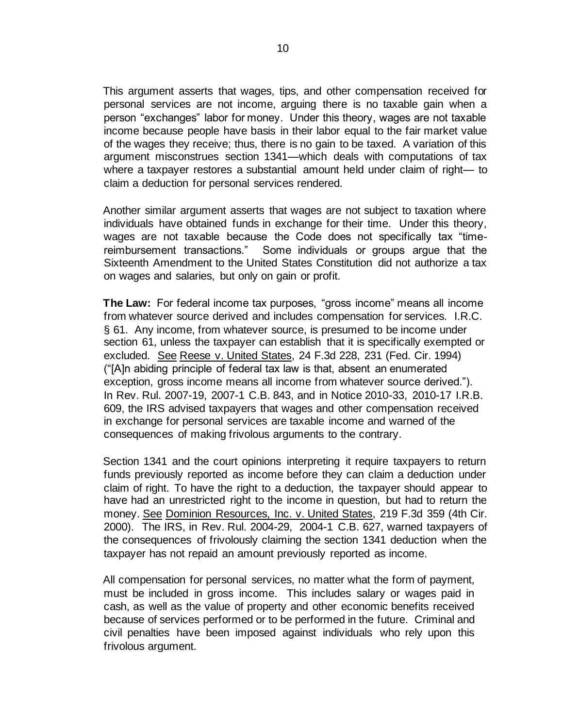This argument asserts that wages, tips, and other compensation received for personal services are not income, arguing there is no taxable gain when a person "exchanges" labor for money. Under this theory, wages are not taxable income because people have basis in their labor equal to the fair market value of the wages they receive; thus, there is no gain to be taxed. A variation of this argument misconstrues section 1341—which deals with computations of tax where a taxpayer restores a substantial amount held under claim of right— to claim a deduction for personal services rendered.

Another similar argument asserts that wages are not subject to taxation where individuals have obtained funds in exchange for their time. Under this theory, wages are not taxable because the Code does not specifically tax "time-reimbursement transactions." Some individuals or groups argue that the Sixteenth Amendment to the United States Constitution did not authorize a tax on wages and salaries, but only on gain or profit.

**The Law:** For federal income tax purposes, "gross income" means all income from whatever source derived and includes compensation for services. I.R.C. § 61. Any income, from whatever source, is presumed to be income under section 61, unless the taxpayer can establish that it is specifically exempted or excluded. See Reese v. United States, 24 F.3d 228, 231 (Fed. Cir. 1994) ("[A]n abiding principle of federal tax law is that, absent an enumerated exception, gross income means all income from whatever source derived."). In Rev. Rul. 2007-19, 2007-1 C.B. 843, and in Notice 2010-33, 2010-17 I.R.B. 609, the IRS advised taxpayers that wages and other compensation received in exchange for personal services are taxable income and warned of the consequences of making frivolous arguments to the contrary.

Section 1341 and the court opinions interpreting it require taxpayers to return funds previously reported as income before they can claim a deduction under claim of right. To have the right to a deduction, the taxpayer should appear to have had an unrestricted right to the income in question, but had to return the money. See Dominion Resources, Inc. v. United States, 219 F.3d 359 (4th Cir. 2000). The IRS, in Rev. Rul. 2004-29, 2004-1 C.B. 627, warned taxpayers of the consequences of frivolously claiming the section 1341 deduction when the taxpayer has not repaid an amount previously reported as income.

All compensation for personal services, no matter what the form of payment, must be included in gross income. This includes salary or wages paid in cash, as well as the value of property and other economic benefits received because of services performed or to be performed in the future. Criminal and civil penalties have been imposed against individuals who rely upon this frivolous argument.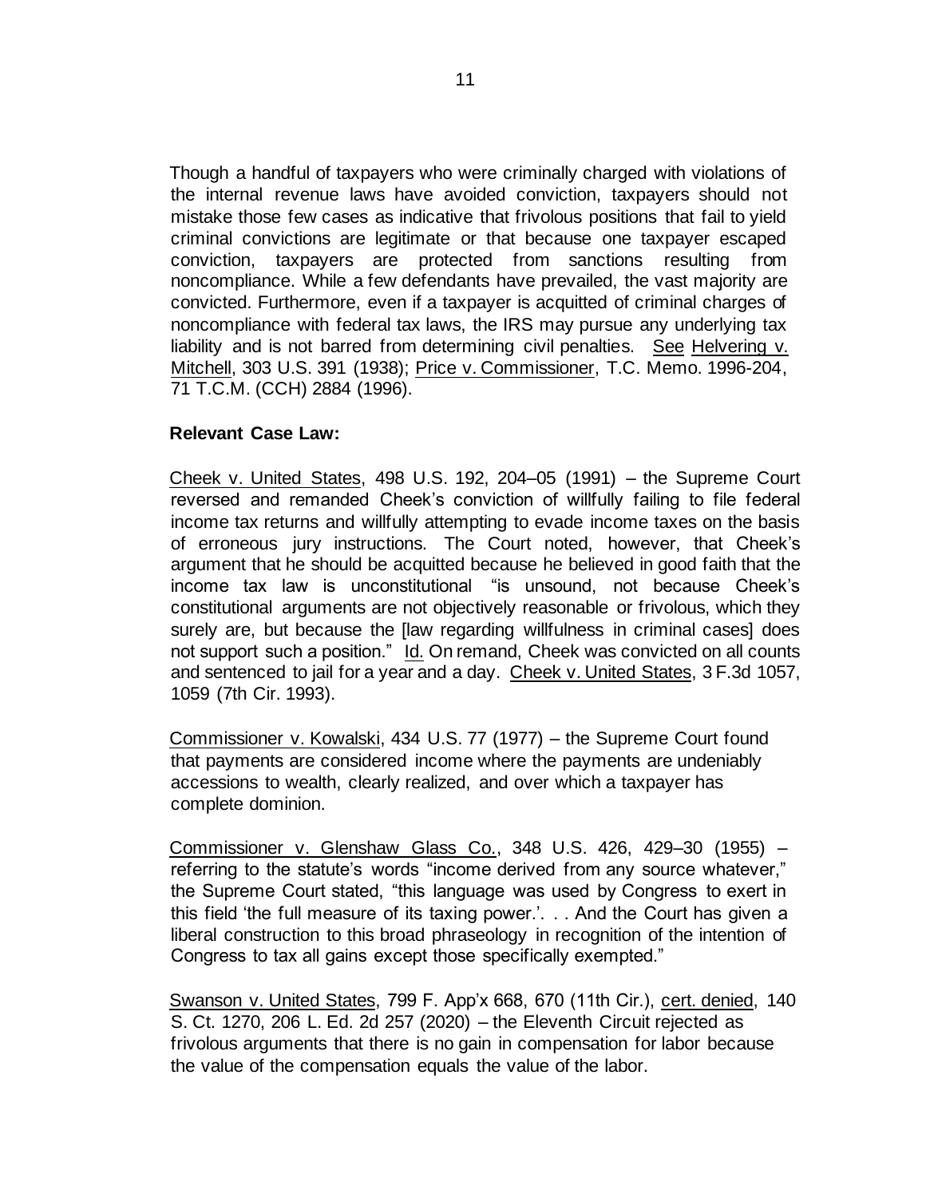Though a handful of taxpayers who were criminally charged with violations of the internal revenue laws have avoided conviction, taxpayers should not mistake those few cases as indicative that frivolous positions that fail to yield criminal convictions are legitimate or that because one taxpayer escaped conviction, taxpayers are protected from sanctions resulting from noncompliance. While a few defendants have prevailed, the vast majority are convicted. Furthermore, even if a taxpayer is acquitted of criminal charges of noncompliance with federal tax laws, the IRS may pursue any underlying tax liability and is not barred from determining civil penalties. See Helvering v. Mitchell, 303 U.S. 391 (1938); Price v. Commissioner, T.C. Memo. 1996-204, 71 T.C.M. (CCH) 2884 (1996).

**Relevant Case Law:**

Cheek v. United States, 498 U.S. 192, 204–05 (1991) – the Supreme Court reversed and remanded Cheek's conviction of willfully failing to file federal income tax returns and willfully attempting to evade income taxes on the basis of erroneous jury instructions. The Court noted, however, that Cheek's argument that he should be acquitted because he believed in good faith that the income tax law is unconstitutional "is unsound, not because Cheek's constitutional arguments are not objectively reasonable or frivolous, which they surely are, but because the [law regarding willfulness in criminal cases] does not support such a position." Id. On remand, Cheek was convicted on all counts and sentenced to jail for a year and a day. Cheek v. United States, 3 F.3d 1057, 1059 (7th Cir. 1993).

Commissioner v. Kowalski, 434 U.S. 77 (1977) – the Supreme Court found that payments are considered income where the payments are undeniably accessions to wealth, clearly realized, and over which a taxpayer has complete dominion.

Commissioner v. Glenshaw Glass Co., 348 U.S. 426, 429–30 (1955) – referring to the statute's words "income derived from any source whatever," the Supreme Court stated, "this language was used by Congress to exert in this field 'the full measure of its taxing power.'. . . And the Court has given a liberal construction to this broad phraseology in recognition of the intention of Congress to tax all gains except those specifically exempted."

Swanson v. United States, 799 F. App'x 668, 670 (11th Cir.), cert. denied, 140 S. Ct. 1270, 206 L. Ed. 2d 257 (2020) – the Eleventh Circuit rejected as frivolous arguments that there is no gain in compensation for labor because the value of the compensation equals the value of the labor.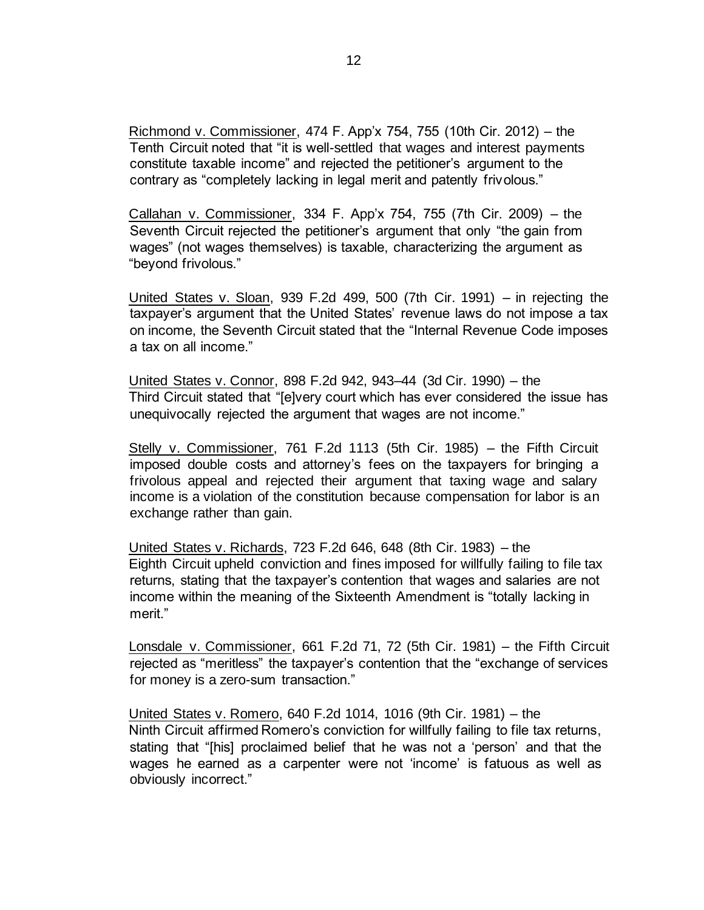Richmond v. Commissioner, 474 F. App'x 754, 755 (10th Cir. 2012) – the Tenth Circuit noted that "it is well-settled that wages and interest payments constitute taxable income" and rejected the petitioner's argument to the contrary as "completely lacking in legal merit and patently frivolous."

Callahan v. Commissioner, 334 F. App'x 754, 755 (7th Cir. 2009) – the Seventh Circuit rejected the petitioner's argument that only "the gain from wages" (not wages themselves) is taxable, characterizing the argument as "beyond frivolous."

United States v. Sloan, 939 F.2d 499, 500 (7th Cir. 1991) – in rejecting the taxpayer's argument that the United States' revenue laws do not impose a tax on income, the Seventh Circuit stated that the "Internal Revenue Code imposes a tax on all income."

United States v. Connor, 898 F.2d 942, 943–44 (3d Cir. 1990) – the Third Circuit stated that "[e]very court which has ever considered the issue has unequivocally rejected the argument that wages are not income."

Stelly v. Commissioner, 761 F.2d 1113 (5th Cir. 1985) – the Fifth Circuit imposed double costs and attorney's fees on the taxpayers for bringing a frivolous appeal and rejected their argument that taxing wage and salary income is a violation of the constitution because compensation for labor is an exchange rather than gain.

United States v. Richards, 723 F.2d 646, 648 (8th Cir. 1983) – the Eighth Circuit upheld conviction and fines imposed for willfully failing to file tax returns, stating that the taxpayer's contention that wages and salaries are not income within the meaning of the Sixteenth Amendment is "totally lacking in merit."

Lonsdale v. Commissioner, 661 F.2d 71, 72 (5th Cir. 1981) – the Fifth Circuit rejected as "meritless" the taxpayer's contention that the "exchange of services for money is a zero-sum transaction."

United States v. Romero, 640 F.2d 1014, 1016 (9th Cir. 1981) – the Ninth Circuit affirmed Romero's conviction for willfully failing to file tax returns, stating that "[his] proclaimed belief that he was not a 'person' and that the wages he earned as a carpenter were not 'income' is fatuous as well as obviously incorrect."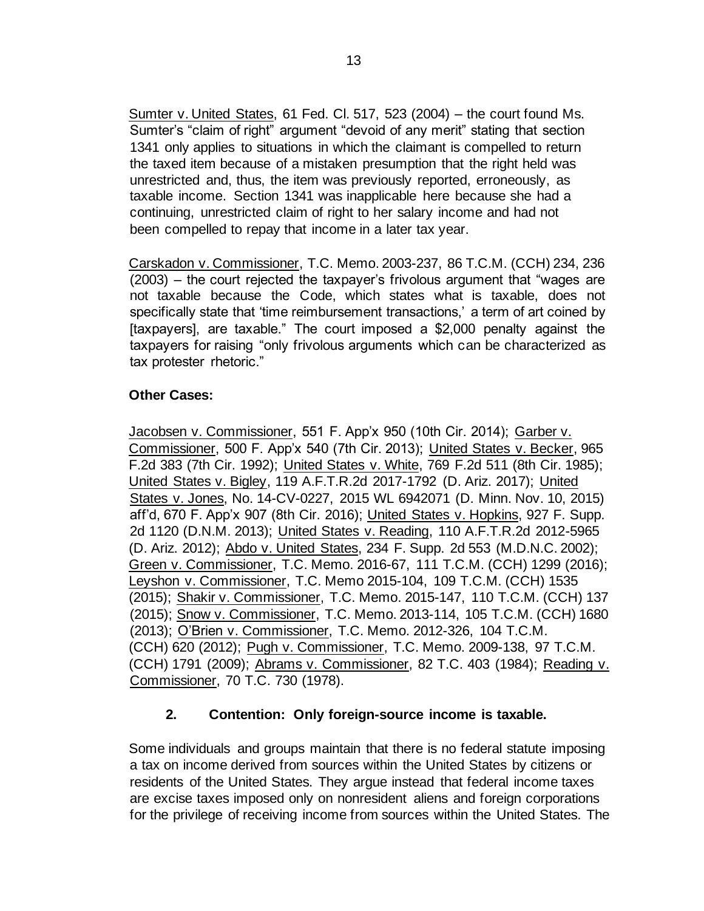Sumter v. United States, 61 Fed. Cl. 517, 523 (2004) – the court found Ms. Sumter's "claim of right" argument "devoid of any merit" stating that section 1341 only applies to situations in which the claimant is compelled to return the taxed item because of a mistaken presumption that the right held was unrestricted and, thus, the item was previously reported, erroneously, as taxable income. Section 1341 was inapplicable here because she had a continuing, unrestricted claim of right to her salary income and had not been compelled to repay that income in a later tax year.

Carskadon v. Commissioner, T.C. Memo. 2003-237, 86 T.C.M. (CCH) 234, 236 (2003) – the court rejected the taxpayer's frivolous argument that "wages are not taxable because the Code, which states what is taxable, does not specifically state that 'time reimbursement transactions,' a term of art coined by [taxpayers], are taxable." The court imposed a $2,000 penalty against the taxpayers for raising "only frivolous arguments which can be characterized as tax protester rhetoric."

**Other Cases:**

Jacobsen v. Commissioner, 551 F. App'x 950 (10th Cir. 2014); Garber v. Commissioner, 500 F. App'x 540 (7th Cir. 2013); United States v. Becker, 965 F.2d 383 (7th Cir. 1992); United States v. White, 769 F.2d 511 (8th Cir. 1985); United States v. Bigley, 119 A.F.T.R.2d 2017-1792 (D. Ariz. 2017); United States v. Jones, No. 14-CV-0227, 2015 WL 6942071 (D. Minn. Nov. 10, 2015) aff'd, 670 F. App'x 907 (8th Cir. 2016); United States v. Hopkins, 927 F. Supp. 2d 1120 (D.N.M. 2013); United States v. Reading, 110 A.F.T.R.2d 2012-5965 (D. Ariz. 2012); Abdo v. United States, 234 F. Supp. 2d 553 (M.D.N.C. 2002); Green v. Commissioner, T.C. Memo. 2016-67, 111 T.C.M. (CCH) 1299 (2016); Leyshon v. Commissioner, T.C. Memo 2015-104, 109 T.C.M. (CCH) 1535 (2015); Shakir v. Commissioner, T.C. Memo. 2015-147, 110 T.C.M. (CCH) 137 (2015); Snow v. Commissioner, T.C. Memo. 2013-114, 105 T.C.M. (CCH) 1680 (2013); O'Brien v. Commissioner, T.C. Memo. 2012-326, 104 T.C.M. (CCH) 620 (2012); Pugh v. Commissioner, T.C. Memo. 2009-138, 97 T.C.M. (CCH) 1791 (2009); Abrams v. Commissioner, 82 T.C. 403 (1984); Reading v. Commissioner, 70 T.C. 730 (1978).

### 2. Contention: Only foreign-source income is taxable.

Some individuals and groups maintain that there is no federal statute imposing a tax on income derived from sources within the United States by citizens or residents of the United States. They argue instead that federal income taxes are excise taxes imposed only on nonresident aliens and foreign corporations for the privilege of receiving income from sources within the United States. The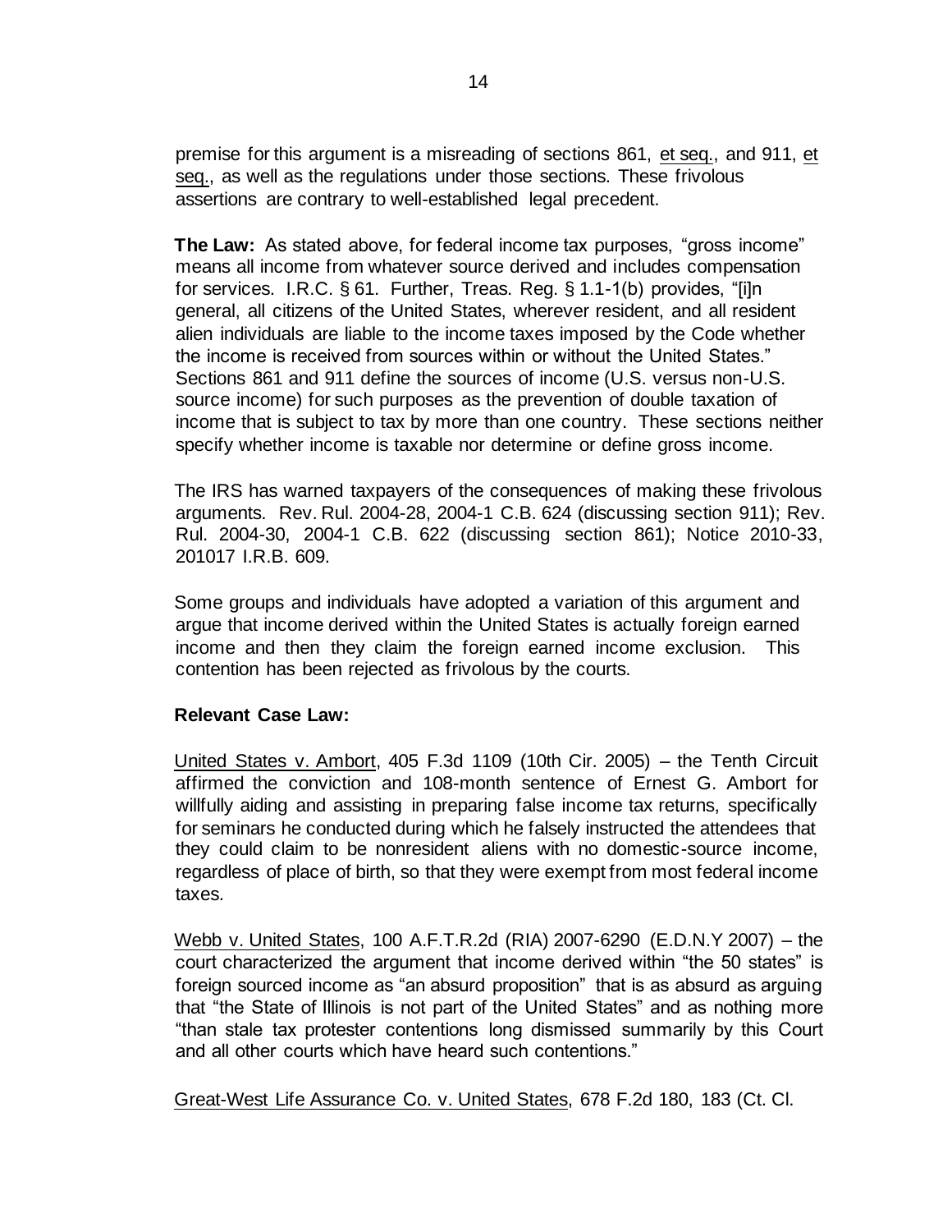premise for this argument is a misreading of sections 861, et seq., and 911, et seq., as well as the regulations under those sections. These frivolous assertions are contrary to well-established legal precedent.

**The Law:** As stated above, for federal income tax purposes, "gross income" means all income from whatever source derived and includes compensation for services. I.R.C. § 61. Further, Treas. Reg. § 1.1-1(b) provides, "[i]n general, all citizens of the United States, wherever resident, and all resident alien individuals are liable to the income taxes imposed by the Code whether the income is received from sources within or without the United States." Sections 861 and 911 define the sources of income (U.S. versus non-U.S. source income) for such purposes as the prevention of double taxation of income that is subject to tax by more than one country. These sections neither specify whether income is taxable nor determine or define gross income.

The IRS has warned taxpayers of the consequences of making these frivolous arguments. Rev. Rul. 2004-28, 2004-1 C.B. 624 (discussing section 911); Rev. Rul. 2004-30, 2004-1 C.B. 622 (discussing section 861); Notice 2010-33, 201017 I.R.B. 609.

Some groups and individuals have adopted a variation of this argument and argue that income derived within the United States is actually foreign earned income and then they claim the foreign earned income exclusion. This contention has been rejected as frivolous by the courts.

**Relevant Case Law:**

United States v. Ambort, 405 F.3d 1109 (10th Cir. 2005) – the Tenth Circuit affirmed the conviction and 108-month sentence of Ernest G. Ambort for willfully aiding and assisting in preparing false income tax returns, specifically for seminars he conducted during which he falsely instructed the attendees that they could claim to be nonresident aliens with no domestic-source income, regardless of place of birth, so that they were exempt from most federal income taxes.

Webb v. United States, 100 A.F.T.R.2d (RIA) 2007-6290 (E.D.N.Y 2007) – the court characterized the argument that income derived within "the 50 states" is foreign sourced income as "an absurd proposition" that is as absurd as arguing that "the State of Illinois is not part of the United States" and as nothing more "than stale tax protester contentions long dismissed summarily by this Court and all other courts which have heard such contentions."

Great-West Life Assurance Co. v. United States, 678 F.2d 180, 183 (Ct. Cl.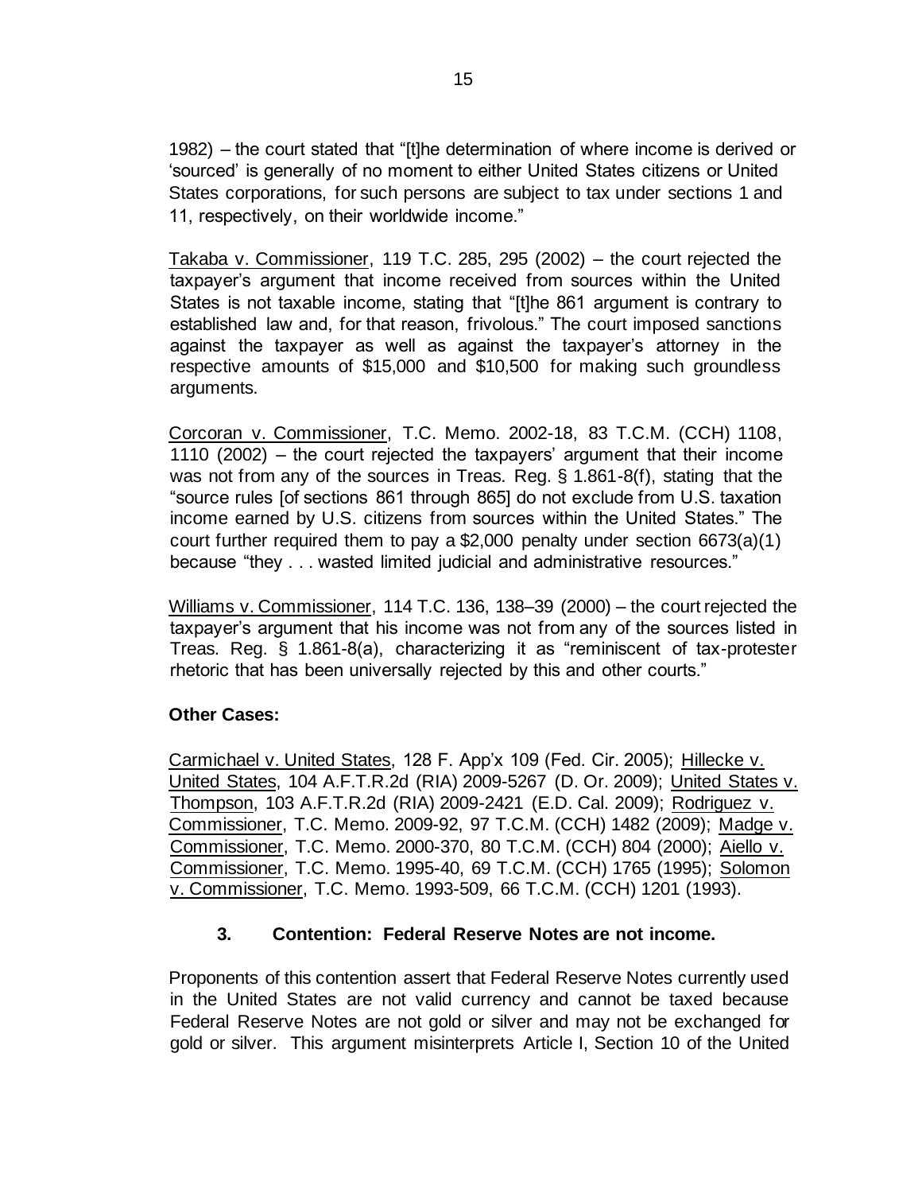1982) – the court stated that "[t]he determination of where income is derived or 'sourced' is generally of no moment to either United States citizens or United States corporations, for such persons are subject to tax under sections 1 and 11, respectively, on their worldwide income."

Takaba v. Commissioner, 119 T.C. 285, 295 (2002) – the court rejected the taxpayer's argument that income received from sources within the United States is not taxable income, stating that "[t]he 861 argument is contrary to established law and, for that reason, frivolous." The court imposed sanctions against the taxpayer as well as against the taxpayer's attorney in the respective amounts of $15,000 and $10,500 for making such groundless arguments.

Corcoran v. Commissioner, T.C. Memo. 2002-18, 83 T.C.M. (CCH) 1108, 1110 (2002) – the court rejected the taxpayers' argument that their income was not from any of the sources in Treas. Reg. § 1.861-8(f), stating that the "source rules [of sections 861 through 865] do not exclude from U.S. taxation income earned by U.S. citizens from sources within the United States." The court further required them to pay a $2,000 penalty under section 6673(a)(1) because "they . . . wasted limited judicial and administrative resources."

Williams v. Commissioner, 114 T.C. 136, 138–39 (2000) – the court rejected the taxpayer's argument that his income was not from any of the sources listed in Treas. Reg. § 1.861-8(a), characterizing it as "reminiscent of tax-protester rhetoric that has been universally rejected by this and other courts."

**Other Cases:**

Carmichael v. United States, 128 F. App'x 109 (Fed. Cir. 2005); Hillecke v. United States, 104 A.F.T.R.2d (RIA) 2009-5267 (D. Or. 2009); United States v. Thompson, 103 A.F.T.R.2d (RIA) 2009-2421 (E.D. Cal. 2009); Rodriguez v. Commissioner, T.C. Memo. 2009-92, 97 T.C.M. (CCH) 1482 (2009); Madge v. Commissioner, T.C. Memo. 2000-370, 80 T.C.M. (CCH) 804 (2000); Aiello v. Commissioner, T.C. Memo. 1995-40, 69 T.C.M. (CCH) 1765 (1995); Solomon v. Commissioner, T.C. Memo. 1993-509, 66 T.C.M. (CCH) 1201 (1993).

### 3. Contention: Federal Reserve Notes are not income.

Proponents of this contention assert that Federal Reserve Notes currently used in the United States are not valid currency and cannot be taxed because Federal Reserve Notes are not gold or silver and may not be exchanged for gold or silver. This argument misinterprets Article I, Section 10 of the United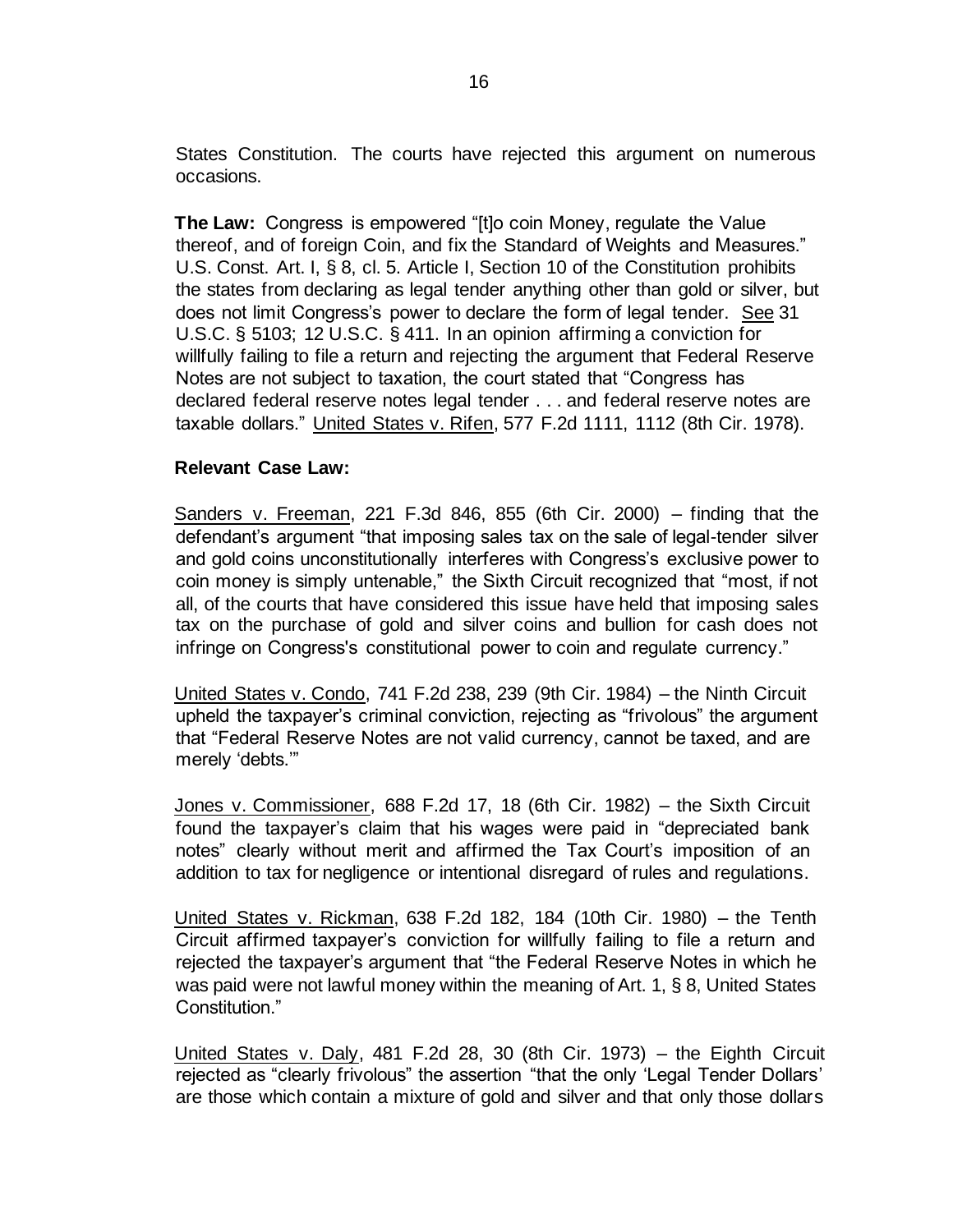States Constitution. The courts have rejected this argument on numerous occasions.

**The Law:** Congress is empowered "[t]o coin Money, regulate the Value thereof, and of foreign Coin, and fix the Standard of Weights and Measures." U.S. Const. Art. I, § 8, cl. 5. Article I, Section 10 of the Constitution prohibits the states from declaring as legal tender anything other than gold or silver, but does not limit Congress's power to declare the form of legal tender. See 31 U.S.C. § 5103; 12 U.S.C. § 411. In an opinion affirming a conviction for willfully failing to file a return and rejecting the argument that Federal Reserve Notes are not subject to taxation, the court stated that "Congress has declared federal reserve notes legal tender . . . and federal reserve notes are taxable dollars." United States v. Rifen, 577 F.2d 1111, 1112 (8th Cir. 1978).

**Relevant Case Law:**

Sanders v. Freeman, 221 F.3d 846, 855 (6th Cir. 2000) – finding that the defendant's argument "that imposing sales tax on the sale of legal-tender silver and gold coins unconstitutionally interferes with Congress's exclusive power to coin money is simply untenable," the Sixth Circuit recognized that "most, if not all, of the courts that have considered this issue have held that imposing sales tax on the purchase of gold and silver coins and bullion for cash does not infringe on Congress's constitutional power to coin and regulate currency."

United States v. Condo, 741 F.2d 238, 239 (9th Cir. 1984) – the Ninth Circuit upheld the taxpayer's criminal conviction, rejecting as "frivolous" the argument that "Federal Reserve Notes are not valid currency, cannot be taxed, and are merely 'debts.'"

Jones v. Commissioner, 688 F.2d 17, 18 (6th Cir. 1982) – the Sixth Circuit found the taxpayer's claim that his wages were paid in "depreciated bank notes" clearly without merit and affirmed the Tax Court's imposition of an addition to tax for negligence or intentional disregard of rules and regulations.

United States v. Rickman, 638 F.2d 182, 184 (10th Cir. 1980) – the Tenth Circuit affirmed taxpayer's conviction for willfully failing to file a return and rejected the taxpayer's argument that "the Federal Reserve Notes in which he was paid were not lawful money within the meaning of Art. 1, § 8, United States Constitution."

United States v. Daly, 481 F.2d 28, 30 (8th Cir. 1973) – the Eighth Circuit rejected as "clearly frivolous" the assertion "that the only 'Legal Tender Dollars' are those which contain a mixture of gold and silver and that only those dollars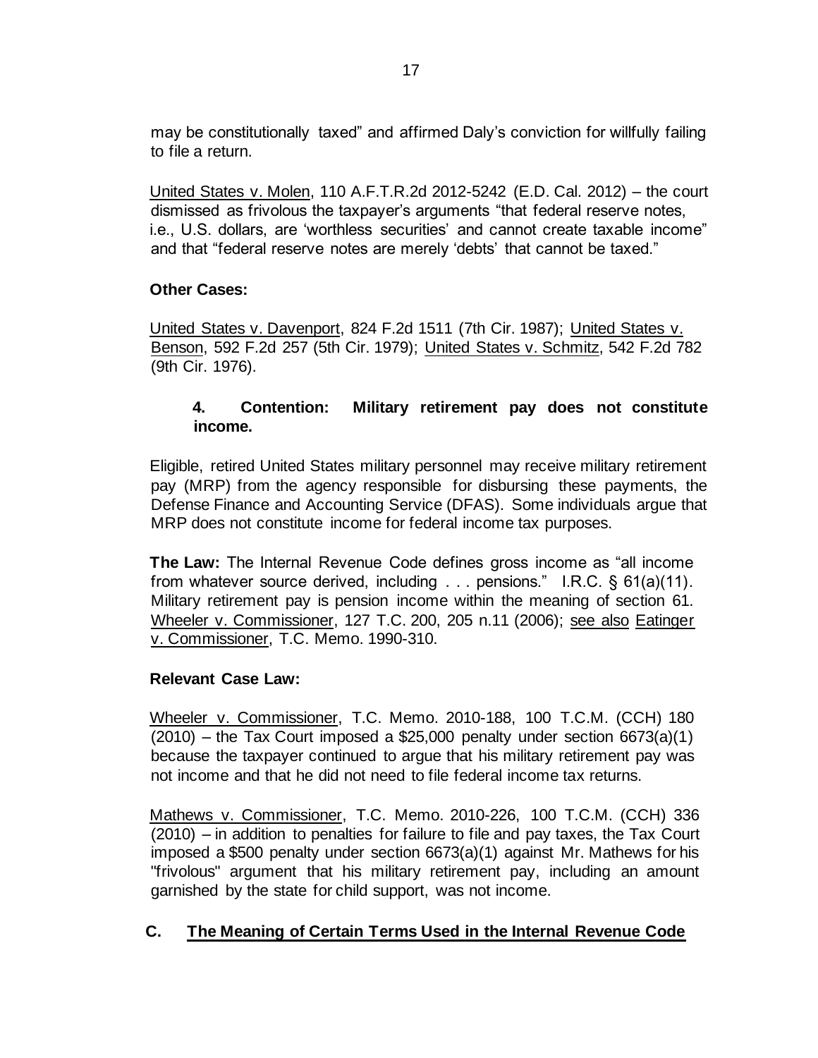may be constitutionally taxed" and affirmed Daly's conviction for willfully failing to file a return.

United States v. Molen, 110 A.F.T.R.2d 2012-5242 (E.D. Cal. 2012) – the court dismissed as frivolous the taxpayer's arguments "that federal reserve notes, i.e., U.S. dollars, are 'worthless securities' and cannot create taxable income" and that "federal reserve notes are merely 'debts' that cannot be taxed."

**Other Cases:**

United States v. Davenport, 824 F.2d 1511 (7th Cir. 1987); United States v. Benson, 592 F.2d 257 (5th Cir. 1979); United States v. Schmitz, 542 F.2d 782 (9th Cir. 1976).

#### 4. Contention: Military retirement pay does not constitute income.

Eligible, retired United States military personnel may receive military retirement pay (MRP) from the agency responsible for disbursing these payments, the Defense Finance and Accounting Service (DFAS). Some individuals argue that MRP does not constitute income for federal income tax purposes.

**The Law:** The Internal Revenue Code defines gross income as "all income from whatever source derived, including . . . pensions." I.R.C. § 61(a)(11). Military retirement pay is pension income within the meaning of section 61. Wheeler v. Commissioner, 127 T.C. 200, 205 n.11 (2006); see also Eatinger v. Commissioner, T.C. Memo. 1990-310.

**Relevant Case Law:**

Wheeler v. Commissioner, T.C. Memo. 2010-188, 100 T.C.M. (CCH) 180 (2010) – the Tax Court imposed a $25,000 penalty under section 6673(a)(1) because the taxpayer continued to argue that his military retirement pay was not income and that he did not need to file federal income tax returns.

Mathews v. Commissioner, T.C. Memo. 2010-226, 100 T.C.M. (CCH) 336 (2010) – in addition to penalties for failure to file and pay taxes, the Tax Court imposed a $500 penalty under section 6673(a)(1) against Mr. Mathews for his "frivolous" argument that his military retirement pay, including an amount garnished by the state for child support, was not income.

## C. The Meaning of Certain Terms Used in the Internal Revenue Code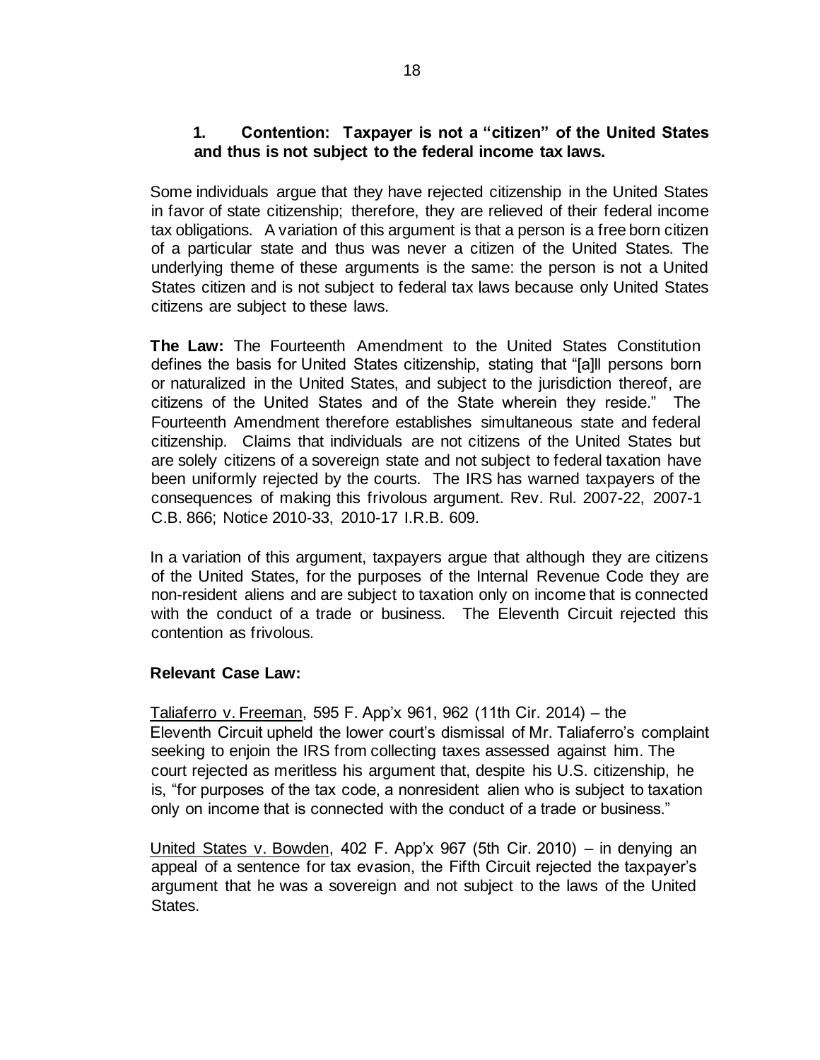### 1. Contention: Taxpayer is not a "citizen" of the United States and thus is not subject to the federal income tax laws.

Some individuals argue that they have rejected citizenship in the United States in favor of state citizenship; therefore, they are relieved of their federal income tax obligations. A variation of this argument is that a person is a free born citizen of a particular state and thus was never a citizen of the United States. The underlying theme of these arguments is the same: the person is not a United States citizen and is not subject to federal tax laws because only United States citizens are subject to these laws.

**The Law:** The Fourteenth Amendment to the United States Constitution defines the basis for United States citizenship, stating that "[a]ll persons born or naturalized in the United States, and subject to the jurisdiction thereof, are citizens of the United States and of the State wherein they reside." The Fourteenth Amendment therefore establishes simultaneous state and federal citizenship. Claims that individuals are not citizens of the United States but are solely citizens of a sovereign state and not subject to federal taxation have been uniformly rejected by the courts. The IRS has warned taxpayers of the consequences of making this frivolous argument. Rev. Rul. 2007-22, 2007-1 C.B. 866; Notice 2010-33, 2010-17 I.R.B. 609.

In a variation of this argument, taxpayers argue that although they are citizens of the United States, for the purposes of the Internal Revenue Code they are non-resident aliens and are subject to taxation only on income that is connected with the conduct of a trade or business. The Eleventh Circuit rejected this contention as frivolous.

**Relevant Case Law:**

Taliaferro v. Freeman, 595 F. App'x 961, 962 (11th Cir. 2014) – the Eleventh Circuit upheld the lower court's dismissal of Mr. Taliaferro's complaint seeking to enjoin the IRS from collecting taxes assessed against him. The court rejected as meritless his argument that, despite his U.S. citizenship, he is, "for purposes of the tax code, a nonresident alien who is subject to taxation only on income that is connected with the conduct of a trade or business."

United States v. Bowden, 402 F. App'x 967 (5th Cir. 2010) – in denying an appeal of a sentence for tax evasion, the Fifth Circuit rejected the taxpayer's argument that he was a sovereign and not subject to the laws of the United States.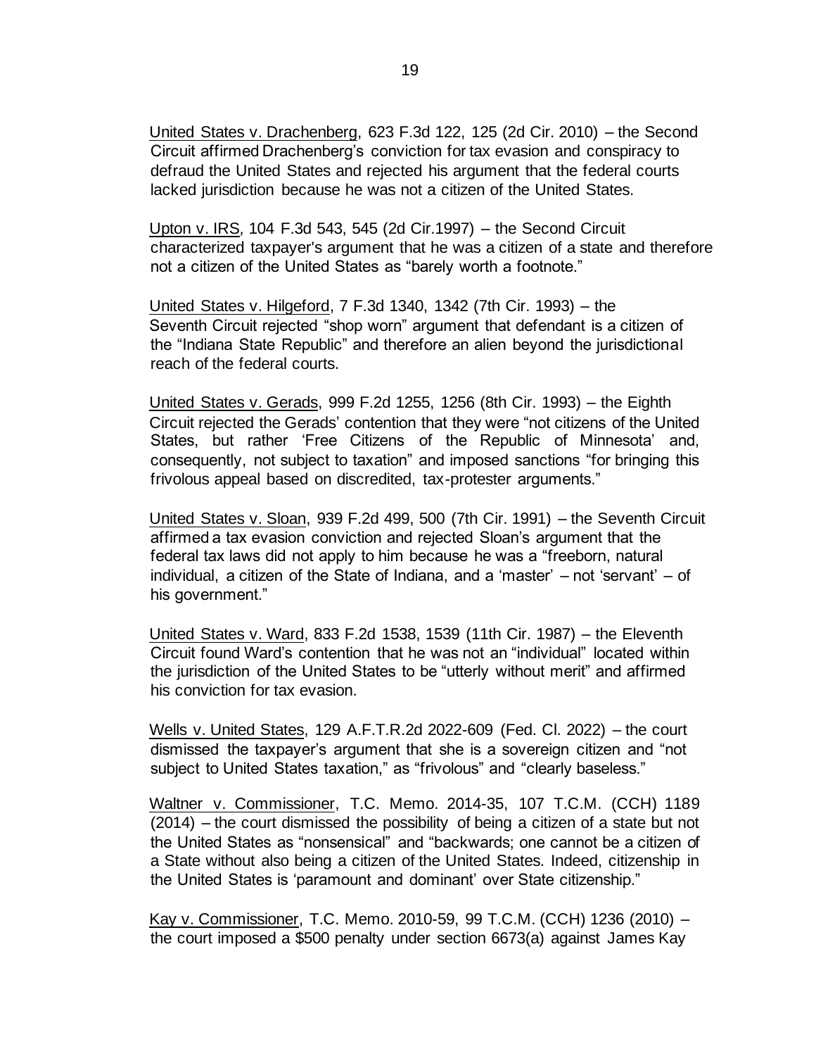United States v. Drachenberg, 623 F.3d 122, 125 (2d Cir. 2010) – the Second Circuit affirmed Drachenberg's conviction for tax evasion and conspiracy to defraud the United States and rejected his argument that the federal courts lacked jurisdiction because he was not a citizen of the United States.

Upton v. IRS, 104 F.3d 543, 545 (2d Cir.1997) – the Second Circuit characterized taxpayer's argument that he was a citizen of a state and therefore not a citizen of the United States as "barely worth a footnote."

United States v. Hilgeford, 7 F.3d 1340, 1342 (7th Cir. 1993) – the Seventh Circuit rejected "shop worn" argument that defendant is a citizen of the "Indiana State Republic" and therefore an alien beyond the jurisdictional reach of the federal courts.

United States v. Gerads, 999 F.2d 1255, 1256 (8th Cir. 1993) – the Eighth Circuit rejected the Gerads' contention that they were "not citizens of the United States, but rather 'Free Citizens of the Republic of Minnesota' and, consequently, not subject to taxation" and imposed sanctions "for bringing this frivolous appeal based on discredited, tax-protester arguments."

United States v. Sloan, 939 F.2d 499, 500 (7th Cir. 1991) – the Seventh Circuit affirmed a tax evasion conviction and rejected Sloan's argument that the federal tax laws did not apply to him because he was a "freeborn, natural individual, a citizen of the State of Indiana, and a 'master' – not 'servant' – of his government."

United States v. Ward, 833 F.2d 1538, 1539 (11th Cir. 1987) – the Eleventh Circuit found Ward's contention that he was not an "individual" located within the jurisdiction of the United States to be "utterly without merit" and affirmed his conviction for tax evasion.

Wells v. United States, 129 A.F.T.R.2d 2022-609 (Fed. Cl. 2022) – the court dismissed the taxpayer's argument that she is a sovereign citizen and "not subject to United States taxation," as "frivolous" and "clearly baseless."

Waltner v. Commissioner, T.C. Memo. 2014-35, 107 T.C.M. (CCH) 1189 (2014) – the court dismissed the possibility of being a citizen of a state but not the United States as "nonsensical" and "backwards; one cannot be a citizen of a State without also being a citizen of the United States. Indeed, citizenship in the United States is 'paramount and dominant' over State citizenship."

Kay v. Commissioner, T.C. Memo. 2010-59, 99 T.C.M. (CCH) 1236 (2010) – the court imposed a $500 penalty under section 6673(a) against James Kay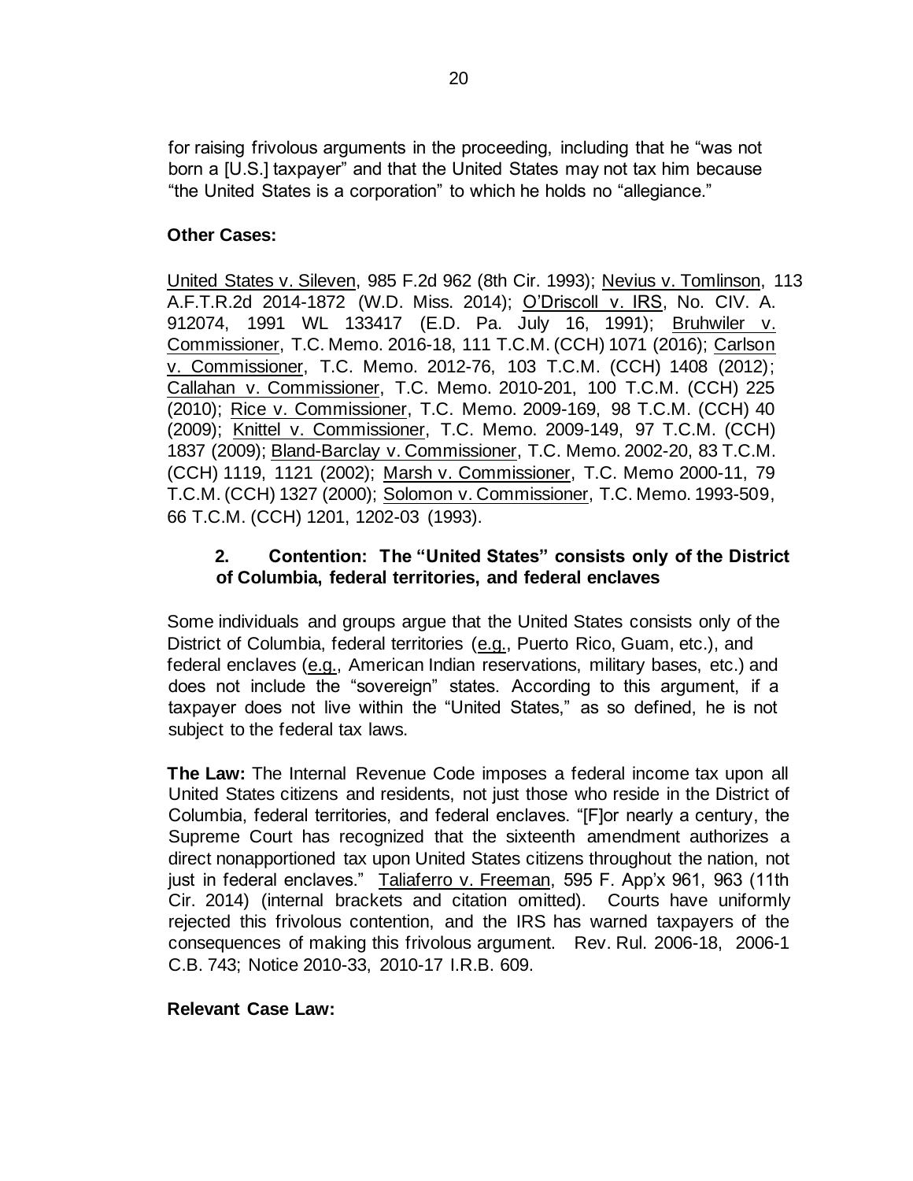for raising frivolous arguments in the proceeding, including that he "was not born a [U.S.] taxpayer" and that the United States may not tax him because "the United States is a corporation" to which he holds no "allegiance."

**Other Cases:**

United States v. Sileven, 985 F.2d 962 (8th Cir. 1993); Nevius v. Tomlinson, 113 A.F.T.R.2d 2014-1872 (W.D. Miss. 2014); O'Driscoll v. IRS, No. CIV. A. 912074, 1991 WL 133417 (E.D. Pa. July 16, 1991); Bruhwiler v. Commissioner, T.C. Memo. 2016-18, 111 T.C.M. (CCH) 1071 (2016); Carlson v. Commissioner, T.C. Memo. 2012-76, 103 T.C.M. (CCH) 1408 (2012); Callahan v. Commissioner, T.C. Memo. 2010-201, 100 T.C.M. (CCH) 225 (2010); Rice v. Commissioner, T.C. Memo. 2009-169, 98 T.C.M. (CCH) 40 (2009); Knittel v. Commissioner, T.C. Memo. 2009-149, 97 T.C.M. (CCH) 1837 (2009); Bland-Barclay v. Commissioner, T.C. Memo. 2002-20, 83 T.C.M. (CCH) 1119, 1121 (2002); Marsh v. Commissioner, T.C. Memo 2000-11, 79 T.C.M. (CCH) 1327 (2000); Solomon v. Commissioner, T.C. Memo. 1993-509, 66 T.C.M. (CCH) 1201, 1202-03 (1993).

### 2. Contention: The "United States" consists only of the District of Columbia, federal territories, and federal enclaves

Some individuals and groups argue that the United States consists only of the District of Columbia, federal territories (e.g., Puerto Rico, Guam, etc.), and federal enclaves (e.g., American Indian reservations, military bases, etc.) and does not include the "sovereign" states. According to this argument, if a taxpayer does not live within the "United States," as so defined, he is not subject to the federal tax laws.

**The Law:** The Internal Revenue Code imposes a federal income tax upon all United States citizens and residents, not just those who reside in the District of Columbia, federal territories, and federal enclaves. "[F]or nearly a century, the Supreme Court has recognized that the sixteenth amendment authorizes a direct nonapportioned tax upon United States citizens throughout the nation, not just in federal enclaves." Taliaferro v. Freeman, 595 F. App'x 961, 963 (11th Cir. 2014) (internal brackets and citation omitted). Courts have uniformly rejected this frivolous contention, and the IRS has warned taxpayers of the consequences of making this frivolous argument. Rev. Rul. 2006-18, 2006-1 C.B. 743; Notice 2010-33, 2010-17 I.R.B. 609.

**Relevant Case Law:**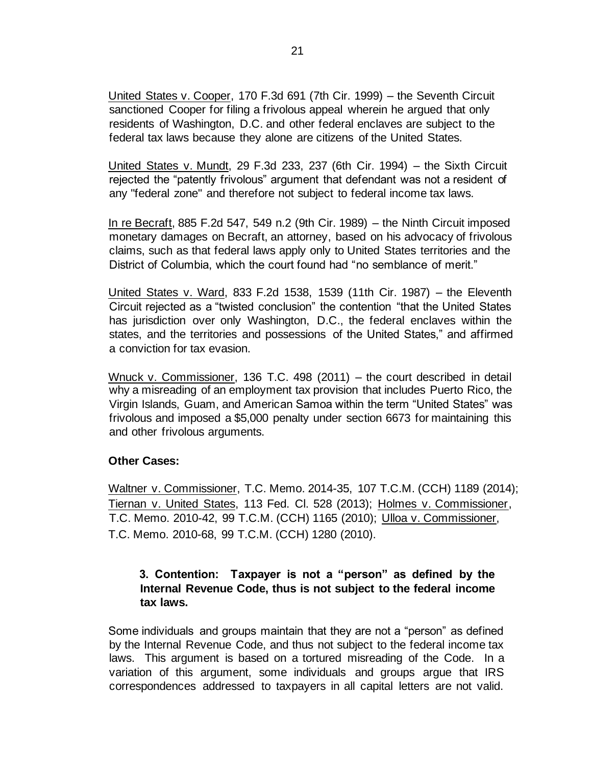United States v. Cooper, 170 F.3d 691 (7th Cir. 1999) – the Seventh Circuit sanctioned Cooper for filing a frivolous appeal wherein he argued that only residents of Washington, D.C. and other federal enclaves are subject to the federal tax laws because they alone are citizens of the United States.

United States v. Mundt, 29 F.3d 233, 237 (6th Cir. 1994) – the Sixth Circuit rejected the "patently frivolous" argument that defendant was not a resident of any "federal zone" and therefore not subject to federal income tax laws.

In re Becraft, 885 F.2d 547, 549 n.2 (9th Cir. 1989) – the Ninth Circuit imposed monetary damages on Becraft, an attorney, based on his advocacy of frivolous claims, such as that federal laws apply only to United States territories and the District of Columbia, which the court found had "no semblance of merit."

United States v. Ward, 833 F.2d 1538, 1539 (11th Cir. 1987) – the Eleventh Circuit rejected as a "twisted conclusion" the contention "that the United States has jurisdiction over only Washington, D.C., the federal enclaves within the states, and the territories and possessions of the United States," and affirmed a conviction for tax evasion.

Wnuck v. Commissioner, 136 T.C. 498 (2011) – the court described in detail why a misreading of an employment tax provision that includes Puerto Rico, the Virgin Islands, Guam, and American Samoa within the term "United States" was frivolous and imposed a $5,000 penalty under section 6673 for maintaining this and other frivolous arguments.

**Other Cases:**

Waltner v. Commissioner, T.C. Memo. 2014-35, 107 T.C.M. (CCH) 1189 (2014); Tiernan v. United States, 113 Fed. Cl. 528 (2013); Holmes v. Commissioner, T.C. Memo. 2010-42, 99 T.C.M. (CCH) 1165 (2010); Ulloa v. Commissioner, T.C. Memo. 2010-68, 99 T.C.M. (CCH) 1280 (2010).

### 3. Contention: Taxpayer is not a "person" as defined by the Internal Revenue Code, thus is not subject to the federal income tax laws.

Some individuals and groups maintain that they are not a "person" as defined by the Internal Revenue Code, and thus not subject to the federal income tax laws. This argument is based on a tortured misreading of the Code. In a variation of this argument, some individuals and groups argue that IRS correspondences addressed to taxpayers in all capital letters are not valid.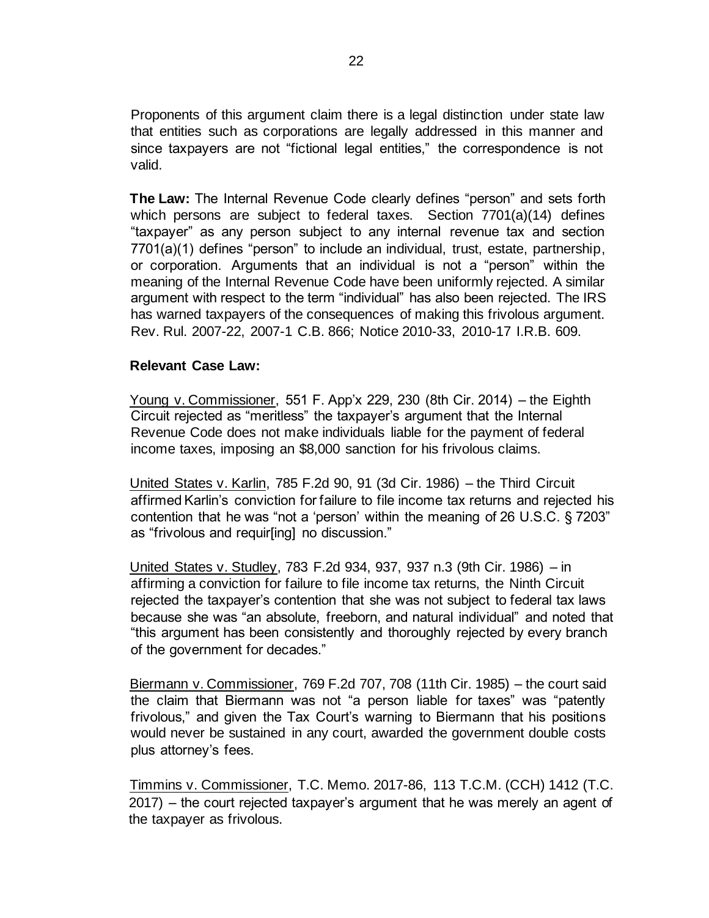Proponents of this argument claim there is a legal distinction under state law that entities such as corporations are legally addressed in this manner and since taxpayers are not "fictional legal entities," the correspondence is not valid.

**The Law:** The Internal Revenue Code clearly defines "person" and sets forth which persons are subject to federal taxes. Section 7701(a)(14) defines "taxpayer" as any person subject to any internal revenue tax and section 7701(a)(1) defines "person" to include an individual, trust, estate, partnership, or corporation. Arguments that an individual is not a "person" within the meaning of the Internal Revenue Code have been uniformly rejected. A similar argument with respect to the term "individual" has also been rejected. The IRS has warned taxpayers of the consequences of making this frivolous argument. Rev. Rul. 2007-22, 2007-1 C.B. 866; Notice 2010-33, 2010-17 I.R.B. 609.

**Relevant Case Law:**

Young v. Commissioner, 551 F. App'x 229, 230 (8th Cir. 2014) – the Eighth Circuit rejected as "meritless" the taxpayer's argument that the Internal Revenue Code does not make individuals liable for the payment of federal income taxes, imposing an $8,000 sanction for his frivolous claims.

United States v. Karlin, 785 F.2d 90, 91 (3d Cir. 1986) – the Third Circuit affirmed Karlin's conviction for failure to file income tax returns and rejected his contention that he was "not a 'person' within the meaning of 26 U.S.C. § 7203" as "frivolous and requir[ing] no discussion."

United States v. Studley, 783 F.2d 934, 937, 937 n.3 (9th Cir. 1986) – in affirming a conviction for failure to file income tax returns, the Ninth Circuit rejected the taxpayer's contention that she was not subject to federal tax laws because she was "an absolute, freeborn, and natural individual" and noted that "this argument has been consistently and thoroughly rejected by every branch of the government for decades."

Biermann v. Commissioner, 769 F.2d 707, 708 (11th Cir. 1985) – the court said the claim that Biermann was not "a person liable for taxes" was "patently frivolous," and given the Tax Court's warning to Biermann that his positions would never be sustained in any court, awarded the government double costs plus attorney's fees.

Timmins v. Commissioner, T.C. Memo. 2017-86, 113 T.C.M. (CCH) 1412 (T.C. 2017) – the court rejected taxpayer's argument that he was merely an agent of the taxpayer as frivolous.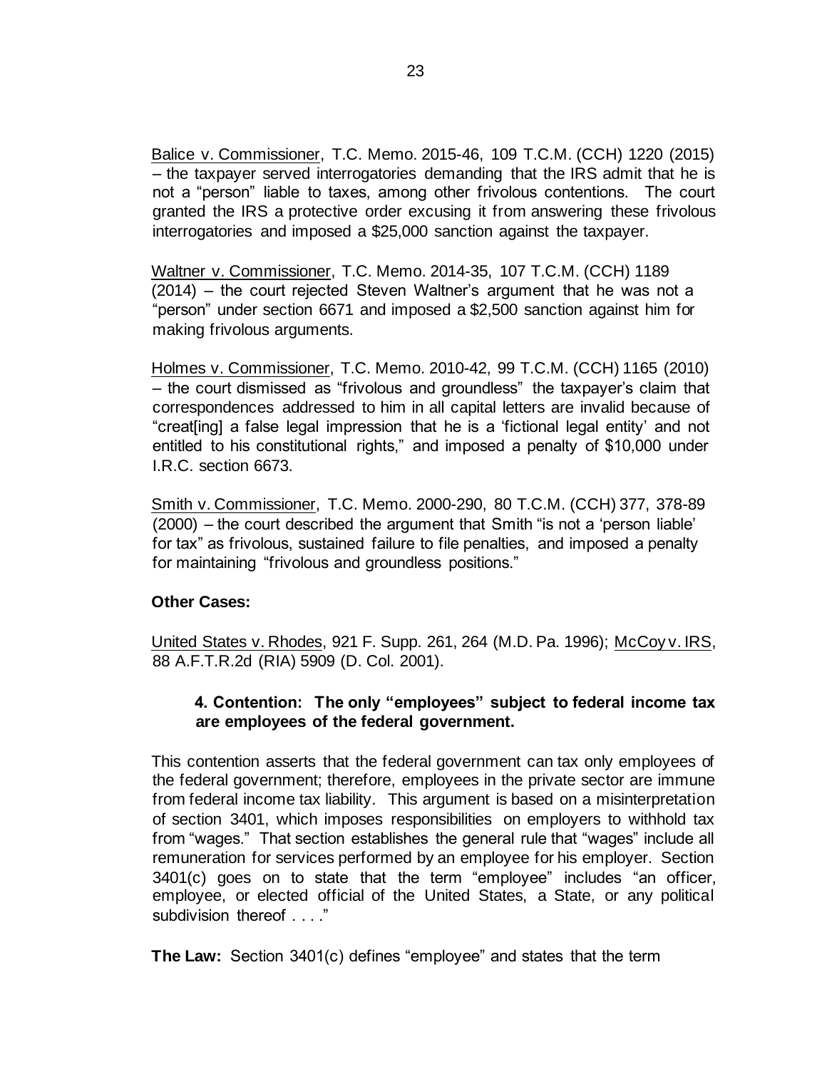Balice v. Commissioner, T.C. Memo. 2015-46, 109 T.C.M. (CCH) 1220 (2015) – the taxpayer served interrogatories demanding that the IRS admit that he is not a "person" liable to taxes, among other frivolous contentions. The court granted the IRS a protective order excusing it from answering these frivolous interrogatories and imposed a $25,000 sanction against the taxpayer.

Waltner v. Commissioner, T.C. Memo. 2014-35, 107 T.C.M. (CCH) 1189 (2014) – the court rejected Steven Waltner's argument that he was not a "person" under section 6671 and imposed a $2,500 sanction against him for making frivolous arguments.

Holmes v. Commissioner, T.C. Memo. 2010-42, 99 T.C.M. (CCH) 1165 (2010) – the court dismissed as "frivolous and groundless" the taxpayer's claim that correspondences addressed to him in all capital letters are invalid because of "creat[ing] a false legal impression that he is a 'fictional legal entity' and not entitled to his constitutional rights," and imposed a penalty of $10,000 under I.R.C. section 6673.

Smith v. Commissioner, T.C. Memo. 2000-290, 80 T.C.M. (CCH) 377, 378-89 (2000) – the court described the argument that Smith "is not a 'person liable' for tax" as frivolous, sustained failure to file penalties, and imposed a penalty for maintaining "frivolous and groundless positions."

**Other Cases:**

United States v. Rhodes, 921 F. Supp. 261, 264 (M.D. Pa. 1996); McCoy v. IRS, 88 A.F.T.R.2d (RIA) 5909 (D. Col. 2001).

**4. Contention: The only "employees" subject to federal income tax are employees of the federal government.**

This contention asserts that the federal government can tax only employees of the federal government; therefore, employees in the private sector are immune from federal income tax liability. This argument is based on a misinterpretation of section 3401, which imposes responsibilities on employers to withhold tax from "wages." That section establishes the general rule that "wages" include all remuneration for services performed by an employee for his employer. Section 3401(c) goes on to state that the term "employee" includes "an officer, employee, or elected official of the United States, a State, or any political subdivision thereof . . . ."

**The Law:** Section 3401(c) defines "employee" and states that the term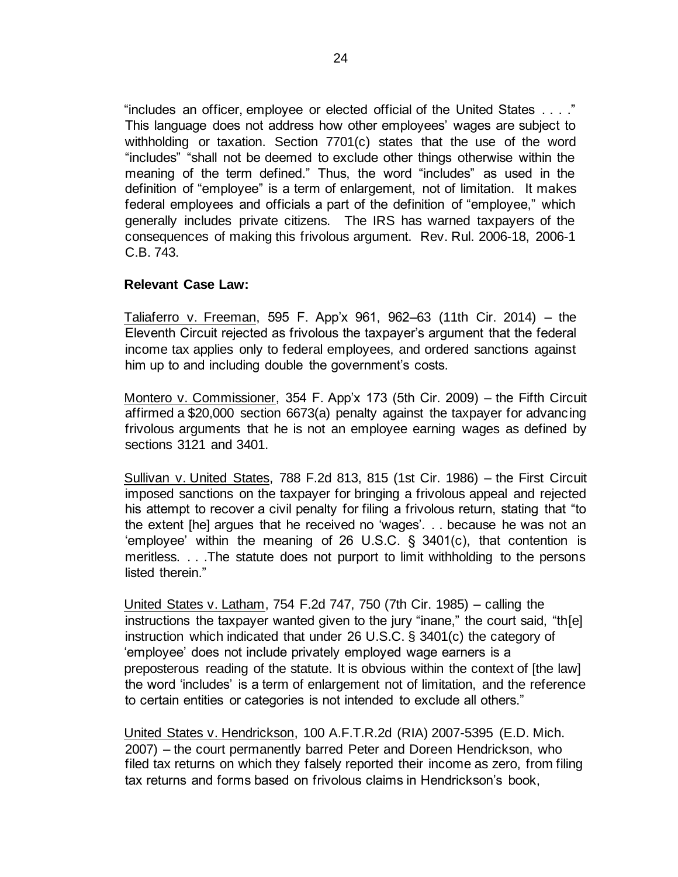"includes an officer, employee or elected official of the United States . . . ." This language does not address how other employees' wages are subject to withholding or taxation. Section 7701(c) states that the use of the word "includes" "shall not be deemed to exclude other things otherwise within the meaning of the term defined." Thus, the word "includes" as used in the definition of "employee" is a term of enlargement, not of limitation. It makes federal employees and officials a part of the definition of "employee," which generally includes private citizens. The IRS has warned taxpayers of the consequences of making this frivolous argument. Rev. Rul. 2006-18, 2006-1 C.B. 743.

**Relevant Case Law:**

Taliaferro v. Freeman, 595 F. App'x 961, 962–63 (11th Cir. 2014) – the Eleventh Circuit rejected as frivolous the taxpayer's argument that the federal income tax applies only to federal employees, and ordered sanctions against him up to and including double the government's costs.

Montero v. Commissioner, 354 F. App'x 173 (5th Cir. 2009) – the Fifth Circuit affirmed a $20,000 section 6673(a) penalty against the taxpayer for advancing frivolous arguments that he is not an employee earning wages as defined by sections 3121 and 3401.

Sullivan v. United States, 788 F.2d 813, 815 (1st Cir. 1986) – the First Circuit imposed sanctions on the taxpayer for bringing a frivolous appeal and rejected his attempt to recover a civil penalty for filing a frivolous return, stating that "to the extent [he] argues that he received no 'wages'. . . because he was not an 'employee' within the meaning of 26 U.S.C. § 3401(c), that contention is meritless. . . .The statute does not purport to limit withholding to the persons listed therein."

United States v. Latham, 754 F.2d 747, 750 (7th Cir. 1985) – calling the instructions the taxpayer wanted given to the jury "inane," the court said, "th[e] instruction which indicated that under 26 U.S.C. § 3401(c) the category of 'employee' does not include privately employed wage earners is a preposterous reading of the statute. It is obvious within the context of [the law] the word 'includes' is a term of enlargement not of limitation, and the reference to certain entities or categories is not intended to exclude all others."

United States v. Hendrickson, 100 A.F.T.R.2d (RIA) 2007-5395 (E.D. Mich. 2007) – the court permanently barred Peter and Doreen Hendrickson, who filed tax returns on which they falsely reported their income as zero, from filing tax returns and forms based on frivolous claims in Hendrickson's book,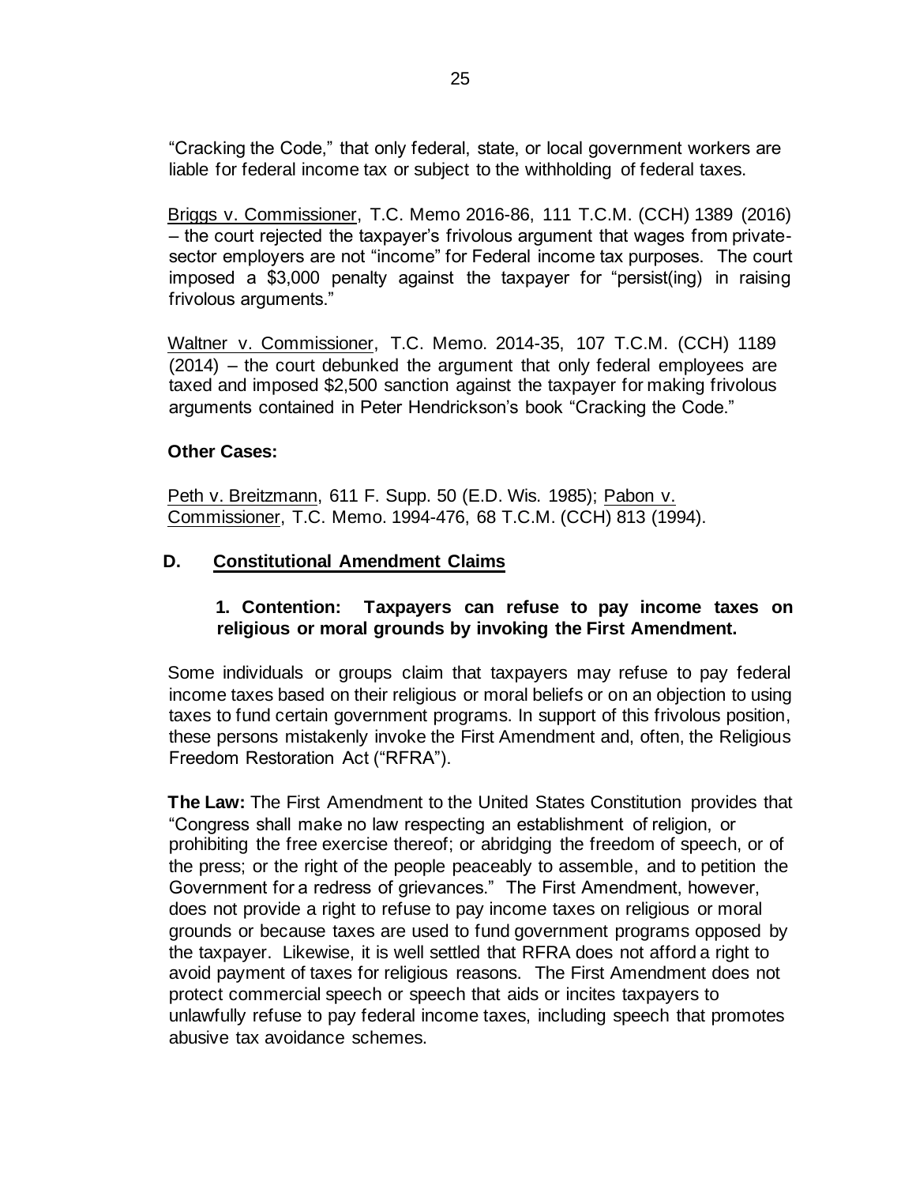"Cracking the Code," that only federal, state, or local government workers are liable for federal income tax or subject to the withholding of federal taxes.

Briggs v. Commissioner, T.C. Memo 2016-86, 111 T.C.M. (CCH) 1389 (2016) – the court rejected the taxpayer's frivolous argument that wages from private-sector employers are not "income" for Federal income tax purposes. The court imposed a $3,000 penalty against the taxpayer for "persist(ing) in raising frivolous arguments."

Waltner v. Commissioner, T.C. Memo. 2014-35, 107 T.C.M. (CCH) 1189 (2014) – the court debunked the argument that only federal employees are taxed and imposed $2,500 sanction against the taxpayer for making frivolous arguments contained in Peter Hendrickson's book "Cracking the Code."

**Other Cases:**

Peth v. Breitzmann, 611 F. Supp. 50 (E.D. Wis. 1985); Pabon v. Commissioner, T.C. Memo. 1994-476, 68 T.C.M. (CCH) 813 (1994).

## D. Constitutional Amendment Claims

### 1. Contention: Taxpayers can refuse to pay income taxes on religious or moral grounds by invoking the First Amendment.

Some individuals or groups claim that taxpayers may refuse to pay federal income taxes based on their religious or moral beliefs or on an objection to using taxes to fund certain government programs. In support of this frivolous position, these persons mistakenly invoke the First Amendment and, often, the Religious Freedom Restoration Act ("RFRA").

**The Law:** The First Amendment to the United States Constitution provides that "Congress shall make no law respecting an establishment of religion, or prohibiting the free exercise thereof; or abridging the freedom of speech, or of the press; or the right of the people peaceably to assemble, and to petition the Government for a redress of grievances." The First Amendment, however, does not provide a right to refuse to pay income taxes on religious or moral grounds or because taxes are used to fund government programs opposed by the taxpayer. Likewise, it is well settled that RFRA does not afford a right to avoid payment of taxes for religious reasons. The First Amendment does not protect commercial speech or speech that aids or incites taxpayers to unlawfully refuse to pay federal income taxes, including speech that promotes abusive tax avoidance schemes.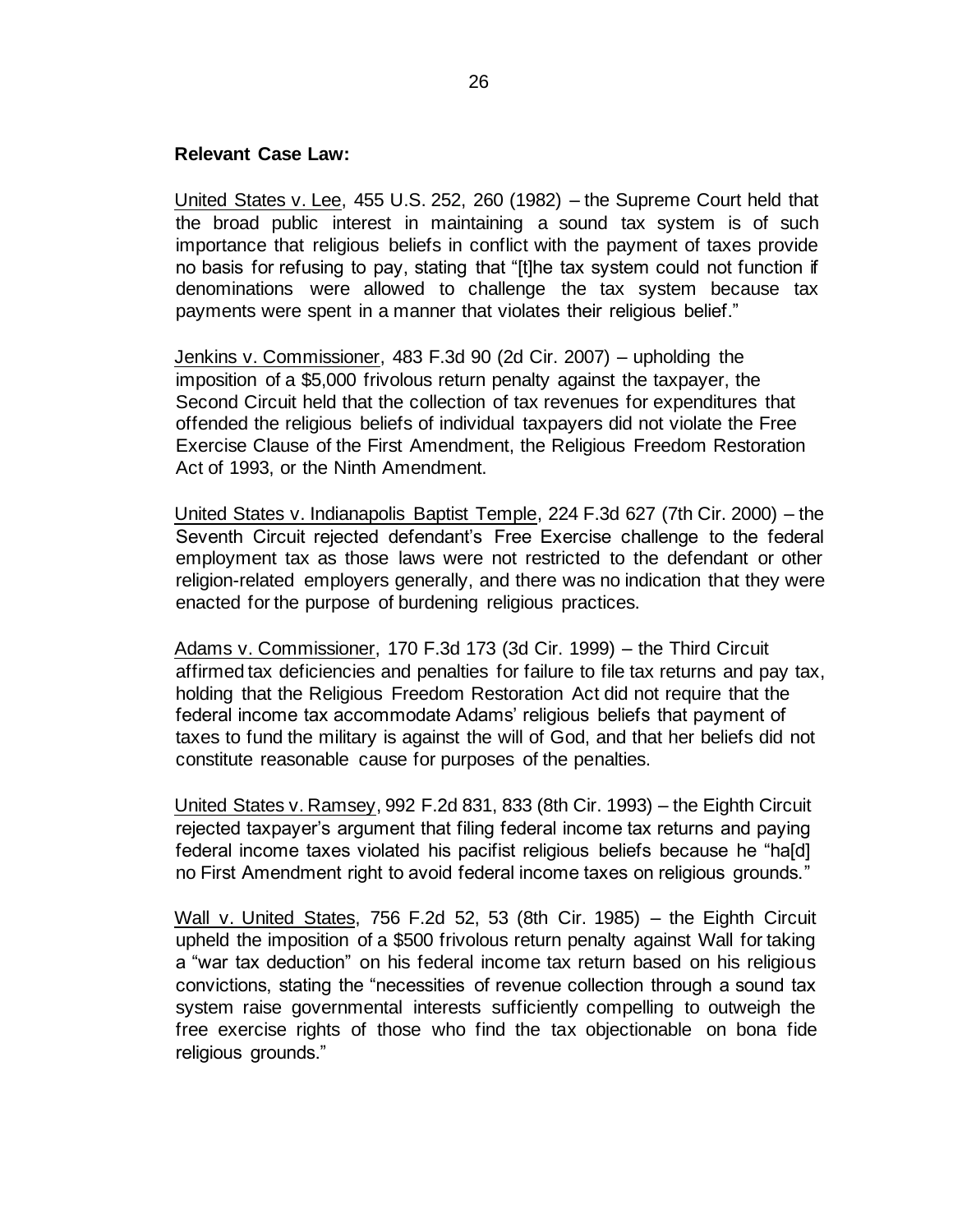**Relevant Case Law:**

United States v. Lee, 455 U.S. 252, 260 (1982) – the Supreme Court held that the broad public interest in maintaining a sound tax system is of such importance that religious beliefs in conflict with the payment of taxes provide no basis for refusing to pay, stating that "[t]he tax system could not function if denominations were allowed to challenge the tax system because tax payments were spent in a manner that violates their religious belief."

Jenkins v. Commissioner, 483 F.3d 90 (2d Cir. 2007) – upholding the imposition of a $5,000 frivolous return penalty against the taxpayer, the Second Circuit held that the collection of tax revenues for expenditures that offended the religious beliefs of individual taxpayers did not violate the Free Exercise Clause of the First Amendment, the Religious Freedom Restoration Act of 1993, or the Ninth Amendment.

United States v. Indianapolis Baptist Temple, 224 F.3d 627 (7th Cir. 2000) – the Seventh Circuit rejected defendant's Free Exercise challenge to the federal employment tax as those laws were not restricted to the defendant or other religion-related employers generally, and there was no indication that they were enacted for the purpose of burdening religious practices.

Adams v. Commissioner, 170 F.3d 173 (3d Cir. 1999) – the Third Circuit affirmed tax deficiencies and penalties for failure to file tax returns and pay tax, holding that the Religious Freedom Restoration Act did not require that the federal income tax accommodate Adams' religious beliefs that payment of taxes to fund the military is against the will of God, and that her beliefs did not constitute reasonable cause for purposes of the penalties.

United States v. Ramsey, 992 F.2d 831, 833 (8th Cir. 1993) – the Eighth Circuit rejected taxpayer's argument that filing federal income tax returns and paying federal income taxes violated his pacifist religious beliefs because he "ha[d] no First Amendment right to avoid federal income taxes on religious grounds."

Wall v. United States, 756 F.2d 52, 53 (8th Cir. 1985) – the Eighth Circuit upheld the imposition of a $500 frivolous return penalty against Wall for taking a "war tax deduction" on his federal income tax return based on his religious convictions, stating the "necessities of revenue collection through a sound tax system raise governmental interests sufficiently compelling to outweigh the free exercise rights of those who find the tax objectionable on bona fide religious grounds."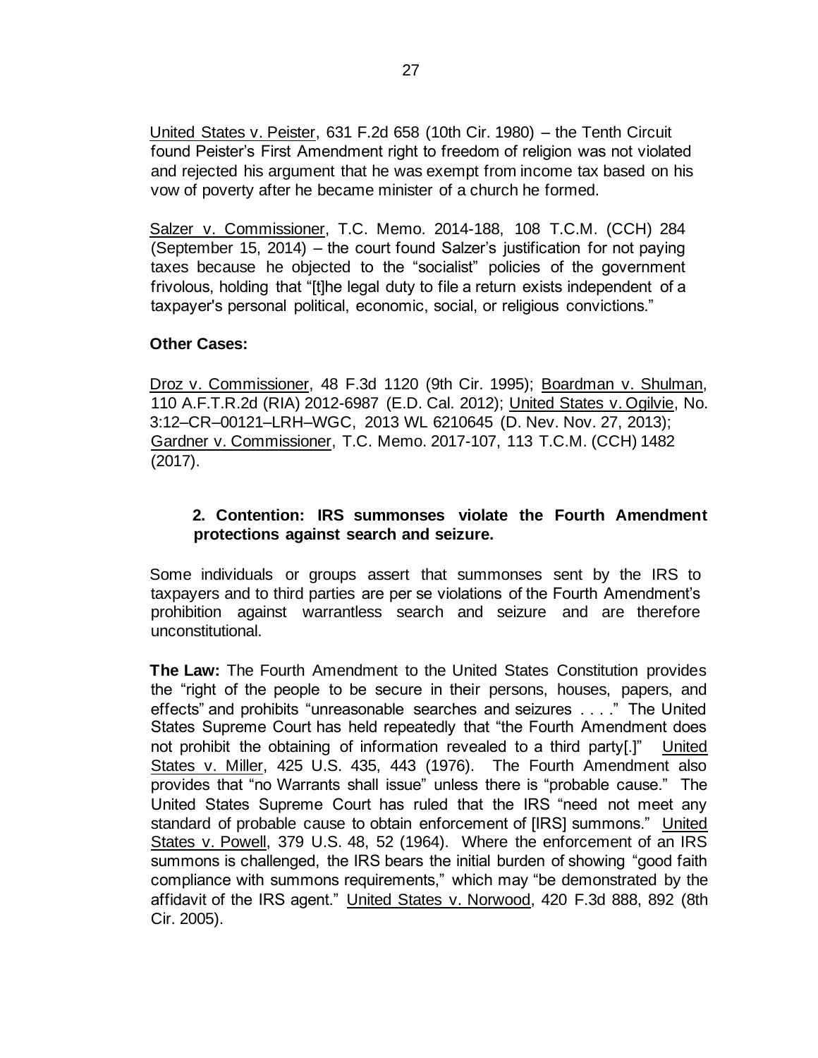United States v. Peister, 631 F.2d 658 (10th Cir. 1980) – the Tenth Circuit found Peister's First Amendment right to freedom of religion was not violated and rejected his argument that he was exempt from income tax based on his vow of poverty after he became minister of a church he formed.

Salzer v. Commissioner, T.C. Memo. 2014-188, 108 T.C.M. (CCH) 284 (September 15, 2014) – the court found Salzer's justification for not paying taxes because he objected to the "socialist" policies of the government frivolous, holding that "[t]he legal duty to file a return exists independent of a taxpayer's personal political, economic, social, or religious convictions."

**Other Cases:**

Droz v. Commissioner, 48 F.3d 1120 (9th Cir. 1995); Boardman v. Shulman, 110 A.F.T.R.2d (RIA) 2012-6987 (E.D. Cal. 2012); United States v. Ogilvie, No. 3:12–CR–00121–LRH–WGC, 2013 WL 6210645 (D. Nev. Nov. 27, 2013); Gardner v. Commissioner, T.C. Memo. 2017-107, 113 T.C.M. (CCH) 1482 (2017).

### 2. Contention: IRS summonses violate the Fourth Amendment protections against search and seizure.

Some individuals or groups assert that summonses sent by the IRS to taxpayers and to third parties are per se violations of the Fourth Amendment's prohibition against warrantless search and seizure and are therefore unconstitutional.

**The Law:** The Fourth Amendment to the United States Constitution provides the "right of the people to be secure in their persons, houses, papers, and effects" and prohibits "unreasonable searches and seizures . . . ." The United States Supreme Court has held repeatedly that "the Fourth Amendment does not prohibit the obtaining of information revealed to a third party[.]" United States v. Miller, 425 U.S. 435, 443 (1976). The Fourth Amendment also provides that "no Warrants shall issue" unless there is "probable cause." The United States Supreme Court has ruled that the IRS "need not meet any standard of probable cause to obtain enforcement of [IRS] summons." United States v. Powell, 379 U.S. 48, 52 (1964). Where the enforcement of an IRS summons is challenged, the IRS bears the initial burden of showing "good faith compliance with summons requirements," which may "be demonstrated by the affidavit of the IRS agent." United States v. Norwood, 420 F.3d 888, 892 (8th Cir. 2005).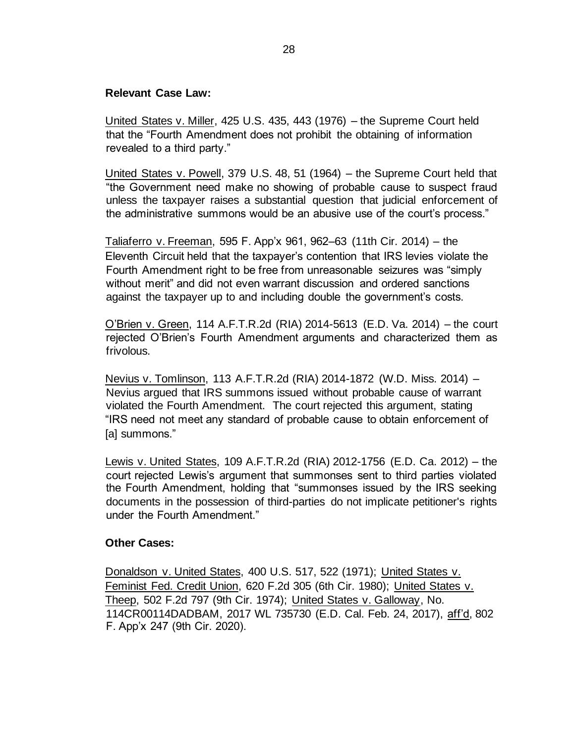**Relevant Case Law:**

United States v. Miller, 425 U.S. 435, 443 (1976) – the Supreme Court held that the "Fourth Amendment does not prohibit the obtaining of information revealed to a third party."

United States v. Powell, 379 U.S. 48, 51 (1964) – the Supreme Court held that "the Government need make no showing of probable cause to suspect fraud unless the taxpayer raises a substantial question that judicial enforcement of the administrative summons would be an abusive use of the court's process."

Taliaferro v. Freeman, 595 F. App'x 961, 962–63 (11th Cir. 2014) – the Eleventh Circuit held that the taxpayer's contention that IRS levies violate the Fourth Amendment right to be free from unreasonable seizures was "simply without merit" and did not even warrant discussion and ordered sanctions against the taxpayer up to and including double the government's costs.

O'Brien v. Green, 114 A.F.T.R.2d (RIA) 2014-5613 (E.D. Va. 2014) – the court rejected O'Brien's Fourth Amendment arguments and characterized them as frivolous.

Nevius v. Tomlinson, 113 A.F.T.R.2d (RIA) 2014-1872 (W.D. Miss. 2014) – Nevius argued that IRS summons issued without probable cause of warrant violated the Fourth Amendment. The court rejected this argument, stating "IRS need not meet any standard of probable cause to obtain enforcement of [a] summons."

Lewis v. United States, 109 A.F.T.R.2d (RIA) 2012-1756 (E.D. Ca. 2012) – the court rejected Lewis's argument that summonses sent to third parties violated the Fourth Amendment, holding that "summonses issued by the IRS seeking documents in the possession of third-parties do not implicate petitioner's rights under the Fourth Amendment."

**Other Cases:**

Donaldson v. United States, 400 U.S. 517, 522 (1971); United States v. Feminist Fed. Credit Union, 620 F.2d 305 (6th Cir. 1980); United States v. Theep, 502 F.2d 797 (9th Cir. 1974); United States v. Galloway, No. 114CR00114DADBAM, 2017 WL 735730 (E.D. Cal. Feb. 24, 2017), aff'd, 802 F. App'x 247 (9th Cir. 2020).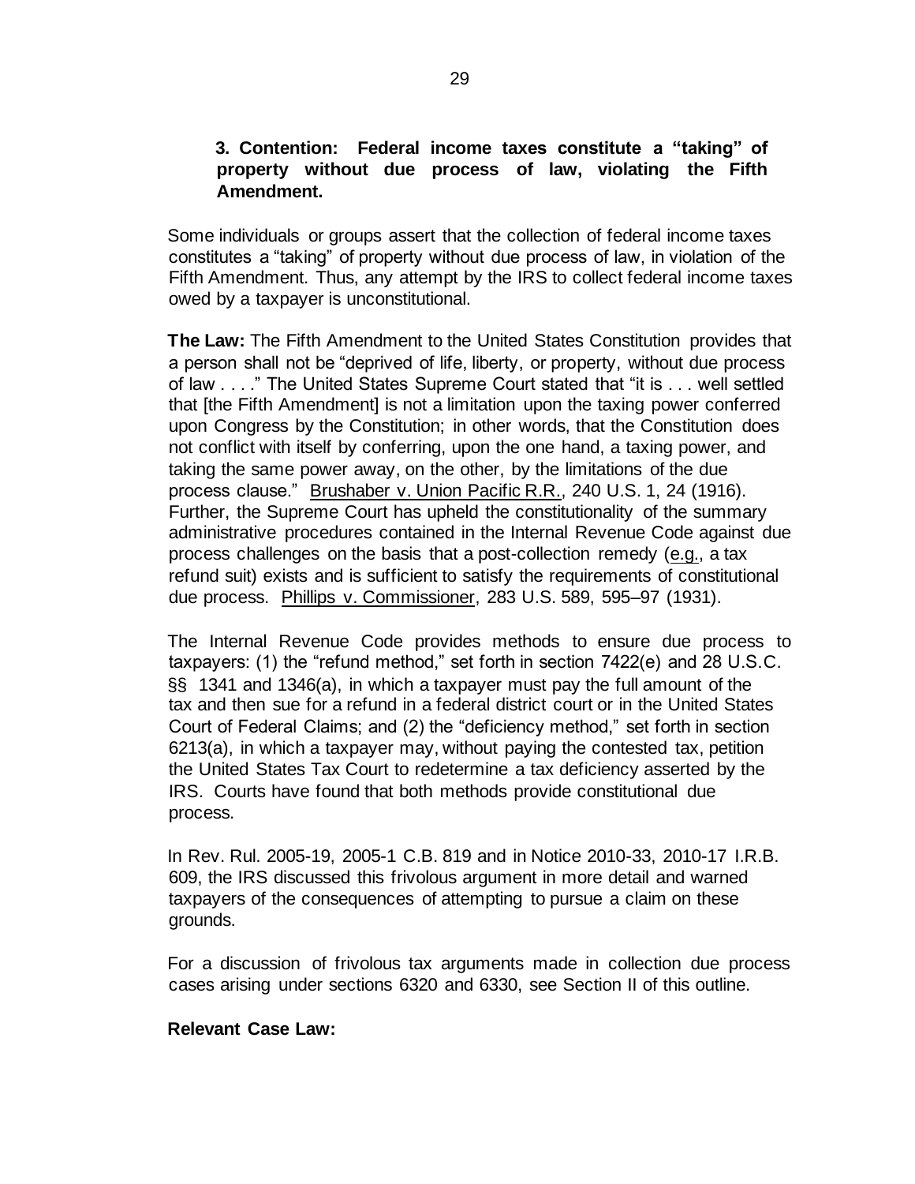### 3. Contention: Federal income taxes constitute a "taking" of property without due process of law, violating the Fifth Amendment.

Some individuals or groups assert that the collection of federal income taxes constitutes a "taking" of property without due process of law, in violation of the Fifth Amendment. Thus, any attempt by the IRS to collect federal income taxes owed by a taxpayer is unconstitutional.

**The Law:** The Fifth Amendment to the United States Constitution provides that a person shall not be "deprived of life, liberty, or property, without due process of law . . . ." The United States Supreme Court stated that "it is . . . well settled that [the Fifth Amendment] is not a limitation upon the taxing power conferred upon Congress by the Constitution; in other words, that the Constitution does not conflict with itself by conferring, upon the one hand, a taxing power, and taking the same power away, on the other, by the limitations of the due process clause." Brushaber v. Union Pacific R.R., 240 U.S. 1, 24 (1916). Further, the Supreme Court has upheld the constitutionality of the summary administrative procedures contained in the Internal Revenue Code against due process challenges on the basis that a post-collection remedy (e.g., a tax refund suit) exists and is sufficient to satisfy the requirements of constitutional due process. Phillips v. Commissioner, 283 U.S. 589, 595–97 (1931).

The Internal Revenue Code provides methods to ensure due process to taxpayers: (1) the "refund method," set forth in section 7422(e) and 28 U.S.C. §§ 1341 and 1346(a), in which a taxpayer must pay the full amount of the tax and then sue for a refund in a federal district court or in the United States Court of Federal Claims; and (2) the "deficiency method," set forth in section 6213(a), in which a taxpayer may, without paying the contested tax, petition the United States Tax Court to redetermine a tax deficiency asserted by the IRS. Courts have found that both methods provide constitutional due process.

In Rev. Rul. 2005-19, 2005-1 C.B. 819 and in Notice 2010-33, 2010-17 I.R.B. 609, the IRS discussed this frivolous argument in more detail and warned taxpayers of the consequences of attempting to pursue a claim on these grounds.

For a discussion of frivolous tax arguments made in collection due process cases arising under sections 6320 and 6330, see Section II of this outline.

**Relevant Case Law:**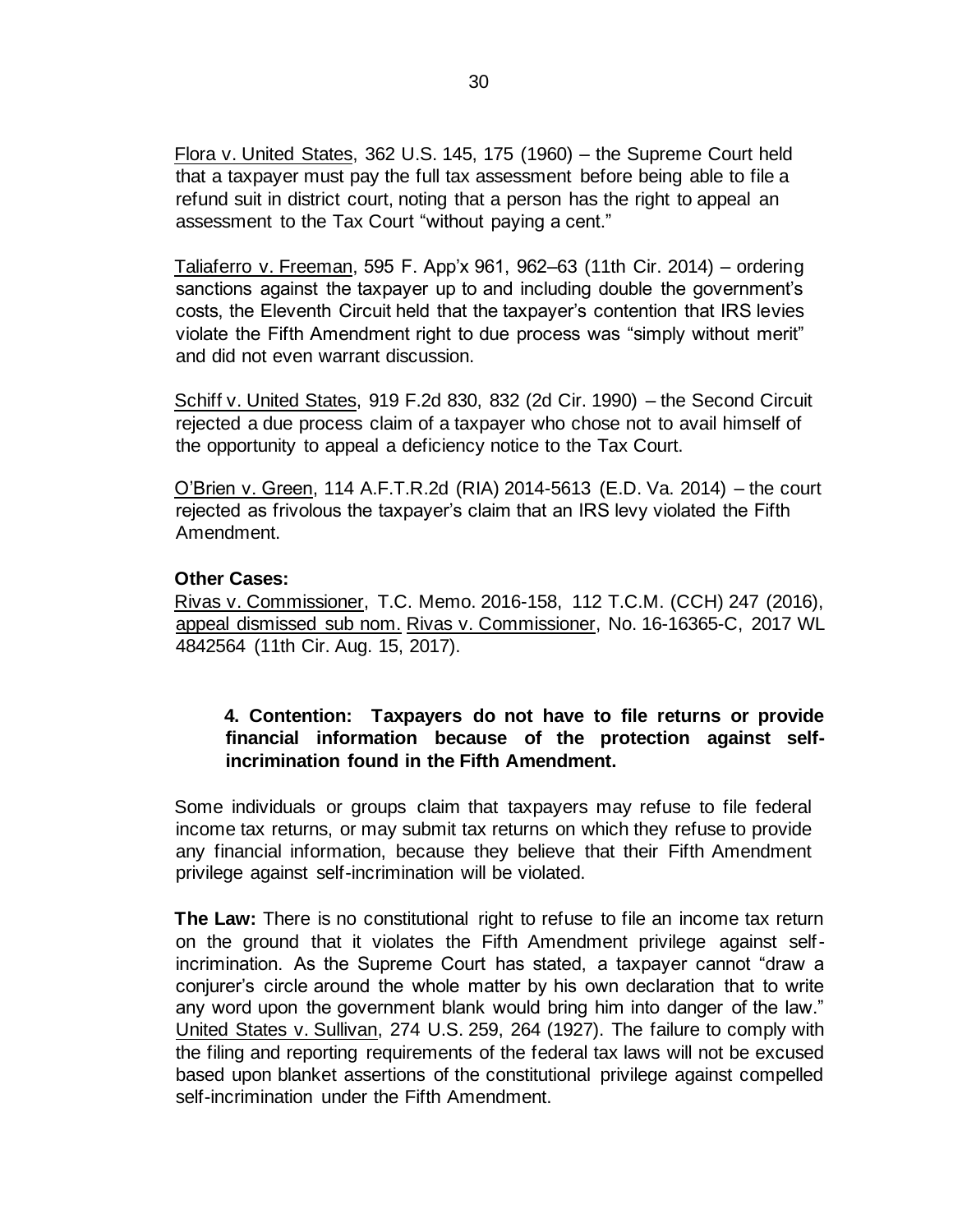Flora v. United States, 362 U.S. 145, 175 (1960) – the Supreme Court held that a taxpayer must pay the full tax assessment before being able to file a refund suit in district court, noting that a person has the right to appeal an assessment to the Tax Court "without paying a cent."

Taliaferro v. Freeman, 595 F. App'x 961, 962–63 (11th Cir. 2014) – ordering sanctions against the taxpayer up to and including double the government's costs, the Eleventh Circuit held that the taxpayer's contention that IRS levies violate the Fifth Amendment right to due process was "simply without merit" and did not even warrant discussion.

Schiff v. United States, 919 F.2d 830, 832 (2d Cir. 1990) – the Second Circuit rejected a due process claim of a taxpayer who chose not to avail himself of the opportunity to appeal a deficiency notice to the Tax Court.

O'Brien v. Green, 114 A.F.T.R.2d (RIA) 2014-5613 (E.D. Va. 2014) – the court rejected as frivolous the taxpayer's claim that an IRS levy violated the Fifth Amendment.

**Other Cases:**
Rivas v. Commissioner, T.C. Memo. 2016-158, 112 T.C.M. (CCH) 247 (2016), appeal dismissed sub nom. Rivas v. Commissioner, No. 16-16365-C, 2017 WL 4842564 (11th Cir. Aug. 15, 2017).

### 4. Contention: Taxpayers do not have to file returns or provide financial information because of the protection against self-incrimination found in the Fifth Amendment.

Some individuals or groups claim that taxpayers may refuse to file federal income tax returns, or may submit tax returns on which they refuse to provide any financial information, because they believe that their Fifth Amendment privilege against self-incrimination will be violated.

**The Law:** There is no constitutional right to refuse to file an income tax return on the ground that it violates the Fifth Amendment privilege against self-incrimination. As the Supreme Court has stated, a taxpayer cannot "draw a conjurer's circle around the whole matter by his own declaration that to write any word upon the government blank would bring him into danger of the law." United States v. Sullivan, 274 U.S. 259, 264 (1927). The failure to comply with the filing and reporting requirements of the federal tax laws will not be excused based upon blanket assertions of the constitutional privilege against compelled self-incrimination under the Fifth Amendment.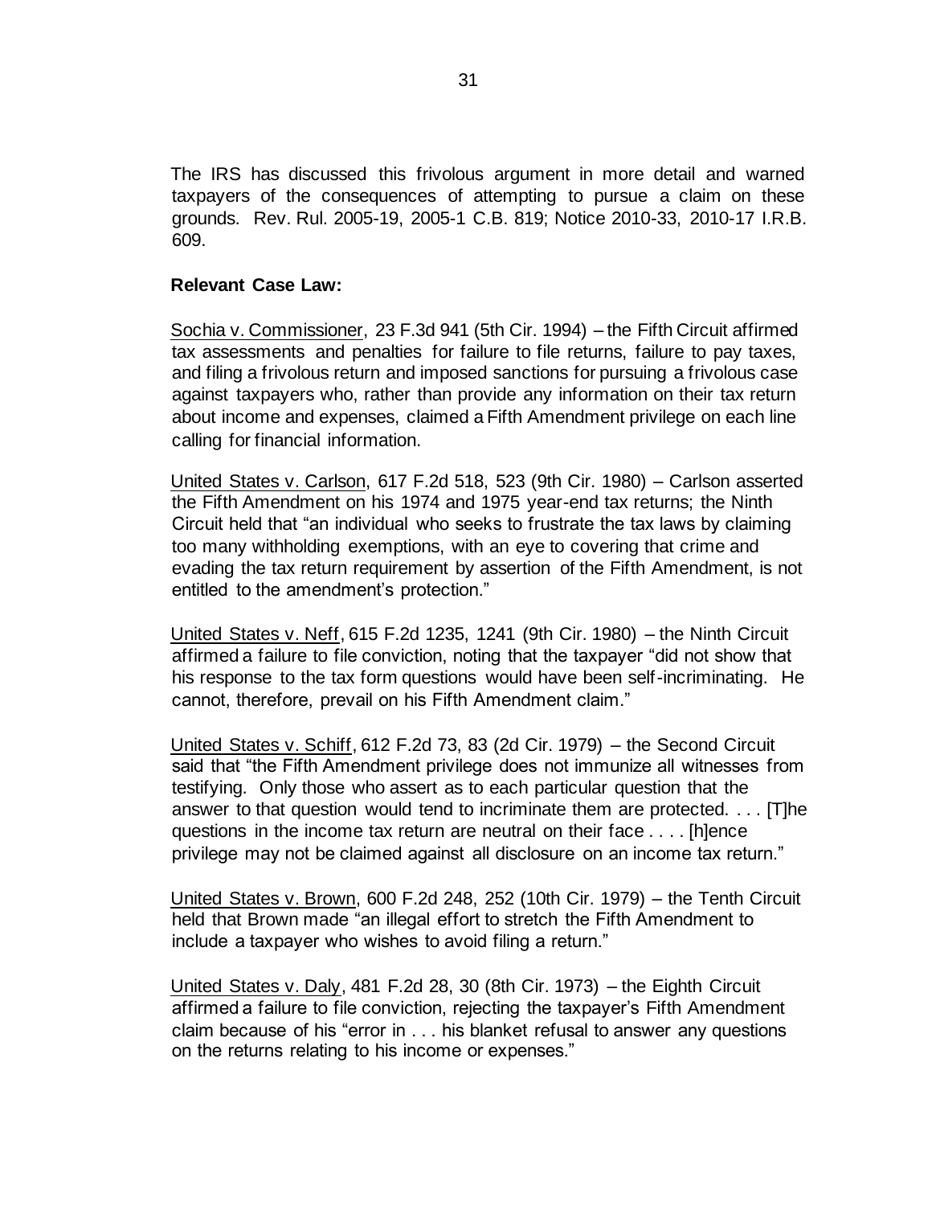The IRS has discussed this frivolous argument in more detail and warned taxpayers of the consequences of attempting to pursue a claim on these grounds. Rev. Rul. 2005-19, 2005-1 C.B. 819; Notice 2010-33, 2010-17 I.R.B. 609.

**Relevant Case Law:**

Sochia v. Commissioner, 23 F.3d 941 (5th Cir. 1994) – the Fifth Circuit affirmed tax assessments and penalties for failure to file returns, failure to pay taxes, and filing a frivolous return and imposed sanctions for pursuing a frivolous case against taxpayers who, rather than provide any information on their tax return about income and expenses, claimed a Fifth Amendment privilege on each line calling for financial information.

United States v. Carlson, 617 F.2d 518, 523 (9th Cir. 1980) – Carlson asserted the Fifth Amendment on his 1974 and 1975 year-end tax returns; the Ninth Circuit held that "an individual who seeks to frustrate the tax laws by claiming too many withholding exemptions, with an eye to covering that crime and evading the tax return requirement by assertion of the Fifth Amendment, is not entitled to the amendment's protection."

United States v. Neff, 615 F.2d 1235, 1241 (9th Cir. 1980) – the Ninth Circuit affirmed a failure to file conviction, noting that the taxpayer "did not show that his response to the tax form questions would have been self-incriminating. He cannot, therefore, prevail on his Fifth Amendment claim."

United States v. Schiff, 612 F.2d 73, 83 (2d Cir. 1979) – the Second Circuit said that "the Fifth Amendment privilege does not immunize all witnesses from testifying. Only those who assert as to each particular question that the answer to that question would tend to incriminate them are protected. . . . [T]he questions in the income tax return are neutral on their face . . . . [h]ence privilege may not be claimed against all disclosure on an income tax return."

United States v. Brown, 600 F.2d 248, 252 (10th Cir. 1979) – the Tenth Circuit held that Brown made "an illegal effort to stretch the Fifth Amendment to include a taxpayer who wishes to avoid filing a return."

United States v. Daly, 481 F.2d 28, 30 (8th Cir. 1973) – the Eighth Circuit affirmed a failure to file conviction, rejecting the taxpayer's Fifth Amendment claim because of his "error in . . . his blanket refusal to answer any questions on the returns relating to his income or expenses."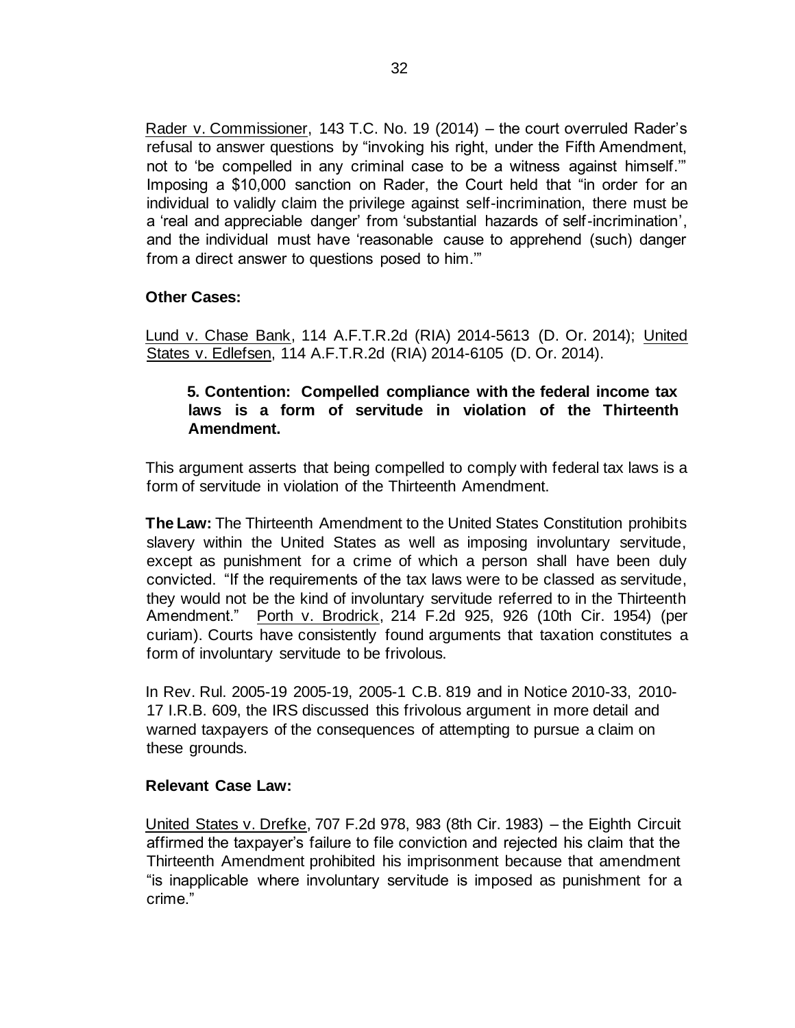Rader v. Commissioner, 143 T.C. No. 19 (2014) – the court overruled Rader's refusal to answer questions by "invoking his right, under the Fifth Amendment, not to 'be compelled in any criminal case to be a witness against himself.'" Imposing a $10,000 sanction on Rader, the Court held that "in order for an individual to validly claim the privilege against self-incrimination, there must be a 'real and appreciable danger' from 'substantial hazards of self-incrimination', and the individual must have 'reasonable cause to apprehend (such) danger from a direct answer to questions posed to him.'"

**Other Cases:**

Lund v. Chase Bank, 114 A.F.T.R.2d (RIA) 2014-5613 (D. Or. 2014); United States v. Edlefsen, 114 A.F.T.R.2d (RIA) 2014-6105 (D. Or. 2014).

**5. Contention: Compelled compliance with the federal income tax laws is a form of servitude in violation of the Thirteenth Amendment.**

This argument asserts that being compelled to comply with federal tax laws is a form of servitude in violation of the Thirteenth Amendment.

**The Law:** The Thirteenth Amendment to the United States Constitution prohibits slavery within the United States as well as imposing involuntary servitude, except as punishment for a crime of which a person shall have been duly convicted. "If the requirements of the tax laws were to be classed as servitude, they would not be the kind of involuntary servitude referred to in the Thirteenth Amendment." Porth v. Brodrick, 214 F.2d 925, 926 (10th Cir. 1954) (per curiam). Courts have consistently found arguments that taxation constitutes a form of involuntary servitude to be frivolous.

In Rev. Rul. 2005-19 2005-19, 2005-1 C.B. 819 and in Notice 2010-33, 2010-17 I.R.B. 609, the IRS discussed this frivolous argument in more detail and warned taxpayers of the consequences of attempting to pursue a claim on these grounds.

**Relevant Case Law:**

United States v. Drefke, 707 F.2d 978, 983 (8th Cir. 1983) – the Eighth Circuit affirmed the taxpayer's failure to file conviction and rejected his claim that the Thirteenth Amendment prohibited his imprisonment because that amendment "is inapplicable where involuntary servitude is imposed as punishment for a crime."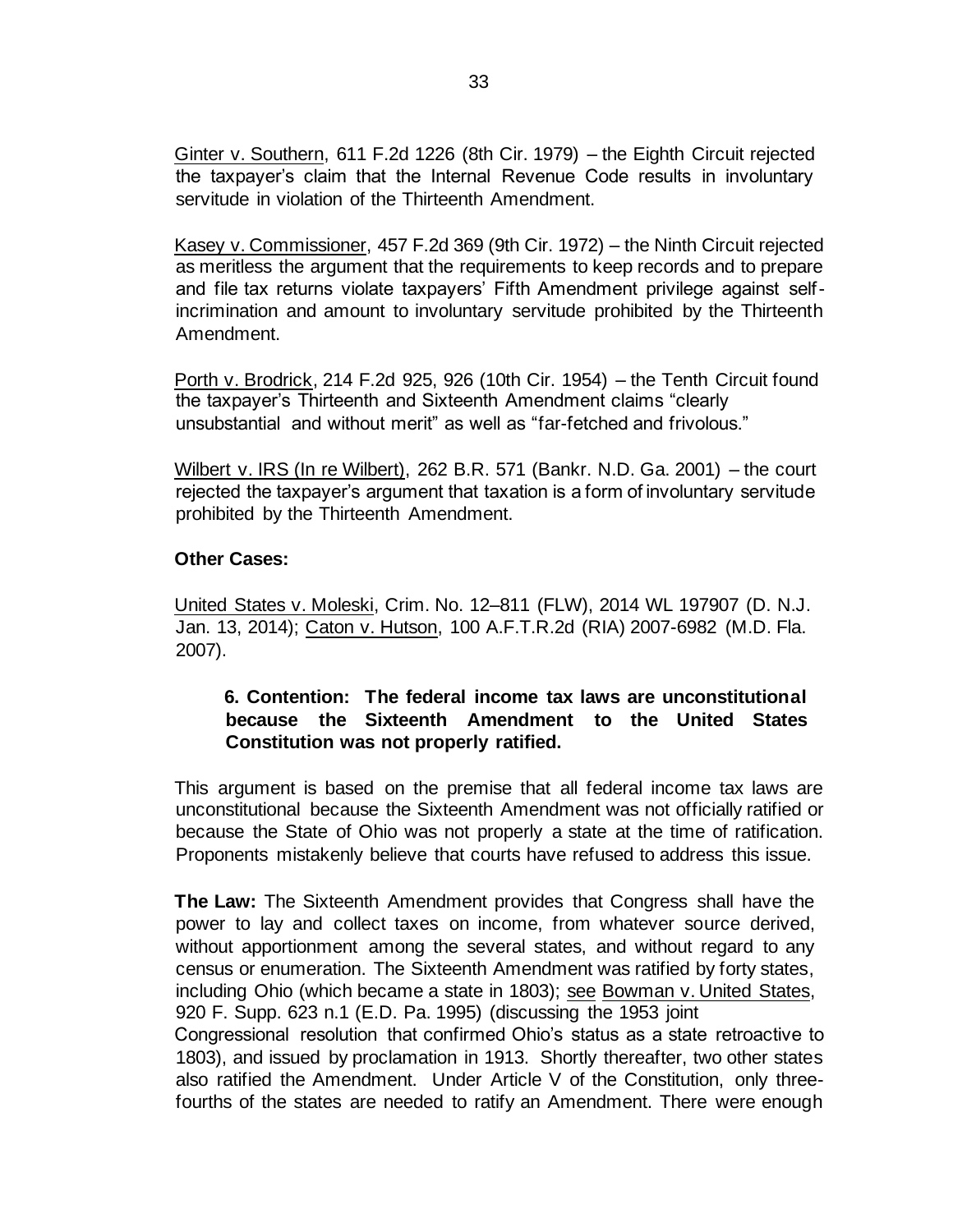Ginter v. Southern, 611 F.2d 1226 (8th Cir. 1979) – the Eighth Circuit rejected the taxpayer's claim that the Internal Revenue Code results in involuntary servitude in violation of the Thirteenth Amendment.

Kasey v. Commissioner, 457 F.2d 369 (9th Cir. 1972) – the Ninth Circuit rejected as meritless the argument that the requirements to keep records and to prepare and file tax returns violate taxpayers' Fifth Amendment privilege against self-incrimination and amount to involuntary servitude prohibited by the Thirteenth Amendment.

Porth v. Brodrick, 214 F.2d 925, 926 (10th Cir. 1954) – the Tenth Circuit found the taxpayer's Thirteenth and Sixteenth Amendment claims "clearly unsubstantial and without merit" as well as "far-fetched and frivolous."

Wilbert v. IRS (In re Wilbert), 262 B.R. 571 (Bankr. N.D. Ga. 2001) – the court rejected the taxpayer's argument that taxation is a form of involuntary servitude prohibited by the Thirteenth Amendment.

**Other Cases:**

United States v. Moleski, Crim. No. 12–811 (FLW), 2014 WL 197907 (D. N.J. Jan. 13, 2014); Caton v. Hutson, 100 A.F.T.R.2d (RIA) 2007-6982 (M.D. Fla. 2007).

**6. Contention: The federal income tax laws are unconstitutional because the Sixteenth Amendment to the United States Constitution was not properly ratified.**

This argument is based on the premise that all federal income tax laws are unconstitutional because the Sixteenth Amendment was not officially ratified or because the State of Ohio was not properly a state at the time of ratification. Proponents mistakenly believe that courts have refused to address this issue.

**The Law:** The Sixteenth Amendment provides that Congress shall have the power to lay and collect taxes on income, from whatever source derived, without apportionment among the several states, and without regard to any census or enumeration. The Sixteenth Amendment was ratified by forty states, including Ohio (which became a state in 1803); see Bowman v. United States, 920 F. Supp. 623 n.1 (E.D. Pa. 1995) (discussing the 1953 joint Congressional resolution that confirmed Ohio's status as a state retroactive to 1803), and issued by proclamation in 1913. Shortly thereafter, two other states also ratified the Amendment. Under Article V of the Constitution, only three-fourths of the states are needed to ratify an Amendment. There were enough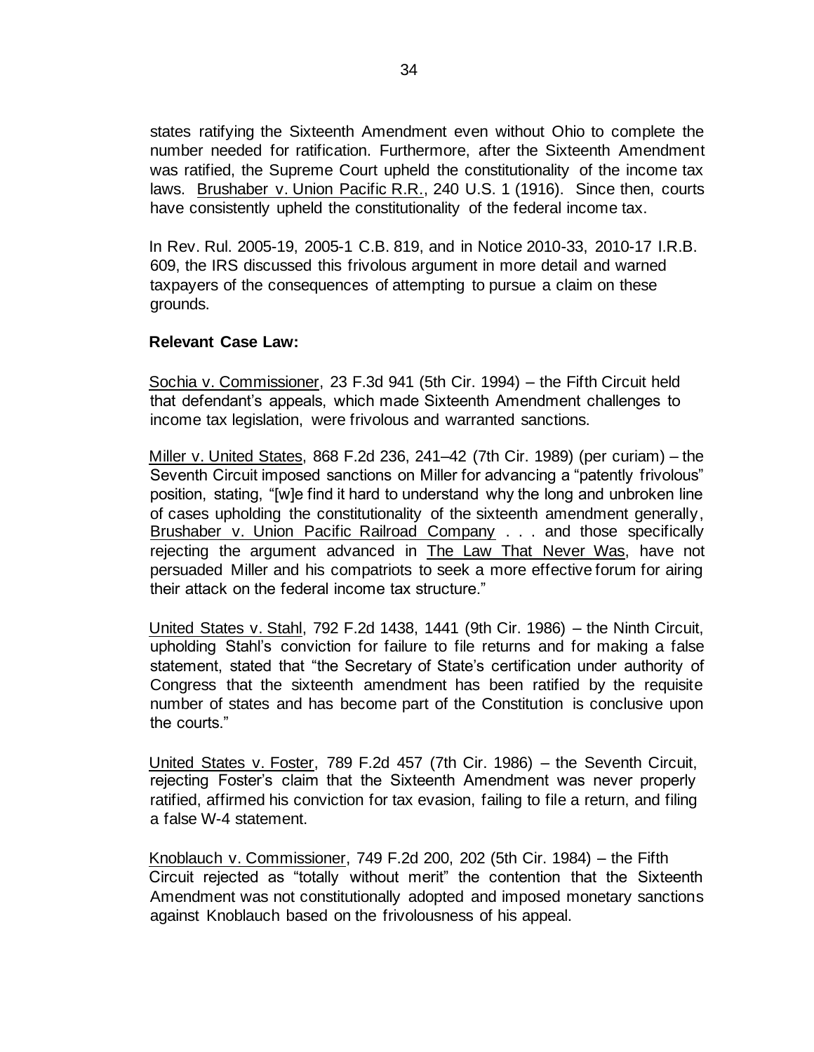states ratifying the Sixteenth Amendment even without Ohio to complete the number needed for ratification. Furthermore, after the Sixteenth Amendment was ratified, the Supreme Court upheld the constitutionality of the income tax laws. Brushaber v. Union Pacific R.R., 240 U.S. 1 (1916). Since then, courts have consistently upheld the constitutionality of the federal income tax.

In Rev. Rul. 2005-19, 2005-1 C.B. 819, and in Notice 2010-33, 2010-17 I.R.B. 609, the IRS discussed this frivolous argument in more detail and warned taxpayers of the consequences of attempting to pursue a claim on these grounds.

**Relevant Case Law:**

Sochia v. Commissioner, 23 F.3d 941 (5th Cir. 1994) – the Fifth Circuit held that defendant's appeals, which made Sixteenth Amendment challenges to income tax legislation, were frivolous and warranted sanctions.

Miller v. United States, 868 F.2d 236, 241–42 (7th Cir. 1989) (per curiam) – the Seventh Circuit imposed sanctions on Miller for advancing a "patently frivolous" position, stating, "[w]e find it hard to understand why the long and unbroken line of cases upholding the constitutionality of the sixteenth amendment generally, Brushaber v. Union Pacific Railroad Company . . . and those specifically rejecting the argument advanced in The Law That Never Was, have not persuaded Miller and his compatriots to seek a more effective forum for airing their attack on the federal income tax structure."

United States v. Stahl, 792 F.2d 1438, 1441 (9th Cir. 1986) – the Ninth Circuit, upholding Stahl's conviction for failure to file returns and for making a false statement, stated that "the Secretary of State's certification under authority of Congress that the sixteenth amendment has been ratified by the requisite number of states and has become part of the Constitution is conclusive upon the courts."

United States v. Foster, 789 F.2d 457 (7th Cir. 1986) – the Seventh Circuit, rejecting Foster's claim that the Sixteenth Amendment was never properly ratified, affirmed his conviction for tax evasion, failing to file a return, and filing a false W-4 statement.

Knoblauch v. Commissioner, 749 F.2d 200, 202 (5th Cir. 1984) – the Fifth Circuit rejected as "totally without merit" the contention that the Sixteenth Amendment was not constitutionally adopted and imposed monetary sanctions against Knoblauch based on the frivolousness of his appeal.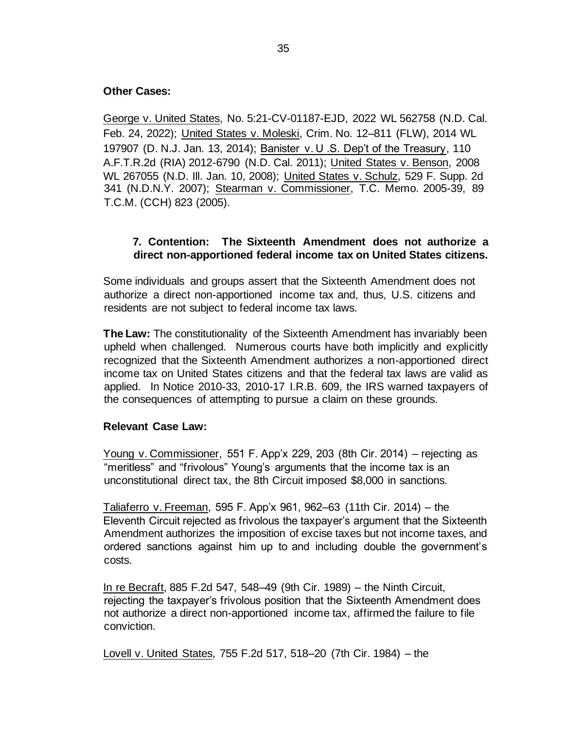**Other Cases:**

George v. United States, No. 5:21-CV-01187-EJD, 2022 WL 562758 (N.D. Cal. Feb. 24, 2022); United States v. Moleski, Crim. No. 12–811 (FLW), 2014 WL 197907 (D. N.J. Jan. 13, 2014); Banister v. U .S. Dep't of the Treasury, 110 A.F.T.R.2d (RIA) 2012-6790 (N.D. Cal. 2011); United States v. Benson, 2008 WL 267055 (N.D. Ill. Jan. 10, 2008); United States v. Schulz, 529 F. Supp. 2d 341 (N.D.N.Y. 2007); Stearman v. Commissioner, T.C. Memo. 2005-39, 89 T.C.M. (CCH) 823 (2005).

### 7. Contention: The Sixteenth Amendment does not authorize a direct non-apportioned federal income tax on United States citizens.

Some individuals and groups assert that the Sixteenth Amendment does not authorize a direct non-apportioned income tax and, thus, U.S. citizens and residents are not subject to federal income tax laws.

**The Law:** The constitutionality of the Sixteenth Amendment has invariably been upheld when challenged. Numerous courts have both implicitly and explicitly recognized that the Sixteenth Amendment authorizes a non-apportioned direct income tax on United States citizens and that the federal tax laws are valid as applied. In Notice 2010-33, 2010-17 I.R.B. 609, the IRS warned taxpayers of the consequences of attempting to pursue a claim on these grounds.

**Relevant Case Law:**

Young v. Commissioner, 551 F. App'x 229, 203 (8th Cir. 2014) – rejecting as "meritless" and "frivolous" Young's arguments that the income tax is an unconstitutional direct tax, the 8th Circuit imposed $8,000 in sanctions.

Taliaferro v. Freeman, 595 F. App'x 961, 962–63 (11th Cir. 2014) – the Eleventh Circuit rejected as frivolous the taxpayer's argument that the Sixteenth Amendment authorizes the imposition of excise taxes but not income taxes, and ordered sanctions against him up to and including double the government's costs.

In re Becraft, 885 F.2d 547, 548–49 (9th Cir. 1989) – the Ninth Circuit, rejecting the taxpayer's frivolous position that the Sixteenth Amendment does not authorize a direct non-apportioned income tax, affirmed the failure to file conviction.

Lovell v. United States, 755 F.2d 517, 518–20 (7th Cir. 1984) – the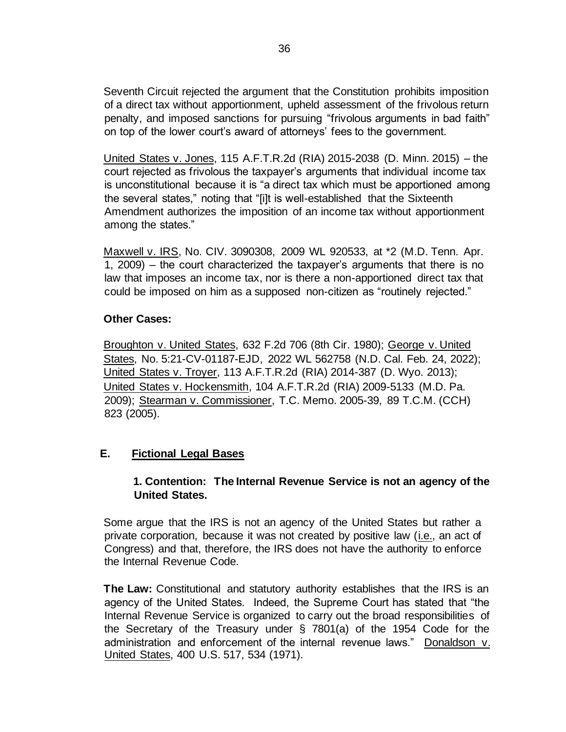Seventh Circuit rejected the argument that the Constitution prohibits imposition of a direct tax without apportionment, upheld assessment of the frivolous return penalty, and imposed sanctions for pursuing "frivolous arguments in bad faith" on top of the lower court's award of attorneys' fees to the government.

United States v. Jones, 115 A.F.T.R.2d (RIA) 2015-2038 (D. Minn. 2015) – the court rejected as frivolous the taxpayer's arguments that individual income tax is unconstitutional because it is "a direct tax which must be apportioned among the several states," noting that "[i]t is well-established that the Sixteenth Amendment authorizes the imposition of an income tax without apportionment among the states."

Maxwell v. IRS, No. CIV. 3090308, 2009 WL 920533, at *2 (M.D. Tenn. Apr. 1, 2009) – the court characterized the taxpayer's arguments that there is no law that imposes an income tax, nor is there a non-apportioned direct tax that could be imposed on him as a supposed non-citizen as "routinely rejected."

**Other Cases:**

Broughton v. United States, 632 F.2d 706 (8th Cir. 1980); George v. United States, No. 5:21-CV-01187-EJD, 2022 WL 562758 (N.D. Cal. Feb. 24, 2022); United States v. Troyer, 113 A.F.T.R.2d (RIA) 2014-387 (D. Wyo. 2013); United States v. Hockensmith, 104 A.F.T.R.2d (RIA) 2009-5133 (M.D. Pa. 2009); Stearman v. Commissioner, T.C. Memo. 2005-39, 89 T.C.M. (CCH) 823 (2005).

## E. Fictional Legal Bases

### 1. Contention: The Internal Revenue Service is not an agency of the United States.

Some argue that the IRS is not an agency of the United States but rather a private corporation, because it was not created by positive law (i.e., an act of Congress) and that, therefore, the IRS does not have the authority to enforce the Internal Revenue Code.

**The Law:** Constitutional and statutory authority establishes that the IRS is an agency of the United States. Indeed, the Supreme Court has stated that "the Internal Revenue Service is organized to carry out the broad responsibilities of the Secretary of the Treasury under § 7801(a) of the 1954 Code for the administration and enforcement of the internal revenue laws." Donaldson v. United States, 400 U.S. 517, 534 (1971).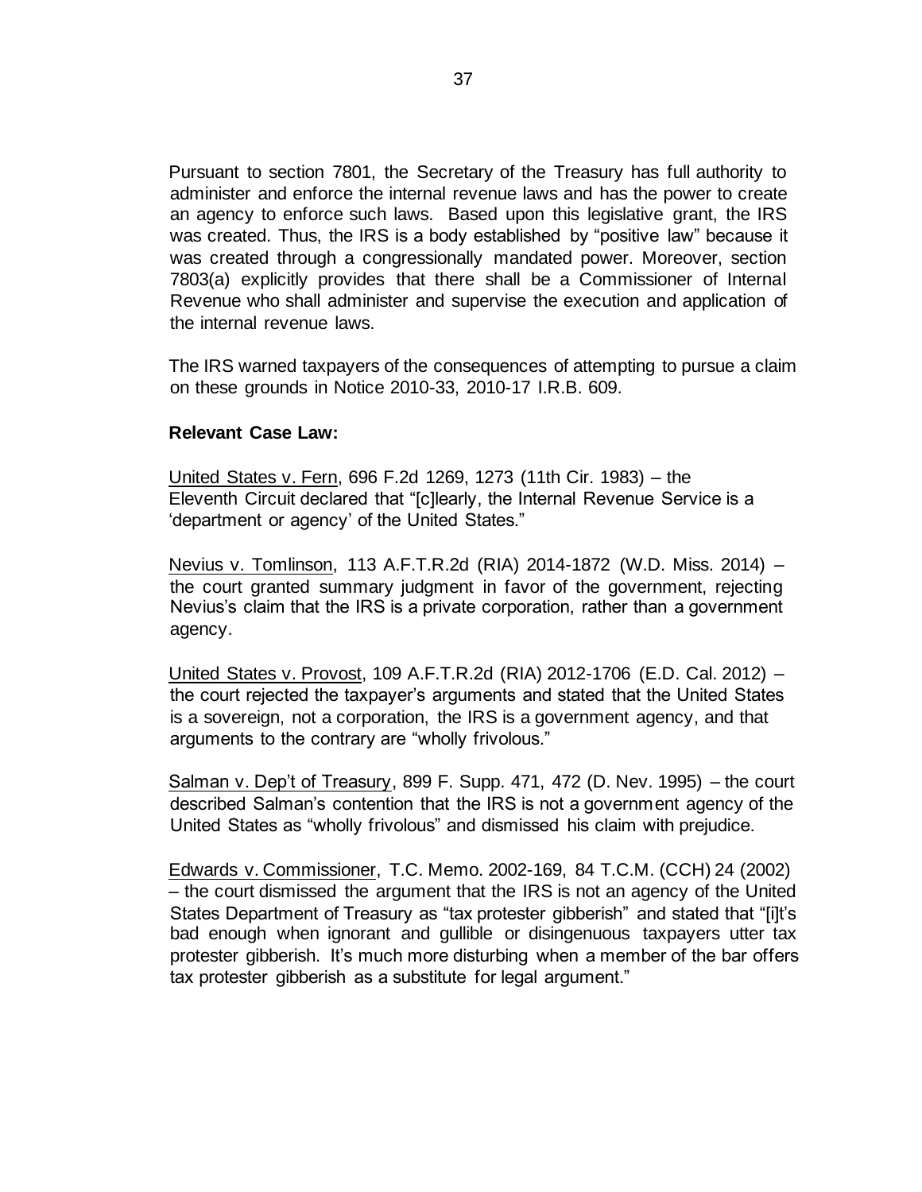Pursuant to section 7801, the Secretary of the Treasury has full authority to administer and enforce the internal revenue laws and has the power to create an agency to enforce such laws. Based upon this legislative grant, the IRS was created. Thus, the IRS is a body established by "positive law" because it was created through a congressionally mandated power. Moreover, section 7803(a) explicitly provides that there shall be a Commissioner of Internal Revenue who shall administer and supervise the execution and application of the internal revenue laws.

The IRS warned taxpayers of the consequences of attempting to pursue a claim on these grounds in Notice 2010-33, 2010-17 I.R.B. 609.

**Relevant Case Law:**

United States v. Fern, 696 F.2d 1269, 1273 (11th Cir. 1983) – the Eleventh Circuit declared that "[c]learly, the Internal Revenue Service is a 'department or agency' of the United States."

Nevius v. Tomlinson, 113 A.F.T.R.2d (RIA) 2014-1872 (W.D. Miss. 2014) – the court granted summary judgment in favor of the government, rejecting Nevius's claim that the IRS is a private corporation, rather than a government agency.

United States v. Provost, 109 A.F.T.R.2d (RIA) 2012-1706 (E.D. Cal. 2012) – the court rejected the taxpayer's arguments and stated that the United States is a sovereign, not a corporation, the IRS is a government agency, and that arguments to the contrary are "wholly frivolous."

Salman v. Dep't of Treasury, 899 F. Supp. 471, 472 (D. Nev. 1995) – the court described Salman's contention that the IRS is not a government agency of the United States as "wholly frivolous" and dismissed his claim with prejudice.

Edwards v. Commissioner, T.C. Memo. 2002-169, 84 T.C.M. (CCH) 24 (2002) – the court dismissed the argument that the IRS is not an agency of the United States Department of Treasury as "tax protester gibberish" and stated that "[i]t's bad enough when ignorant and gullible or disingenuous taxpayers utter tax protester gibberish. It's much more disturbing when a member of the bar offers tax protester gibberish as a substitute for legal argument."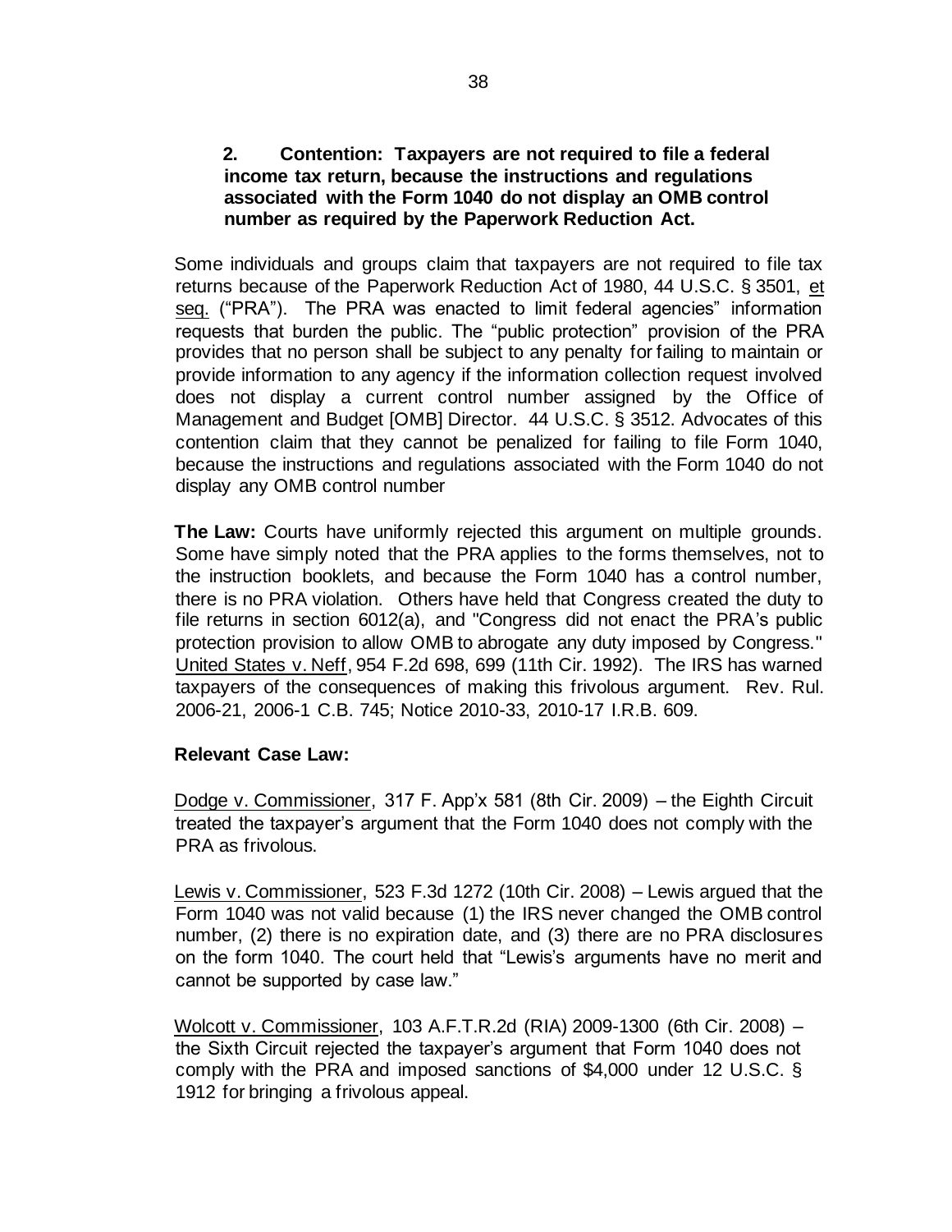**2. Contention: Taxpayers are not required to file a federal income tax return, because the instructions and regulations associated with the Form 1040 do not display an OMB control number as required by the Paperwork Reduction Act.**

Some individuals and groups claim that taxpayers are not required to file tax returns because of the Paperwork Reduction Act of 1980, 44 U.S.C. § 3501, et seq. ("PRA"). The PRA was enacted to limit federal agencies" information requests that burden the public. The "public protection" provision of the PRA provides that no person shall be subject to any penalty for failing to maintain or provide information to any agency if the information collection request involved does not display a current control number assigned by the Office of Management and Budget [OMB] Director. 44 U.S.C. § 3512. Advocates of this contention claim that they cannot be penalized for failing to file Form 1040, because the instructions and regulations associated with the Form 1040 do not display any OMB control number

**The Law:** Courts have uniformly rejected this argument on multiple grounds. Some have simply noted that the PRA applies to the forms themselves, not to the instruction booklets, and because the Form 1040 has a control number, there is no PRA violation. Others have held that Congress created the duty to file returns in section 6012(a), and "Congress did not enact the PRA's public protection provision to allow OMB to abrogate any duty imposed by Congress." United States v. Neff, 954 F.2d 698, 699 (11th Cir. 1992). The IRS has warned taxpayers of the consequences of making this frivolous argument. Rev. Rul. 2006-21, 2006-1 C.B. 745; Notice 2010-33, 2010-17 I.R.B. 609.

**Relevant Case Law:**

Dodge v. Commissioner, 317 F. App'x 581 (8th Cir. 2009) – the Eighth Circuit treated the taxpayer's argument that the Form 1040 does not comply with the PRA as frivolous.

Lewis v. Commissioner, 523 F.3d 1272 (10th Cir. 2008) – Lewis argued that the Form 1040 was not valid because (1) the IRS never changed the OMB control number, (2) there is no expiration date, and (3) there are no PRA disclosures on the form 1040. The court held that "Lewis's arguments have no merit and cannot be supported by case law."

Wolcott v. Commissioner, 103 A.F.T.R.2d (RIA) 2009-1300 (6th Cir. 2008) – the Sixth Circuit rejected the taxpayer's argument that Form 1040 does not comply with the PRA and imposed sanctions of $4,000 under 12 U.S.C. § 1912 for bringing a frivolous appeal.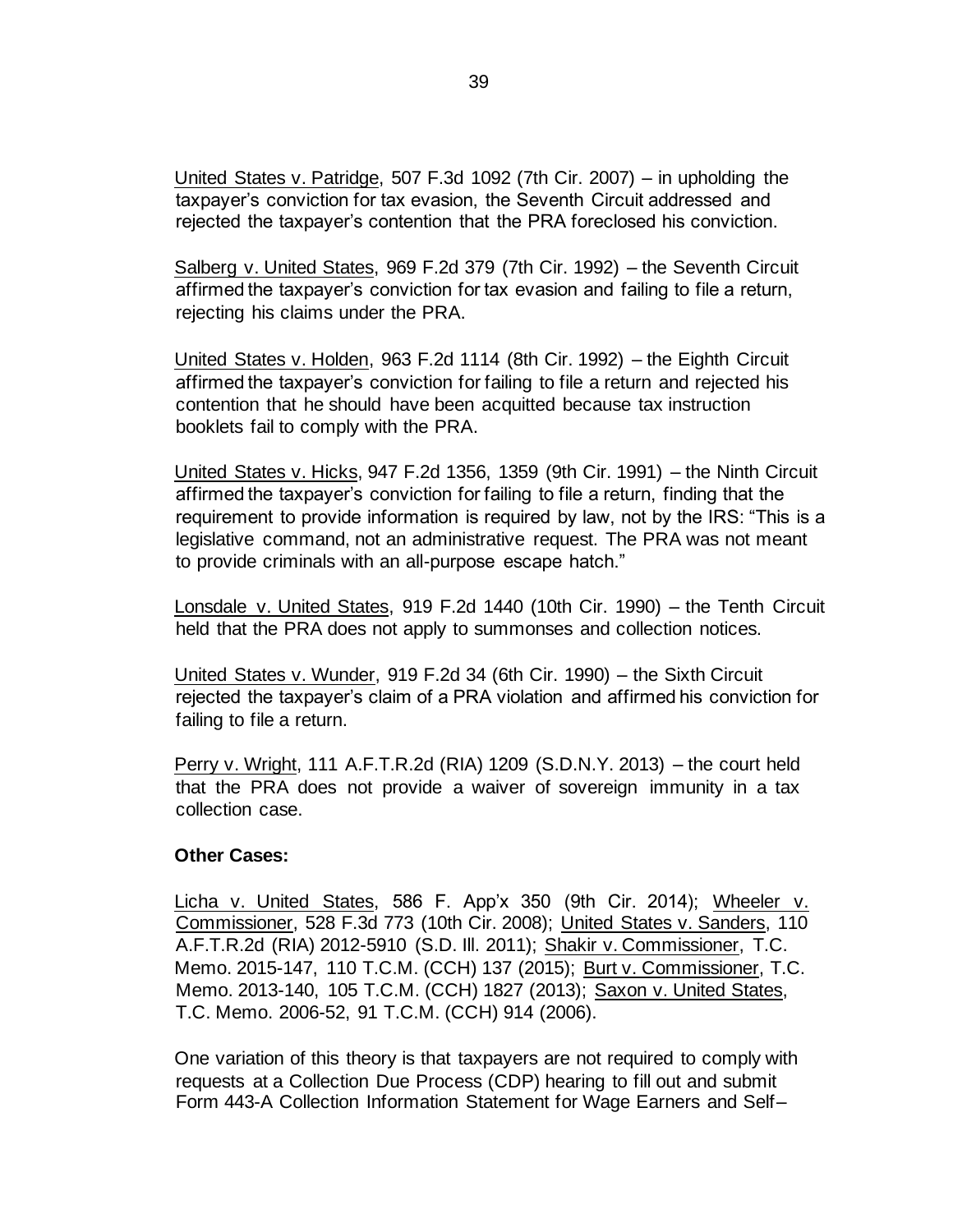United States v. Patridge, 507 F.3d 1092 (7th Cir. 2007) – in upholding the taxpayer's conviction for tax evasion, the Seventh Circuit addressed and rejected the taxpayer's contention that the PRA foreclosed his conviction.

Salberg v. United States, 969 F.2d 379 (7th Cir. 1992) – the Seventh Circuit affirmed the taxpayer's conviction for tax evasion and failing to file a return, rejecting his claims under the PRA.

United States v. Holden, 963 F.2d 1114 (8th Cir. 1992) – the Eighth Circuit affirmed the taxpayer's conviction for failing to file a return and rejected his contention that he should have been acquitted because tax instruction booklets fail to comply with the PRA.

United States v. Hicks, 947 F.2d 1356, 1359 (9th Cir. 1991) – the Ninth Circuit affirmed the taxpayer's conviction for failing to file a return, finding that the requirement to provide information is required by law, not by the IRS: "This is a legislative command, not an administrative request. The PRA was not meant to provide criminals with an all-purpose escape hatch."

Lonsdale v. United States, 919 F.2d 1440 (10th Cir. 1990) – the Tenth Circuit held that the PRA does not apply to summonses and collection notices.

United States v. Wunder, 919 F.2d 34 (6th Cir. 1990) – the Sixth Circuit rejected the taxpayer's claim of a PRA violation and affirmed his conviction for failing to file a return.

Perry v. Wright, 111 A.F.T.R.2d (RIA) 1209 (S.D.N.Y. 2013) – the court held that the PRA does not provide a waiver of sovereign immunity in a tax collection case.

**Other Cases:**

Licha v. United States, 586 F. App'x 350 (9th Cir. 2014); Wheeler v. Commissioner, 528 F.3d 773 (10th Cir. 2008); United States v. Sanders, 110 A.F.T.R.2d (RIA) 2012-5910 (S.D. Ill. 2011); Shakir v. Commissioner, T.C. Memo. 2015-147, 110 T.C.M. (CCH) 137 (2015); Burt v. Commissioner, T.C. Memo. 2013-140, 105 T.C.M. (CCH) 1827 (2013); Saxon v. United States, T.C. Memo. 2006-52, 91 T.C.M. (CCH) 914 (2006).

One variation of this theory is that taxpayers are not required to comply with requests at a Collection Due Process (CDP) hearing to fill out and submit Form 443-A Collection Information Statement for Wage Earners and Self–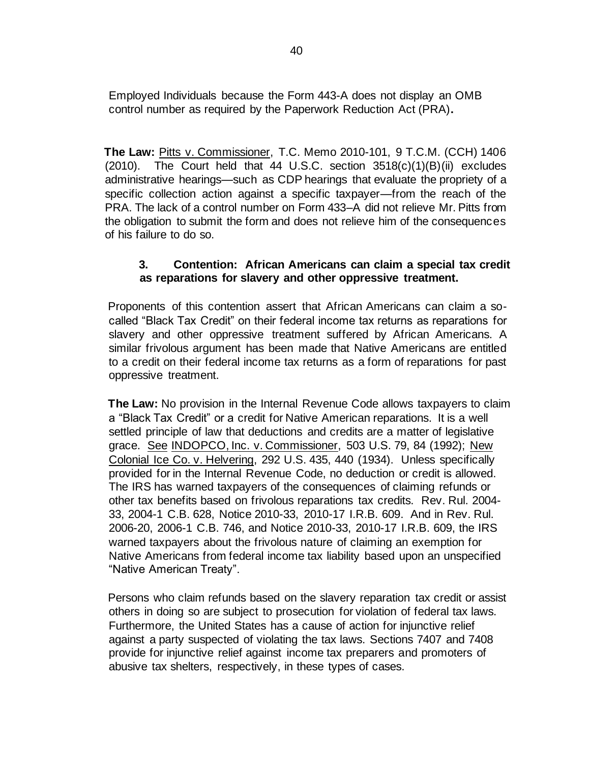Employed Individuals because the Form 443-A does not display an OMB control number as required by the Paperwork Reduction Act (PRA)**.**

**The Law:** Pitts v. Commissioner, T.C. Memo 2010-101, 9 T.C.M. (CCH) 1406 (2010). The Court held that 44 U.S.C. section 3518(c)(1)(B)(ii) excludes administrative hearings—such as CDP hearings that evaluate the propriety of a specific collection action against a specific taxpayer—from the reach of the PRA. The lack of a control number on Form 433–A did not relieve Mr. Pitts from the obligation to submit the form and does not relieve him of the consequences of his failure to do so.

### 3. Contention: African Americans can claim a special tax credit as reparations for slavery and other oppressive treatment.

Proponents of this contention assert that African Americans can claim a so-called "Black Tax Credit" on their federal income tax returns as reparations for slavery and other oppressive treatment suffered by African Americans. A similar frivolous argument has been made that Native Americans are entitled to a credit on their federal income tax returns as a form of reparations for past oppressive treatment.

**The Law:** No provision in the Internal Revenue Code allows taxpayers to claim a "Black Tax Credit" or a credit for Native American reparations. It is a well settled principle of law that deductions and credits are a matter of legislative grace. See INDOPCO, Inc. v. Commissioner, 503 U.S. 79, 84 (1992); New Colonial Ice Co. v. Helvering, 292 U.S. 435, 440 (1934). Unless specifically provided for in the Internal Revenue Code, no deduction or credit is allowed. The IRS has warned taxpayers of the consequences of claiming refunds or other tax benefits based on frivolous reparations tax credits. Rev. Rul. 2004-33, 2004-1 C.B. 628, Notice 2010-33, 2010-17 I.R.B. 609. And in Rev. Rul. 2006-20, 2006-1 C.B. 746, and Notice 2010-33, 2010-17 I.R.B. 609, the IRS warned taxpayers about the frivolous nature of claiming an exemption for Native Americans from federal income tax liability based upon an unspecified "Native American Treaty".

Persons who claim refunds based on the slavery reparation tax credit or assist others in doing so are subject to prosecution for violation of federal tax laws. Furthermore, the United States has a cause of action for injunctive relief against a party suspected of violating the tax laws. Sections 7407 and 7408 provide for injunctive relief against income tax preparers and promoters of abusive tax shelters, respectively, in these types of cases.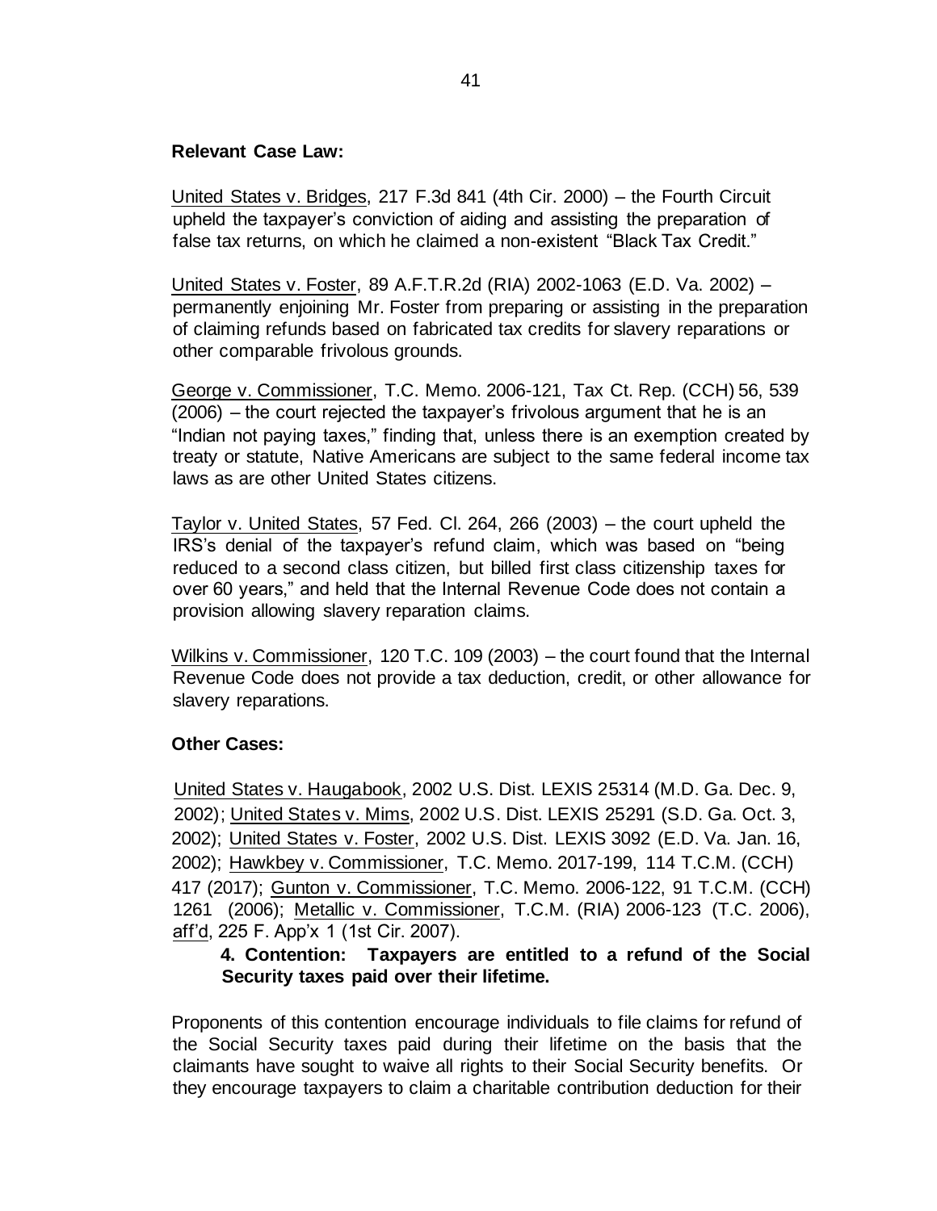**Relevant Case Law:**

United States v. Bridges, 217 F.3d 841 (4th Cir. 2000) – the Fourth Circuit upheld the taxpayer's conviction of aiding and assisting the preparation of false tax returns, on which he claimed a non-existent "Black Tax Credit."

United States v. Foster, 89 A.F.T.R.2d (RIA) 2002-1063 (E.D. Va. 2002) – permanently enjoining Mr. Foster from preparing or assisting in the preparation of claiming refunds based on fabricated tax credits for slavery reparations or other comparable frivolous grounds.

George v. Commissioner, T.C. Memo. 2006-121, Tax Ct. Rep. (CCH) 56, 539 (2006) – the court rejected the taxpayer's frivolous argument that he is an "Indian not paying taxes," finding that, unless there is an exemption created by treaty or statute, Native Americans are subject to the same federal income tax laws as are other United States citizens.

Taylor v. United States, 57 Fed. Cl. 264, 266 (2003) – the court upheld the IRS's denial of the taxpayer's refund claim, which was based on "being reduced to a second class citizen, but billed first class citizenship taxes for over 60 years," and held that the Internal Revenue Code does not contain a provision allowing slavery reparation claims.

Wilkins v. Commissioner, 120 T.C. 109 (2003) – the court found that the Internal Revenue Code does not provide a tax deduction, credit, or other allowance for slavery reparations.

**Other Cases:**

United States v. Haugabook, 2002 U.S. Dist. LEXIS 25314 (M.D. Ga. Dec. 9, 2002); United States v. Mims, 2002 U.S. Dist. LEXIS 25291 (S.D. Ga. Oct. 3, 2002); United States v. Foster, 2002 U.S. Dist. LEXIS 3092 (E.D. Va. Jan. 16, 2002); Hawkbey v. Commissioner, T.C. Memo. 2017-199, 114 T.C.M. (CCH) 417 (2017); Gunton v. Commissioner, T.C. Memo. 2006-122, 91 T.C.M. (CCH) 1261 (2006); Metallic v. Commissioner, T.C.M. (RIA) 2006-123 (T.C. 2006), aff'd, 225 F. App'x 1 (1st Cir. 2007).

**4. Contention: Taxpayers are entitled to a refund of the Social Security taxes paid over their lifetime.**

Proponents of this contention encourage individuals to file claims for refund of the Social Security taxes paid during their lifetime on the basis that the claimants have sought to waive all rights to their Social Security benefits. Or they encourage taxpayers to claim a charitable contribution deduction for their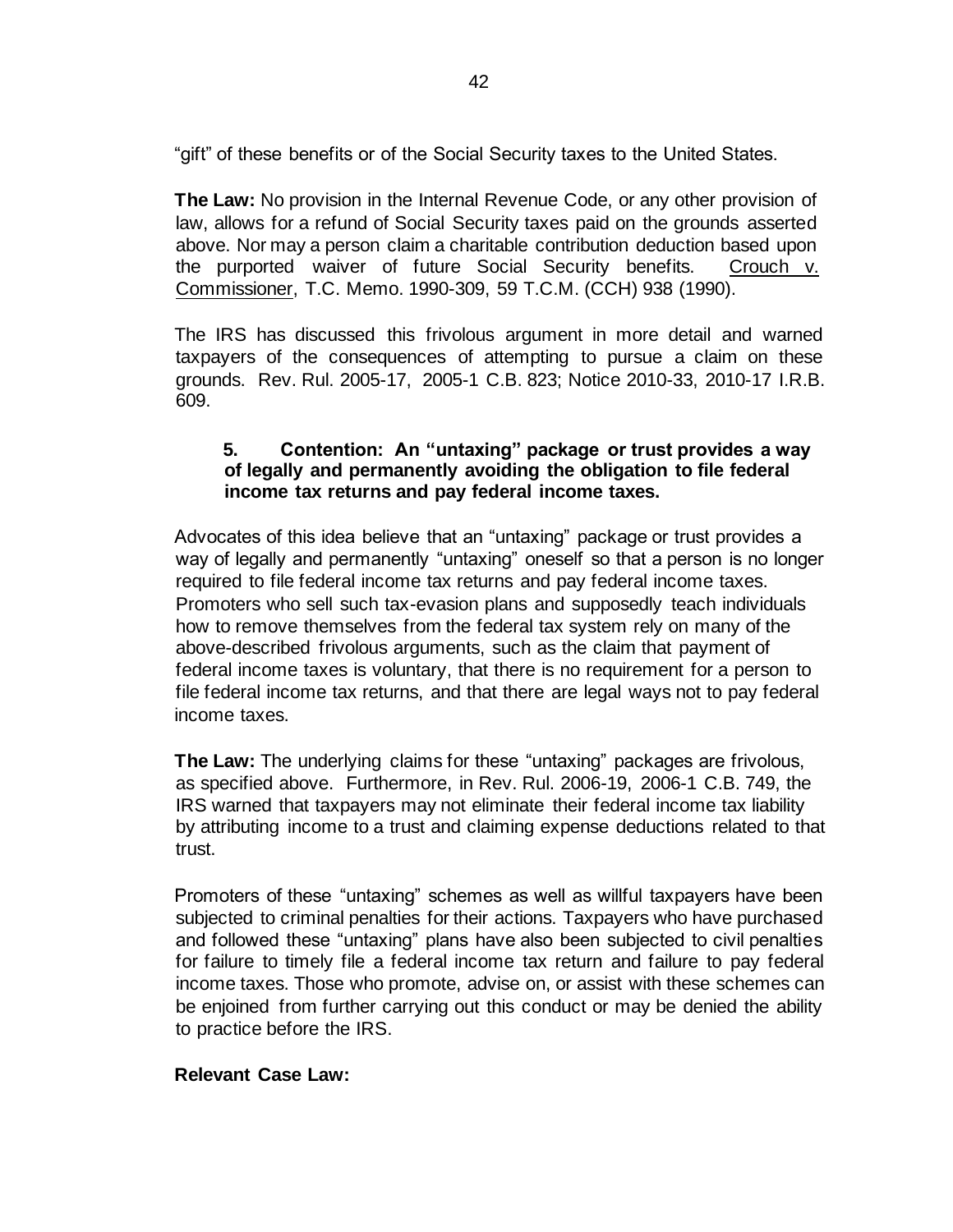"gift" of these benefits or of the Social Security taxes to the United States.

**The Law:** No provision in the Internal Revenue Code, or any other provision of law, allows for a refund of Social Security taxes paid on the grounds asserted above. Nor may a person claim a charitable contribution deduction based upon the purported waiver of future Social Security benefits. Crouch v. Commissioner, T.C. Memo. 1990-309, 59 T.C.M. (CCH) 938 (1990).

The IRS has discussed this frivolous argument in more detail and warned taxpayers of the consequences of attempting to pursue a claim on these grounds. Rev. Rul. 2005-17, 2005-1 C.B. 823; Notice 2010-33, 2010-17 I.R.B. 609.

**5. Contention: An "untaxing" package or trust provides a way of legally and permanently avoiding the obligation to file federal income tax returns and pay federal income taxes.**

Advocates of this idea believe that an "untaxing" package or trust provides a way of legally and permanently "untaxing" oneself so that a person is no longer required to file federal income tax returns and pay federal income taxes. Promoters who sell such tax-evasion plans and supposedly teach individuals how to remove themselves from the federal tax system rely on many of the above-described frivolous arguments, such as the claim that payment of federal income taxes is voluntary, that there is no requirement for a person to file federal income tax returns, and that there are legal ways not to pay federal income taxes.

**The Law:** The underlying claims for these "untaxing" packages are frivolous, as specified above. Furthermore, in Rev. Rul. 2006-19, 2006-1 C.B. 749, the IRS warned that taxpayers may not eliminate their federal income tax liability by attributing income to a trust and claiming expense deductions related to that trust.

Promoters of these "untaxing" schemes as well as willful taxpayers have been subjected to criminal penalties for their actions. Taxpayers who have purchased and followed these "untaxing" plans have also been subjected to civil penalties for failure to timely file a federal income tax return and failure to pay federal income taxes. Those who promote, advise on, or assist with these schemes can be enjoined from further carrying out this conduct or may be denied the ability to practice before the IRS.

**Relevant Case Law:**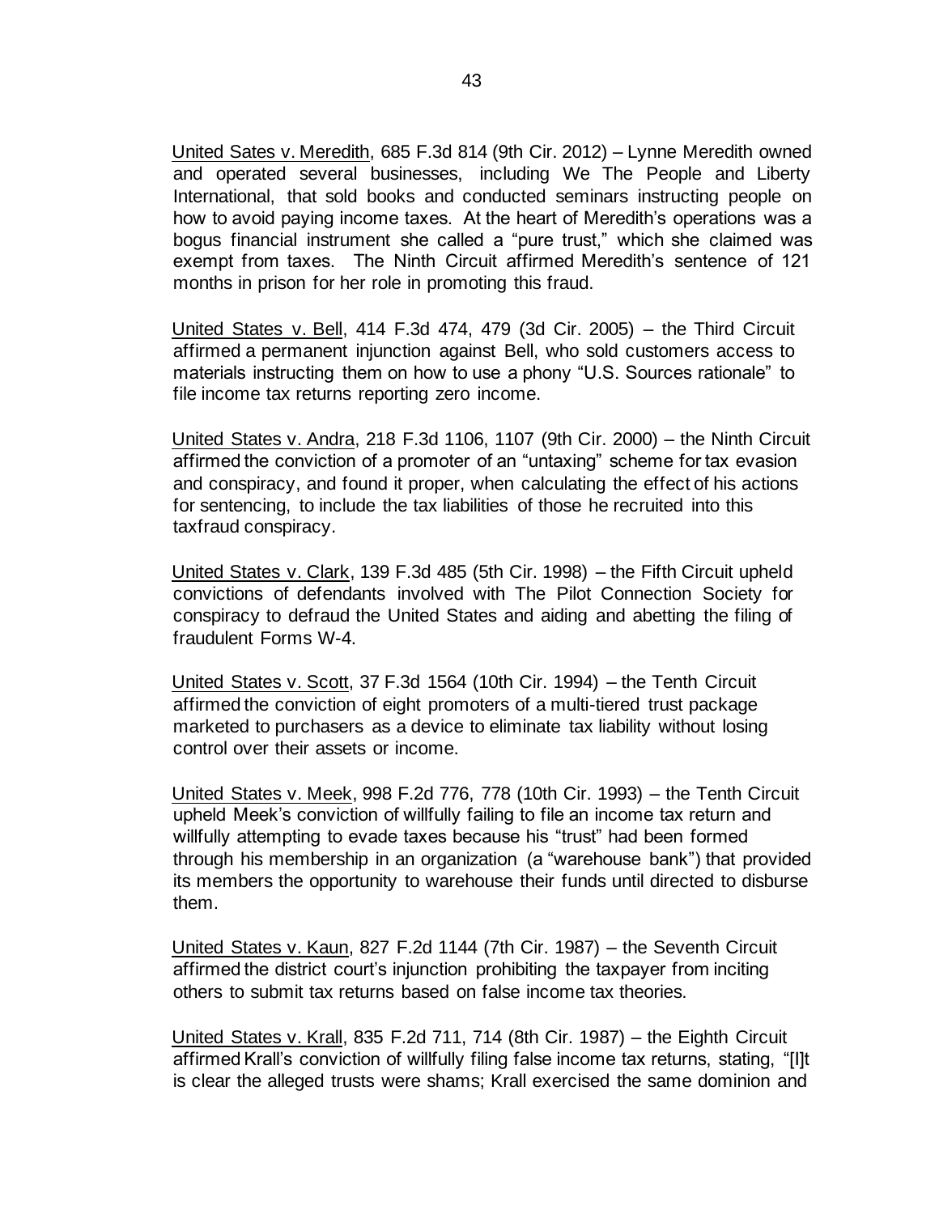United Sates v. Meredith, 685 F.3d 814 (9th Cir. 2012) – Lynne Meredith owned and operated several businesses, including We The People and Liberty International, that sold books and conducted seminars instructing people on how to avoid paying income taxes. At the heart of Meredith's operations was a bogus financial instrument she called a "pure trust," which she claimed was exempt from taxes. The Ninth Circuit affirmed Meredith's sentence of 121 months in prison for her role in promoting this fraud.

United States v. Bell, 414 F.3d 474, 479 (3d Cir. 2005) – the Third Circuit affirmed a permanent injunction against Bell, who sold customers access to materials instructing them on how to use a phony "U.S. Sources rationale" to file income tax returns reporting zero income.

United States v. Andra, 218 F.3d 1106, 1107 (9th Cir. 2000) – the Ninth Circuit affirmed the conviction of a promoter of an "untaxing" scheme for tax evasion and conspiracy, and found it proper, when calculating the effect of his actions for sentencing, to include the tax liabilities of those he recruited into this taxfraud conspiracy.

United States v. Clark, 139 F.3d 485 (5th Cir. 1998) – the Fifth Circuit upheld convictions of defendants involved with The Pilot Connection Society for conspiracy to defraud the United States and aiding and abetting the filing of fraudulent Forms W-4.

United States v. Scott, 37 F.3d 1564 (10th Cir. 1994) – the Tenth Circuit affirmed the conviction of eight promoters of a multi-tiered trust package marketed to purchasers as a device to eliminate tax liability without losing control over their assets or income.

United States v. Meek, 998 F.2d 776, 778 (10th Cir. 1993) – the Tenth Circuit upheld Meek's conviction of willfully failing to file an income tax return and willfully attempting to evade taxes because his "trust" had been formed through his membership in an organization (a "warehouse bank") that provided its members the opportunity to warehouse their funds until directed to disburse them.

United States v. Kaun, 827 F.2d 1144 (7th Cir. 1987) – the Seventh Circuit affirmed the district court's injunction prohibiting the taxpayer from inciting others to submit tax returns based on false income tax theories.

United States v. Krall, 835 F.2d 711, 714 (8th Cir. 1987) – the Eighth Circuit affirmed Krall's conviction of willfully filing false income tax returns, stating, "[I]t is clear the alleged trusts were shams; Krall exercised the same dominion and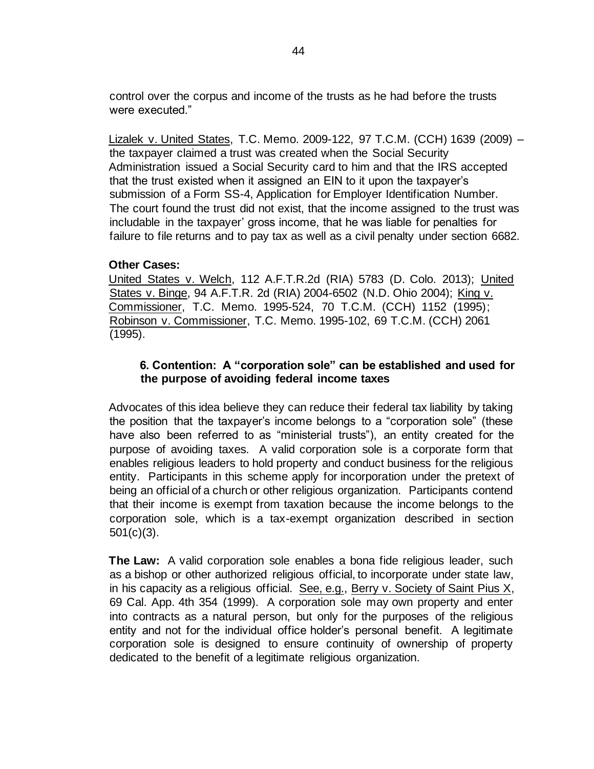control over the corpus and income of the trusts as he had before the trusts were executed."

Lizalek v. United States, T.C. Memo. 2009-122, 97 T.C.M. (CCH) 1639 (2009) – the taxpayer claimed a trust was created when the Social Security Administration issued a Social Security card to him and that the IRS accepted that the trust existed when it assigned an EIN to it upon the taxpayer's submission of a Form SS-4, Application for Employer Identification Number. The court found the trust did not exist, that the income assigned to the trust was includable in the taxpayer' gross income, that he was liable for penalties for failure to file returns and to pay tax as well as a civil penalty under section 6682.

**Other Cases:**
United States v. Welch, 112 A.F.T.R.2d (RIA) 5783 (D. Colo. 2013); United States v. Binge, 94 A.F.T.R. 2d (RIA) 2004-6502 (N.D. Ohio 2004); King v. Commissioner, T.C. Memo. 1995-524, 70 T.C.M. (CCH) 1152 (1995); Robinson v. Commissioner, T.C. Memo. 1995-102, 69 T.C.M. (CCH) 2061 (1995).

### 6. Contention: A "corporation sole" can be established and used for the purpose of avoiding federal income taxes

Advocates of this idea believe they can reduce their federal tax liability by taking the position that the taxpayer's income belongs to a "corporation sole" (these have also been referred to as "ministerial trusts"), an entity created for the purpose of avoiding taxes. A valid corporation sole is a corporate form that enables religious leaders to hold property and conduct business for the religious entity. Participants in this scheme apply for incorporation under the pretext of being an official of a church or other religious organization. Participants contend that their income is exempt from taxation because the income belongs to the corporation sole, which is a tax-exempt organization described in section 501(c)(3).

**The Law:** A valid corporation sole enables a bona fide religious leader, such as a bishop or other authorized religious official, to incorporate under state law, in his capacity as a religious official. See, e.g., Berry v. Society of Saint Pius X, 69 Cal. App. 4th 354 (1999). A corporation sole may own property and enter into contracts as a natural person, but only for the purposes of the religious entity and not for the individual office holder's personal benefit. A legitimate corporation sole is designed to ensure continuity of ownership of property dedicated to the benefit of a legitimate religious organization.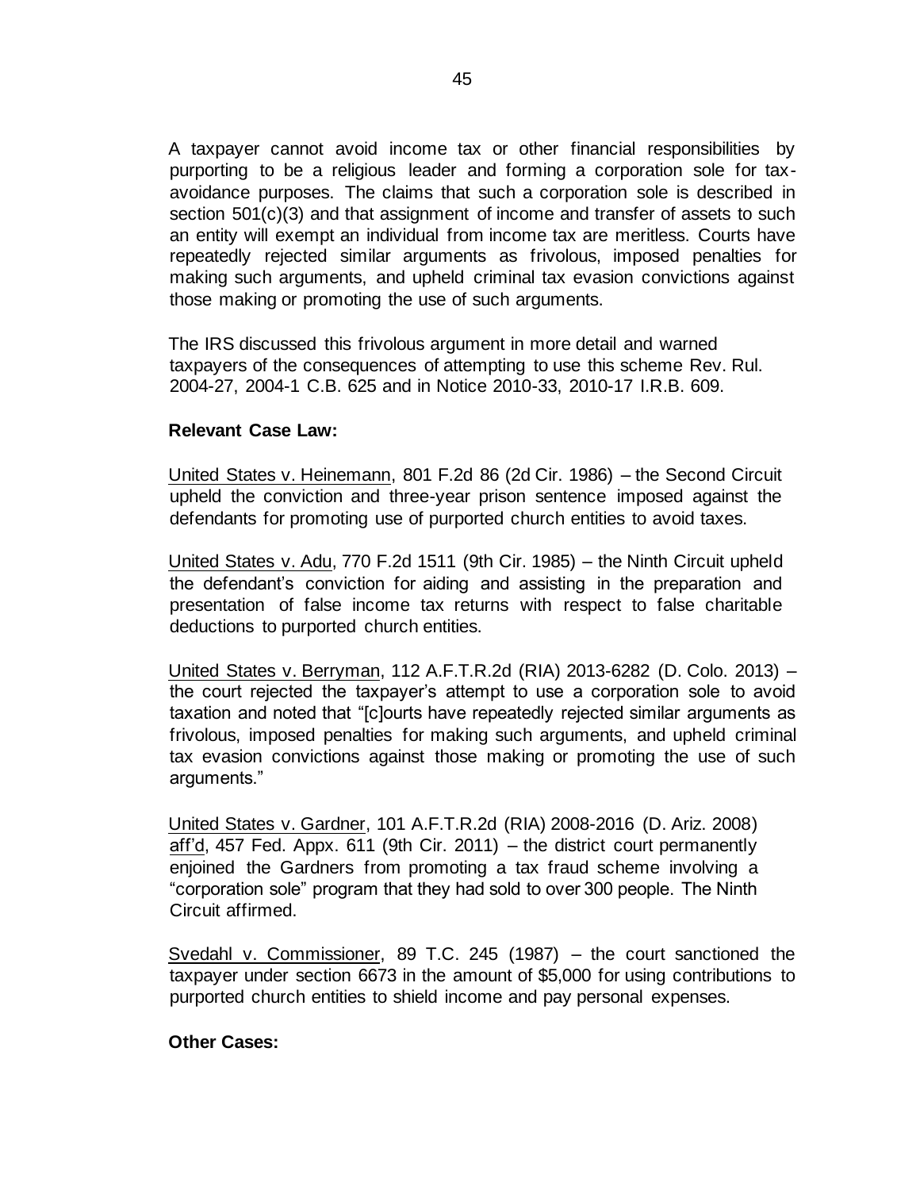A taxpayer cannot avoid income tax or other financial responsibilities by purporting to be a religious leader and forming a corporation sole for tax-avoidance purposes. The claims that such a corporation sole is described in section 501(c)(3) and that assignment of income and transfer of assets to such an entity will exempt an individual from income tax are meritless. Courts have repeatedly rejected similar arguments as frivolous, imposed penalties for making such arguments, and upheld criminal tax evasion convictions against those making or promoting the use of such arguments.

The IRS discussed this frivolous argument in more detail and warned taxpayers of the consequences of attempting to use this scheme Rev. Rul. 2004-27, 2004-1 C.B. 625 and in Notice 2010-33, 2010-17 I.R.B. 609.

**Relevant Case Law:**

United States v. Heinemann, 801 F.2d 86 (2d Cir. 1986) – the Second Circuit upheld the conviction and three-year prison sentence imposed against the defendants for promoting use of purported church entities to avoid taxes.

United States v. Adu, 770 F.2d 1511 (9th Cir. 1985) – the Ninth Circuit upheld the defendant's conviction for aiding and assisting in the preparation and presentation of false income tax returns with respect to false charitable deductions to purported church entities.

United States v. Berryman, 112 A.F.T.R.2d (RIA) 2013-6282 (D. Colo. 2013) – the court rejected the taxpayer's attempt to use a corporation sole to avoid taxation and noted that "[c]ourts have repeatedly rejected similar arguments as frivolous, imposed penalties for making such arguments, and upheld criminal tax evasion convictions against those making or promoting the use of such arguments."

United States v. Gardner, 101 A.F.T.R.2d (RIA) 2008-2016 (D. Ariz. 2008) aff'd, 457 Fed. Appx. 611 (9th Cir. 2011) – the district court permanently enjoined the Gardners from promoting a tax fraud scheme involving a "corporation sole" program that they had sold to over 300 people. The Ninth Circuit affirmed.

Svedahl v. Commissioner, 89 T.C. 245 (1987) – the court sanctioned the taxpayer under section 6673 in the amount of $5,000 for using contributions to purported church entities to shield income and pay personal expenses.

**Other Cases:**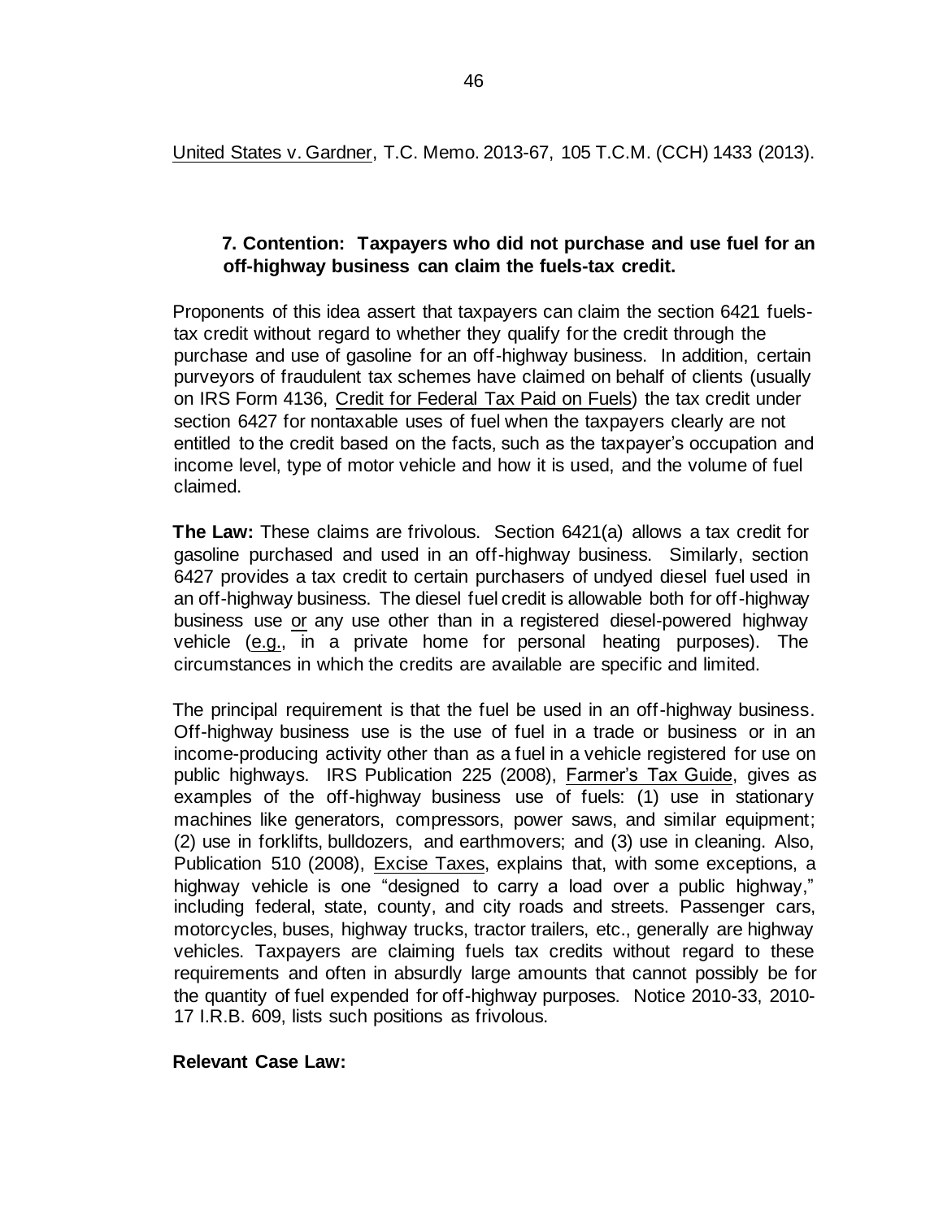United States v. Gardner, T.C. Memo. 2013-67, 105 T.C.M. (CCH) 1433 (2013).

**7. Contention: Taxpayers who did not purchase and use fuel for an off-highway business can claim the fuels-tax credit.**

Proponents of this idea assert that taxpayers can claim the section 6421 fuels-tax credit without regard to whether they qualify for the credit through the purchase and use of gasoline for an off-highway business. In addition, certain purveyors of fraudulent tax schemes have claimed on behalf of clients (usually on IRS Form 4136, Credit for Federal Tax Paid on Fuels) the tax credit under section 6427 for nontaxable uses of fuel when the taxpayers clearly are not entitled to the credit based on the facts, such as the taxpayer's occupation and income level, type of motor vehicle and how it is used, and the volume of fuel claimed.

**The Law:** These claims are frivolous. Section 6421(a) allows a tax credit for gasoline purchased and used in an off-highway business. Similarly, section 6427 provides a tax credit to certain purchasers of undyed diesel fuel used in an off-highway business. The diesel fuel credit is allowable both for off-highway business use or any use other than in a registered diesel-powered highway vehicle (e.g., in a private home for personal heating purposes). The circumstances in which the credits are available are specific and limited.

The principal requirement is that the fuel be used in an off-highway business. Off-highway business use is the use of fuel in a trade or business or in an income-producing activity other than as a fuel in a vehicle registered for use on public highways. IRS Publication 225 (2008), Farmer's Tax Guide, gives as examples of the off-highway business use of fuels: (1) use in stationary machines like generators, compressors, power saws, and similar equipment; (2) use in forklifts, bulldozers, and earthmovers; and (3) use in cleaning. Also, Publication 510 (2008), Excise Taxes, explains that, with some exceptions, a highway vehicle is one "designed to carry a load over a public highway," including federal, state, county, and city roads and streets. Passenger cars, motorcycles, buses, highway trucks, tractor trailers, etc., generally are highway vehicles. Taxpayers are claiming fuels tax credits without regard to these requirements and often in absurdly large amounts that cannot possibly be for the quantity of fuel expended for off-highway purposes. Notice 2010-33, 2010-17 I.R.B. 609, lists such positions as frivolous.

**Relevant Case Law:**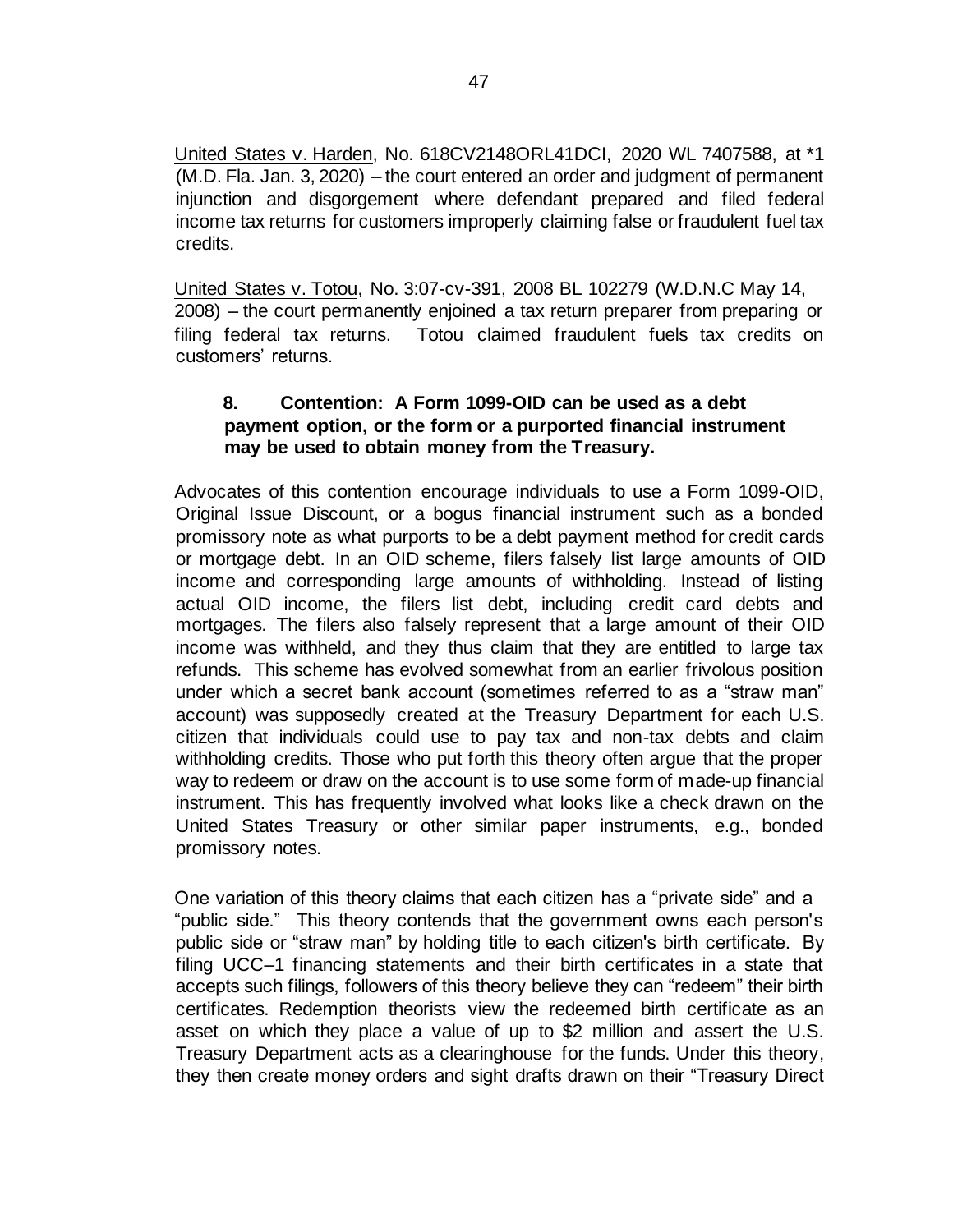United States v. Harden, No. 618CV2148ORL41DCI, 2020 WL 7407588, at *1 (M.D. Fla. Jan. 3, 2020) – the court entered an order and judgment of permanent injunction and disgorgement where defendant prepared and filed federal income tax returns for customers improperly claiming false or fraudulent fuel tax credits.

United States v. Totou, No. 3:07-cv-391, 2008 BL 102279 (W.D.N.C May 14, 2008) – the court permanently enjoined a tax return preparer from preparing or filing federal tax returns. Totou claimed fraudulent fuels tax credits on customers' returns.

### 8. Contention: A Form 1099-OID can be used as a debt payment option, or the form or a purported financial instrument may be used to obtain money from the Treasury.

Advocates of this contention encourage individuals to use a Form 1099-OID, Original Issue Discount, or a bogus financial instrument such as a bonded promissory note as what purports to be a debt payment method for credit cards or mortgage debt. In an OID scheme, filers falsely list large amounts of OID income and corresponding large amounts of withholding. Instead of listing actual OID income, the filers list debt, including credit card debts and mortgages. The filers also falsely represent that a large amount of their OID income was withheld, and they thus claim that they are entitled to large tax refunds. This scheme has evolved somewhat from an earlier frivolous position under which a secret bank account (sometimes referred to as a "straw man" account) was supposedly created at the Treasury Department for each U.S. citizen that individuals could use to pay tax and non-tax debts and claim withholding credits. Those who put forth this theory often argue that the proper way to redeem or draw on the account is to use some form of made-up financial instrument. This has frequently involved what looks like a check drawn on the United States Treasury or other similar paper instruments, e.g., bonded promissory notes.

One variation of this theory claims that each citizen has a "private side" and a "public side." This theory contends that the government owns each person's public side or "straw man" by holding title to each citizen's birth certificate. By filing UCC–1 financing statements and their birth certificates in a state that accepts such filings, followers of this theory believe they can "redeem" their birth certificates. Redemption theorists view the redeemed birth certificate as an asset on which they place a value of up to $2 million and assert the U.S. Treasury Department acts as a clearinghouse for the funds. Under this theory, they then create money orders and sight drafts drawn on their "Treasury Direct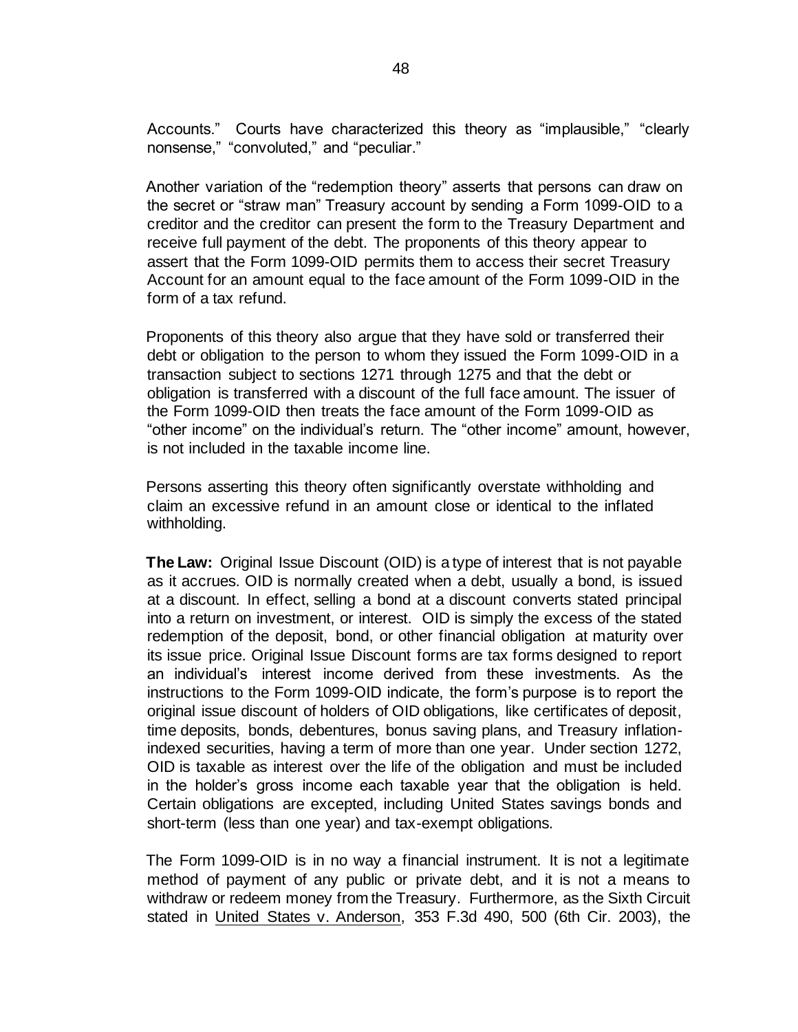Accounts." Courts have characterized this theory as "implausible," "clearly nonsense," "convoluted," and "peculiar."

Another variation of the "redemption theory" asserts that persons can draw on the secret or "straw man" Treasury account by sending a Form 1099-OID to a creditor and the creditor can present the form to the Treasury Department and receive full payment of the debt. The proponents of this theory appear to assert that the Form 1099-OID permits them to access their secret Treasury Account for an amount equal to the face amount of the Form 1099-OID in the form of a tax refund.

Proponents of this theory also argue that they have sold or transferred their debt or obligation to the person to whom they issued the Form 1099-OID in a transaction subject to sections 1271 through 1275 and that the debt or obligation is transferred with a discount of the full face amount. The issuer of the Form 1099-OID then treats the face amount of the Form 1099-OID as "other income" on the individual's return. The "other income" amount, however, is not included in the taxable income line.

Persons asserting this theory often significantly overstate withholding and claim an excessive refund in an amount close or identical to the inflated withholding.

**The Law:** Original Issue Discount (OID) is a type of interest that is not payable as it accrues. OID is normally created when a debt, usually a bond, is issued at a discount. In effect, selling a bond at a discount converts stated principal into a return on investment, or interest. OID is simply the excess of the stated redemption of the deposit, bond, or other financial obligation at maturity over its issue price. Original Issue Discount forms are tax forms designed to report an individual's interest income derived from these investments. As the instructions to the Form 1099-OID indicate, the form's purpose is to report the original issue discount of holders of OID obligations, like certificates of deposit, time deposits, bonds, debentures, bonus saving plans, and Treasury inflation-indexed securities, having a term of more than one year. Under section 1272, OID is taxable as interest over the life of the obligation and must be included in the holder's gross income each taxable year that the obligation is held. Certain obligations are excepted, including United States savings bonds and short-term (less than one year) and tax-exempt obligations.

The Form 1099-OID is in no way a financial instrument. It is not a legitimate method of payment of any public or private debt, and it is not a means to withdraw or redeem money from the Treasury. Furthermore, as the Sixth Circuit stated in United States v. Anderson, 353 F.3d 490, 500 (6th Cir. 2003), the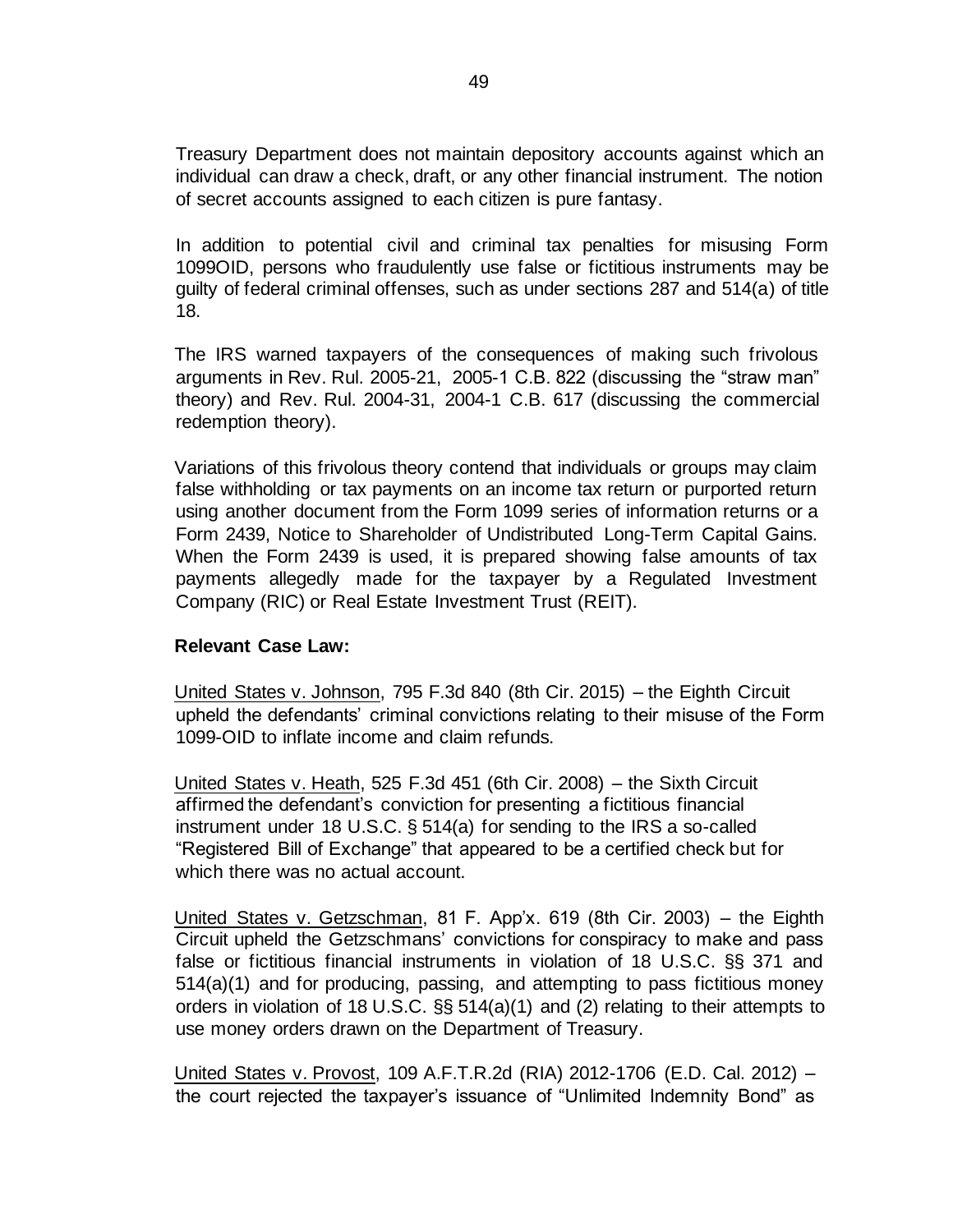Treasury Department does not maintain depository accounts against which an individual can draw a check, draft, or any other financial instrument. The notion of secret accounts assigned to each citizen is pure fantasy.

In addition to potential civil and criminal tax penalties for misusing Form 1099OID, persons who fraudulently use false or fictitious instruments may be guilty of federal criminal offenses, such as under sections 287 and 514(a) of title 18.

The IRS warned taxpayers of the consequences of making such frivolous arguments in Rev. Rul. 2005-21, 2005-1 C.B. 822 (discussing the "straw man" theory) and Rev. Rul. 2004-31, 2004-1 C.B. 617 (discussing the commercial redemption theory).

Variations of this frivolous theory contend that individuals or groups may claim false withholding or tax payments on an income tax return or purported return using another document from the Form 1099 series of information returns or a Form 2439, Notice to Shareholder of Undistributed Long-Term Capital Gains. When the Form 2439 is used, it is prepared showing false amounts of tax payments allegedly made for the taxpayer by a Regulated Investment Company (RIC) or Real Estate Investment Trust (REIT).

**Relevant Case Law:**

United States v. Johnson, 795 F.3d 840 (8th Cir. 2015) – the Eighth Circuit upheld the defendants' criminal convictions relating to their misuse of the Form 1099-OID to inflate income and claim refunds.

United States v. Heath, 525 F.3d 451 (6th Cir. 2008) – the Sixth Circuit affirmed the defendant's conviction for presenting a fictitious financial instrument under 18 U.S.C. § 514(a) for sending to the IRS a so-called "Registered Bill of Exchange" that appeared to be a certified check but for which there was no actual account.

United States v. Getzschman, 81 F. App'x. 619 (8th Cir. 2003) – the Eighth Circuit upheld the Getzschmans' convictions for conspiracy to make and pass false or fictitious financial instruments in violation of 18 U.S.C. §§ 371 and 514(a)(1) and for producing, passing, and attempting to pass fictitious money orders in violation of 18 U.S.C. §§ 514(a)(1) and (2) relating to their attempts to use money orders drawn on the Department of Treasury.

United States v. Provost, 109 A.F.T.R.2d (RIA) 2012-1706 (E.D. Cal. 2012) – the court rejected the taxpayer's issuance of "Unlimited Indemnity Bond" as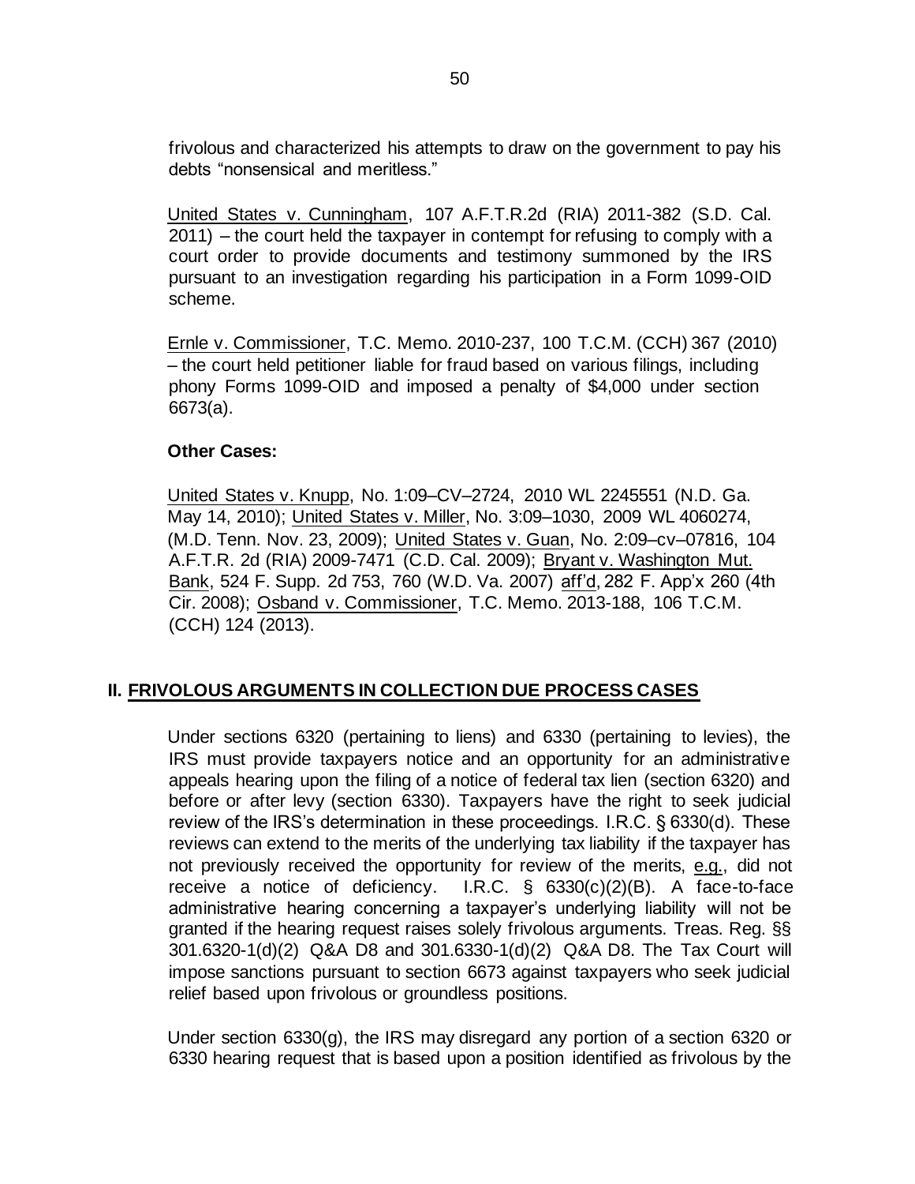frivolous and characterized his attempts to draw on the government to pay his debts "nonsensical and meritless."

United States v. Cunningham, 107 A.F.T.R.2d (RIA) 2011-382 (S.D. Cal. 2011) – the court held the taxpayer in contempt for refusing to comply with a court order to provide documents and testimony summoned by the IRS pursuant to an investigation regarding his participation in a Form 1099-OID scheme.

Ernle v. Commissioner, T.C. Memo. 2010-237, 100 T.C.M. (CCH) 367 (2010) – the court held petitioner liable for fraud based on various filings, including phony Forms 1099-OID and imposed a penalty of $4,000 under section 6673(a).

**Other Cases:**

United States v. Knupp, No. 1:09–CV–2724, 2010 WL 2245551 (N.D. Ga. May 14, 2010); United States v. Miller, No. 3:09–1030, 2009 WL 4060274, (M.D. Tenn. Nov. 23, 2009); United States v. Guan, No. 2:09–cv–07816, 104 A.F.T.R. 2d (RIA) 2009-7471 (C.D. Cal. 2009); Bryant v. Washington Mut. Bank, 524 F. Supp. 2d 753, 760 (W.D. Va. 2007) aff'd, 282 F. App'x 260 (4th Cir. 2008); Osband v. Commissioner, T.C. Memo. 2013-188, 106 T.C.M. (CCH) 124 (2013).

## II. FRIVOLOUS ARGUMENTS IN COLLECTION DUE PROCESS CASES

Under sections 6320 (pertaining to liens) and 6330 (pertaining to levies), the IRS must provide taxpayers notice and an opportunity for an administrative appeals hearing upon the filing of a notice of federal tax lien (section 6320) and before or after levy (section 6330). Taxpayers have the right to seek judicial review of the IRS's determination in these proceedings. I.R.C. § 6330(d). These reviews can extend to the merits of the underlying tax liability if the taxpayer has not previously received the opportunity for review of the merits, e.g., did not receive a notice of deficiency. I.R.C. § 6330(c)(2)(B). A face-to-face administrative hearing concerning a taxpayer's underlying liability will not be granted if the hearing request raises solely frivolous arguments. Treas. Reg. §§ 301.6320-1(d)(2) Q&A D8 and 301.6330-1(d)(2) Q&A D8. The Tax Court will impose sanctions pursuant to section 6673 against taxpayers who seek judicial relief based upon frivolous or groundless positions.

Under section 6330(g), the IRS may disregard any portion of a section 6320 or 6330 hearing request that is based upon a position identified as frivolous by the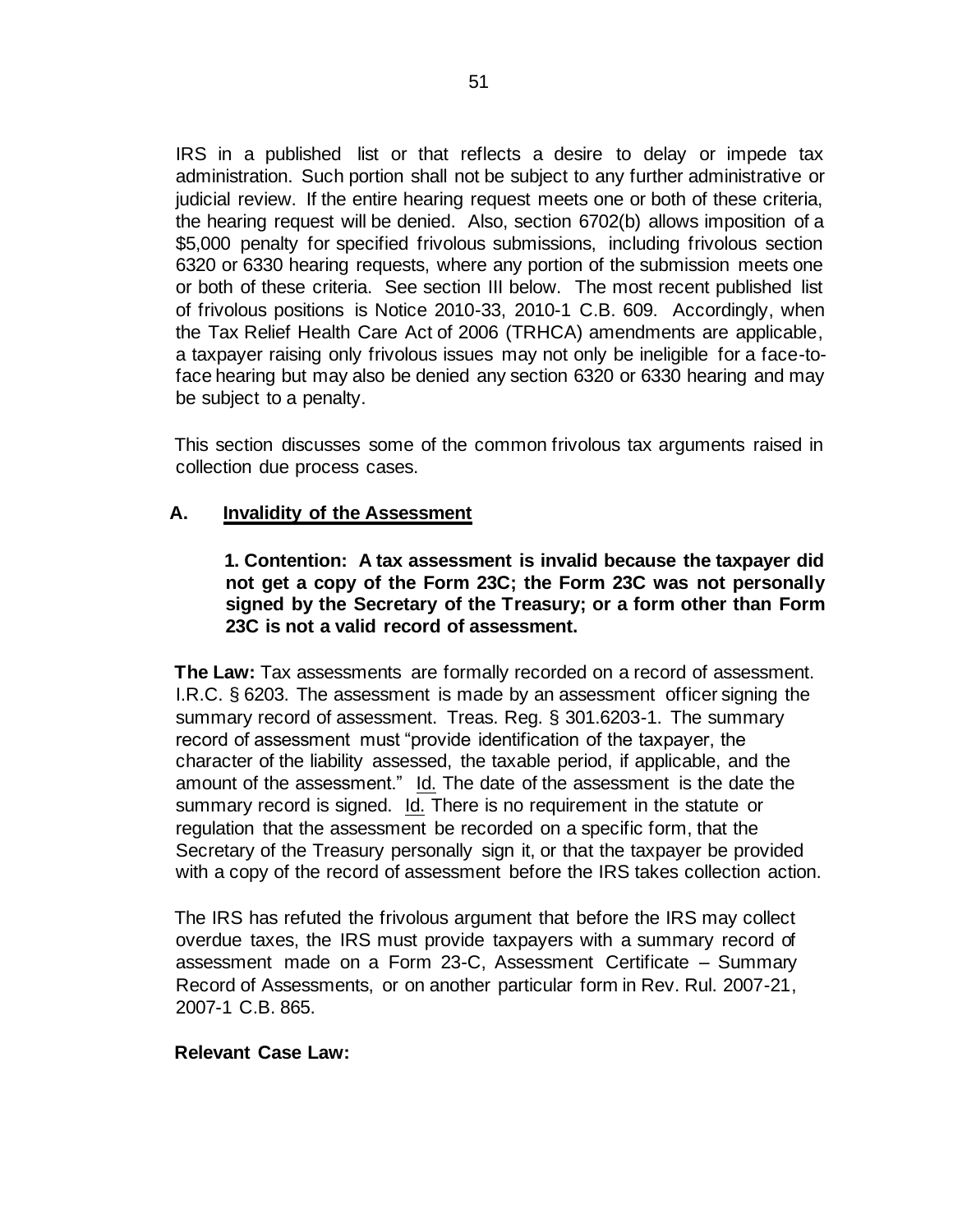IRS in a published list or that reflects a desire to delay or impede tax administration. Such portion shall not be subject to any further administrative or judicial review. If the entire hearing request meets one or both of these criteria, the hearing request will be denied. Also, section 6702(b) allows imposition of a $5,000 penalty for specified frivolous submissions, including frivolous section 6320 or 6330 hearing requests, where any portion of the submission meets one or both of these criteria. See section III below. The most recent published list of frivolous positions is Notice 2010-33, 2010-1 C.B. 609. Accordingly, when the Tax Relief Health Care Act of 2006 (TRHCA) amendments are applicable, a taxpayer raising only frivolous issues may not only be ineligible for a face-to-face hearing but may also be denied any section 6320 or 6330 hearing and may be subject to a penalty.

This section discusses some of the common frivolous tax arguments raised in collection due process cases.

## A. Invalidity of the Assessment

**1. Contention: A tax assessment is invalid because the taxpayer did not get a copy of the Form 23C; the Form 23C was not personally signed by the Secretary of the Treasury; or a form other than Form 23C is not a valid record of assessment.**

**The Law:** Tax assessments are formally recorded on a record of assessment. I.R.C. § 6203. The assessment is made by an assessment officer signing the summary record of assessment. Treas. Reg. § 301.6203-1. The summary record of assessment must "provide identification of the taxpayer, the character of the liability assessed, the taxable period, if applicable, and the amount of the assessment." Id. The date of the assessment is the date the summary record is signed. Id. There is no requirement in the statute or regulation that the assessment be recorded on a specific form, that the Secretary of the Treasury personally sign it, or that the taxpayer be provided with a copy of the record of assessment before the IRS takes collection action.

The IRS has refuted the frivolous argument that before the IRS may collect overdue taxes, the IRS must provide taxpayers with a summary record of assessment made on a Form 23-C, Assessment Certificate – Summary Record of Assessments, or on another particular form in Rev. Rul. 2007-21, 2007-1 C.B. 865.

**Relevant Case Law:**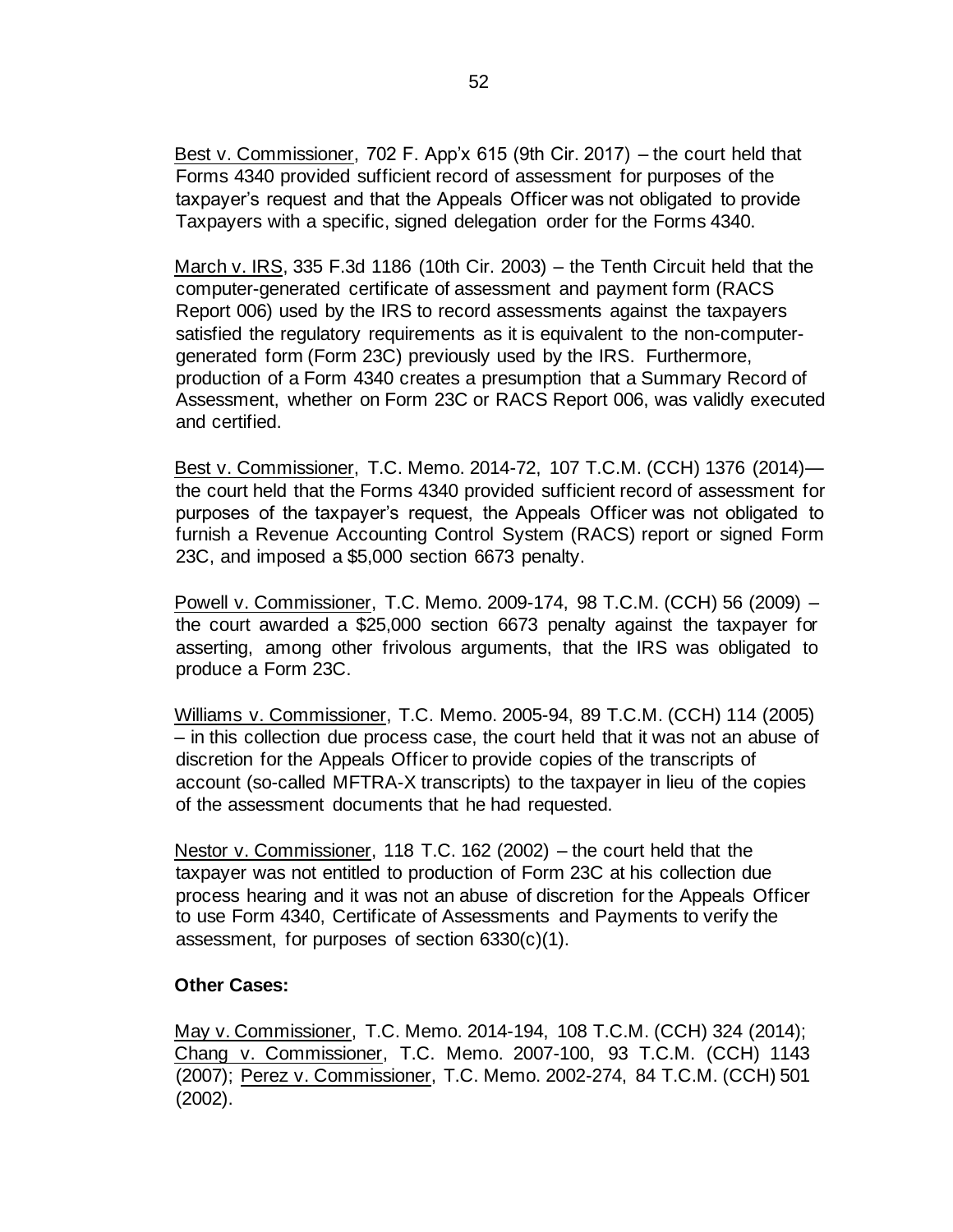Best v. Commissioner, 702 F. App'x 615 (9th Cir. 2017) – the court held that Forms 4340 provided sufficient record of assessment for purposes of the taxpayer's request and that the Appeals Officer was not obligated to provide Taxpayers with a specific, signed delegation order for the Forms 4340.

March v. IRS, 335 F.3d 1186 (10th Cir. 2003) – the Tenth Circuit held that the computer-generated certificate of assessment and payment form (RACS Report 006) used by the IRS to record assessments against the taxpayers satisfied the regulatory requirements as it is equivalent to the non-computer-generated form (Form 23C) previously used by the IRS. Furthermore, production of a Form 4340 creates a presumption that a Summary Record of Assessment, whether on Form 23C or RACS Report 006, was validly executed and certified.

Best v. Commissioner, T.C. Memo. 2014-72, 107 T.C.M. (CCH) 1376 (2014)—the court held that the Forms 4340 provided sufficient record of assessment for purposes of the taxpayer's request, the Appeals Officer was not obligated to furnish a Revenue Accounting Control System (RACS) report or signed Form 23C, and imposed a $5,000 section 6673 penalty.

Powell v. Commissioner, T.C. Memo. 2009-174, 98 T.C.M. (CCH) 56 (2009) – the court awarded a $25,000 section 6673 penalty against the taxpayer for asserting, among other frivolous arguments, that the IRS was obligated to produce a Form 23C.

Williams v. Commissioner, T.C. Memo. 2005-94, 89 T.C.M. (CCH) 114 (2005) – in this collection due process case, the court held that it was not an abuse of discretion for the Appeals Officer to provide copies of the transcripts of account (so-called MFTRA-X transcripts) to the taxpayer in lieu of the copies of the assessment documents that he had requested.

Nestor v. Commissioner, 118 T.C. 162 (2002) – the court held that the taxpayer was not entitled to production of Form 23C at his collection due process hearing and it was not an abuse of discretion for the Appeals Officer to use Form 4340, Certificate of Assessments and Payments to verify the assessment, for purposes of section 6330(c)(1).

**Other Cases:**

May v. Commissioner, T.C. Memo. 2014-194, 108 T.C.M. (CCH) 324 (2014); Chang v. Commissioner, T.C. Memo. 2007-100, 93 T.C.M. (CCH) 1143 (2007); Perez v. Commissioner, T.C. Memo. 2002-274, 84 T.C.M. (CCH) 501 (2002).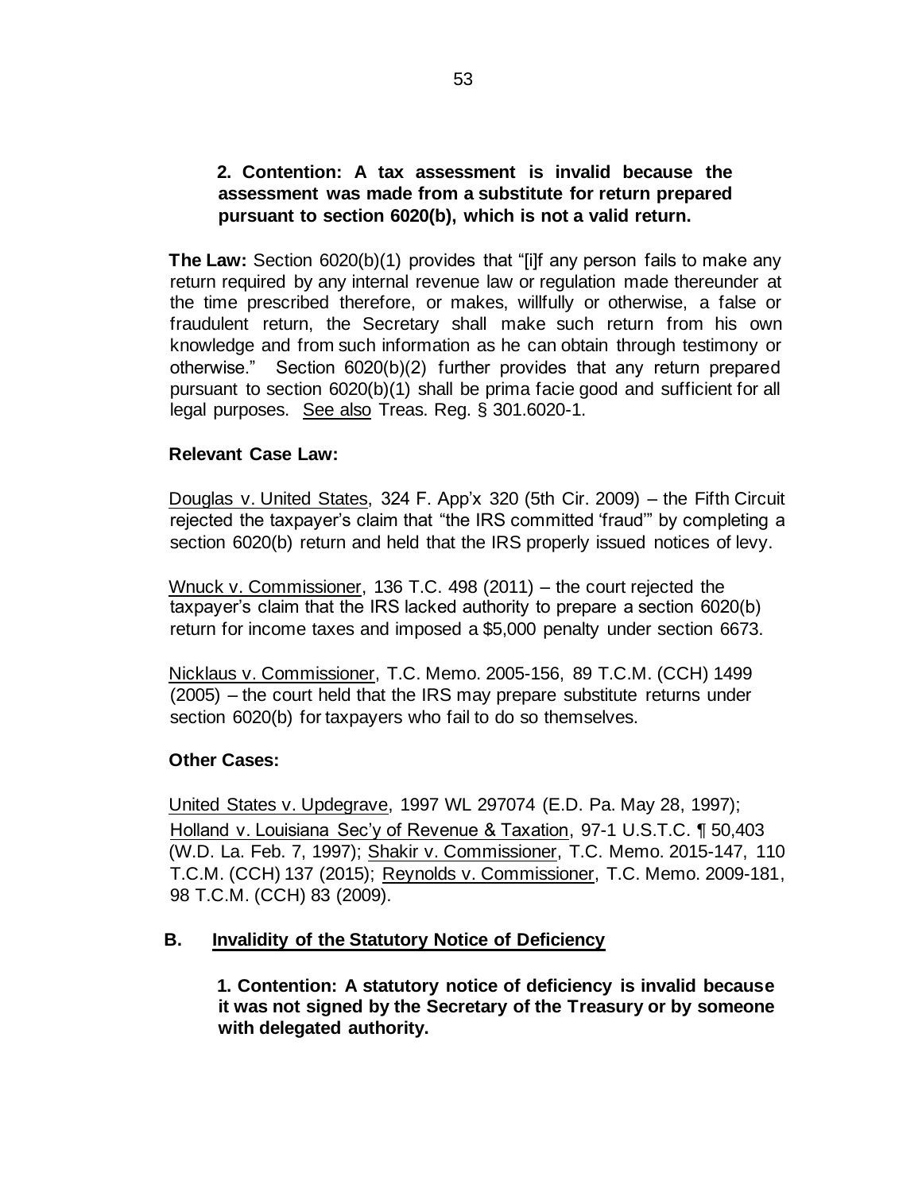**2. Contention: A tax assessment is invalid because the assessment was made from a substitute for return prepared pursuant to section 6020(b), which is not a valid return.**

**The Law:** Section 6020(b)(1) provides that "[i]f any person fails to make any return required by any internal revenue law or regulation made thereunder at the time prescribed therefore, or makes, willfully or otherwise, a false or fraudulent return, the Secretary shall make such return from his own knowledge and from such information as he can obtain through testimony or otherwise." Section 6020(b)(2) further provides that any return prepared pursuant to section 6020(b)(1) shall be prima facie good and sufficient for all legal purposes. See also Treas. Reg. § 301.6020-1.

**Relevant Case Law:**

Douglas v. United States, 324 F. App'x 320 (5th Cir. 2009) – the Fifth Circuit rejected the taxpayer's claim that "the IRS committed 'fraud'" by completing a section 6020(b) return and held that the IRS properly issued notices of levy.

Wnuck v. Commissioner, 136 T.C. 498 (2011) – the court rejected the taxpayer's claim that the IRS lacked authority to prepare a section 6020(b) return for income taxes and imposed a $5,000 penalty under section 6673.

Nicklaus v. Commissioner, T.C. Memo. 2005-156, 89 T.C.M. (CCH) 1499 (2005) – the court held that the IRS may prepare substitute returns under section 6020(b) for taxpayers who fail to do so themselves.

**Other Cases:**

United States v. Updegrave, 1997 WL 297074 (E.D. Pa. May 28, 1997); Holland v. Louisiana Sec'y of Revenue & Taxation, 97-1 U.S.T.C. ¶ 50,403 (W.D. La. Feb. 7, 1997); Shakir v. Commissioner, T.C. Memo. 2015-147, 110 T.C.M. (CCH) 137 (2015); Reynolds v. Commissioner, T.C. Memo. 2009-181, 98 T.C.M. (CCH) 83 (2009).

## B. Invalidity of the Statutory Notice of Deficiency

**1. Contention: A statutory notice of deficiency is invalid because it was not signed by the Secretary of the Treasury or by someone with delegated authority.**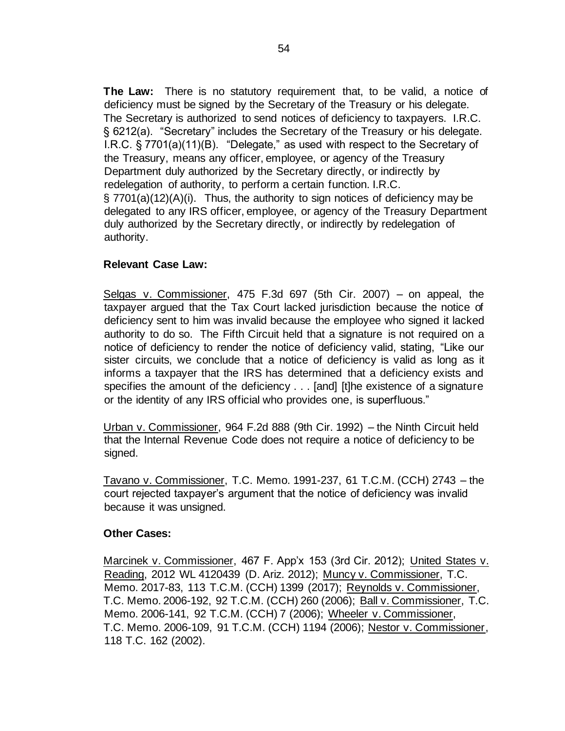**The Law:** There is no statutory requirement that, to be valid, a notice of deficiency must be signed by the Secretary of the Treasury or his delegate. The Secretary is authorized to send notices of deficiency to taxpayers. I.R.C. § 6212(a). "Secretary" includes the Secretary of the Treasury or his delegate. I.R.C. § 7701(a)(11)(B). "Delegate," as used with respect to the Secretary of the Treasury, means any officer, employee, or agency of the Treasury Department duly authorized by the Secretary directly, or indirectly by redelegation of authority, to perform a certain function. I.R.C. § 7701(a)(12)(A)(i). Thus, the authority to sign notices of deficiency may be delegated to any IRS officer, employee, or agency of the Treasury Department duly authorized by the Secretary directly, or indirectly by redelegation of authority.

**Relevant Case Law:**

Selgas v. Commissioner, 475 F.3d 697 (5th Cir. 2007) – on appeal, the taxpayer argued that the Tax Court lacked jurisdiction because the notice of deficiency sent to him was invalid because the employee who signed it lacked authority to do so. The Fifth Circuit held that a signature is not required on a notice of deficiency to render the notice of deficiency valid, stating, "Like our sister circuits, we conclude that a notice of deficiency is valid as long as it informs a taxpayer that the IRS has determined that a deficiency exists and specifies the amount of the deficiency . . . [and] [t]he existence of a signature or the identity of any IRS official who provides one, is superfluous."

Urban v. Commissioner, 964 F.2d 888 (9th Cir. 1992) – the Ninth Circuit held that the Internal Revenue Code does not require a notice of deficiency to be signed.

Tavano v. Commissioner, T.C. Memo. 1991-237, 61 T.C.M. (CCH) 2743 – the court rejected taxpayer's argument that the notice of deficiency was invalid because it was unsigned.

**Other Cases:**

Marcinek v. Commissioner, 467 F. App'x 153 (3rd Cir. 2012); United States v. Reading, 2012 WL 4120439 (D. Ariz. 2012); Muncy v. Commissioner, T.C. Memo. 2017-83, 113 T.C.M. (CCH) 1399 (2017); Reynolds v. Commissioner, T.C. Memo. 2006-192, 92 T.C.M. (CCH) 260 (2006); Ball v. Commissioner, T.C. Memo. 2006-141, 92 T.C.M. (CCH) 7 (2006); Wheeler v. Commissioner, T.C. Memo. 2006-109, 91 T.C.M. (CCH) 1194 (2006); Nestor v. Commissioner, 118 T.C. 162 (2002).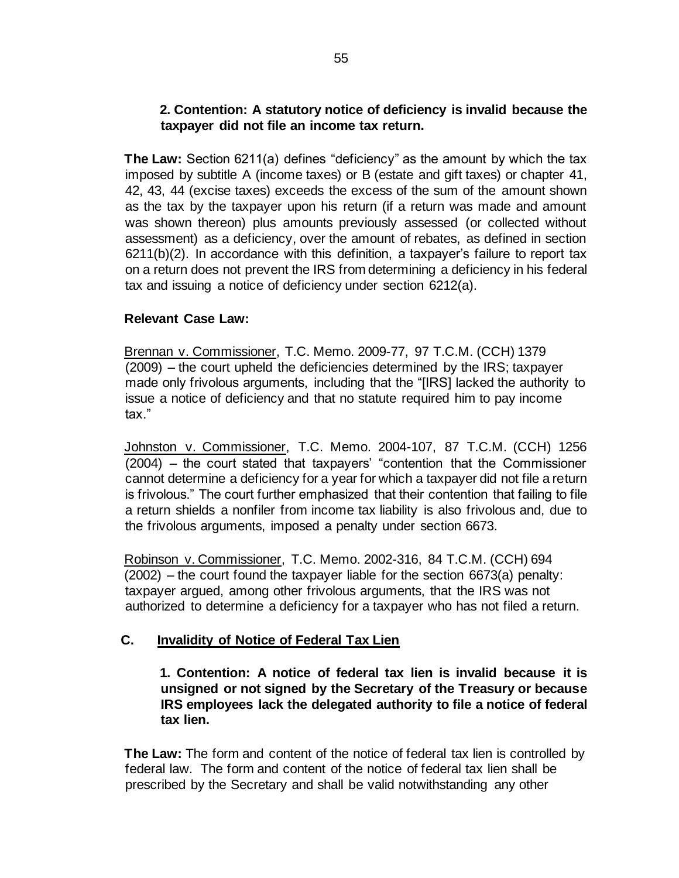**2. Contention: A statutory notice of deficiency is invalid because the taxpayer did not file an income tax return.**

**The Law:** Section 6211(a) defines "deficiency" as the amount by which the tax imposed by subtitle A (income taxes) or B (estate and gift taxes) or chapter 41, 42, 43, 44 (excise taxes) exceeds the excess of the sum of the amount shown as the tax by the taxpayer upon his return (if a return was made and amount was shown thereon) plus amounts previously assessed (or collected without assessment) as a deficiency, over the amount of rebates, as defined in section 6211(b)(2). In accordance with this definition, a taxpayer's failure to report tax on a return does not prevent the IRS from determining a deficiency in his federal tax and issuing a notice of deficiency under section 6212(a).

**Relevant Case Law:**

Brennan v. Commissioner, T.C. Memo. 2009-77, 97 T.C.M. (CCH) 1379 (2009) – the court upheld the deficiencies determined by the IRS; taxpayer made only frivolous arguments, including that the "[IRS] lacked the authority to issue a notice of deficiency and that no statute required him to pay income tax."

Johnston v. Commissioner, T.C. Memo. 2004-107, 87 T.C.M. (CCH) 1256 (2004) – the court stated that taxpayers' "contention that the Commissioner cannot determine a deficiency for a year for which a taxpayer did not file a return is frivolous." The court further emphasized that their contention that failing to file a return shields a nonfiler from income tax liability is also frivolous and, due to the frivolous arguments, imposed a penalty under section 6673.

Robinson v. Commissioner, T.C. Memo. 2002-316, 84 T.C.M. (CCH) 694 (2002) – the court found the taxpayer liable for the section 6673(a) penalty: taxpayer argued, among other frivolous arguments, that the IRS was not authorized to determine a deficiency for a taxpayer who has not filed a return.

### C. Invalidity of Notice of Federal Tax Lien

**1. Contention: A notice of federal tax lien is invalid because it is unsigned or not signed by the Secretary of the Treasury or because IRS employees lack the delegated authority to file a notice of federal tax lien.**

**The Law:** The form and content of the notice of federal tax lien is controlled by federal law. The form and content of the notice of federal tax lien shall be prescribed by the Secretary and shall be valid notwithstanding any other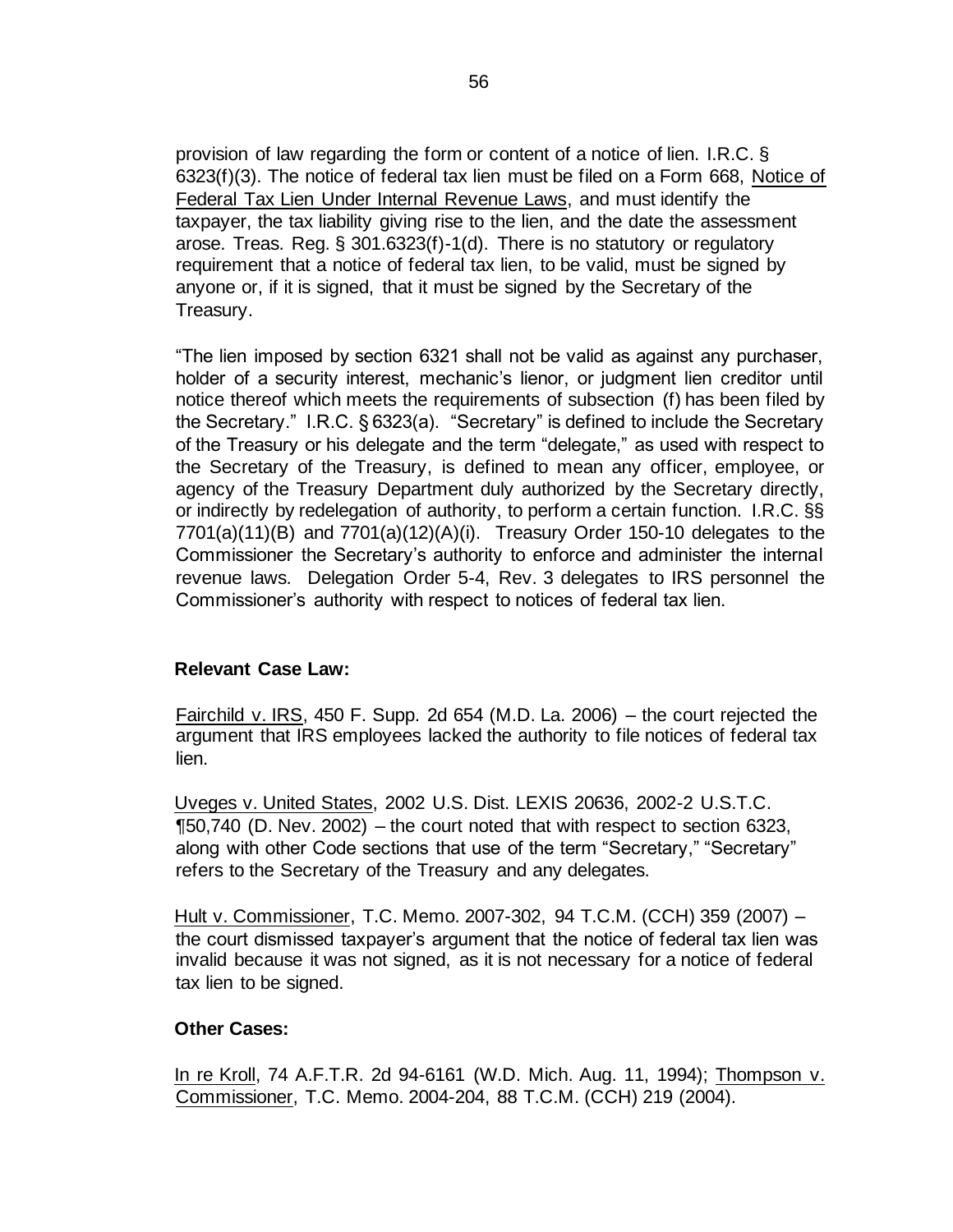provision of law regarding the form or content of a notice of lien. I.R.C. § 6323(f)(3). The notice of federal tax lien must be filed on a Form 668, Notice of Federal Tax Lien Under Internal Revenue Laws, and must identify the taxpayer, the tax liability giving rise to the lien, and the date the assessment arose. Treas. Reg. § 301.6323(f)-1(d). There is no statutory or regulatory requirement that a notice of federal tax lien, to be valid, must be signed by anyone or, if it is signed, that it must be signed by the Secretary of the Treasury.

"The lien imposed by section 6321 shall not be valid as against any purchaser, holder of a security interest, mechanic's lienor, or judgment lien creditor until notice thereof which meets the requirements of subsection (f) has been filed by the Secretary." I.R.C. § 6323(a). "Secretary" is defined to include the Secretary of the Treasury or his delegate and the term "delegate," as used with respect to the Secretary of the Treasury, is defined to mean any officer, employee, or agency of the Treasury Department duly authorized by the Secretary directly, or indirectly by redelegation of authority, to perform a certain function. I.R.C. §§ 7701(a)(11)(B) and 7701(a)(12)(A)(i). Treasury Order 150-10 delegates to the Commissioner the Secretary's authority to enforce and administer the internal revenue laws. Delegation Order 5-4, Rev. 3 delegates to IRS personnel the Commissioner's authority with respect to notices of federal tax lien.

**Relevant Case Law:**

Fairchild v. IRS, 450 F. Supp. 2d 654 (M.D. La. 2006) – the court rejected the argument that IRS employees lacked the authority to file notices of federal tax lien.

Uveges v. United States, 2002 U.S. Dist. LEXIS 20636, 2002-2 U.S.T.C. ¶50,740 (D. Nev. 2002) – the court noted that with respect to section 6323, along with other Code sections that use of the term "Secretary," "Secretary" refers to the Secretary of the Treasury and any delegates.

Hult v. Commissioner, T.C. Memo. 2007-302, 94 T.C.M. (CCH) 359 (2007) – the court dismissed taxpayer's argument that the notice of federal tax lien was invalid because it was not signed, as it is not necessary for a notice of federal tax lien to be signed.

**Other Cases:**

In re Kroll, 74 A.F.T.R. 2d 94-6161 (W.D. Mich. Aug. 11, 1994); Thompson v. Commissioner, T.C. Memo. 2004-204, 88 T.C.M. (CCH) 219 (2004).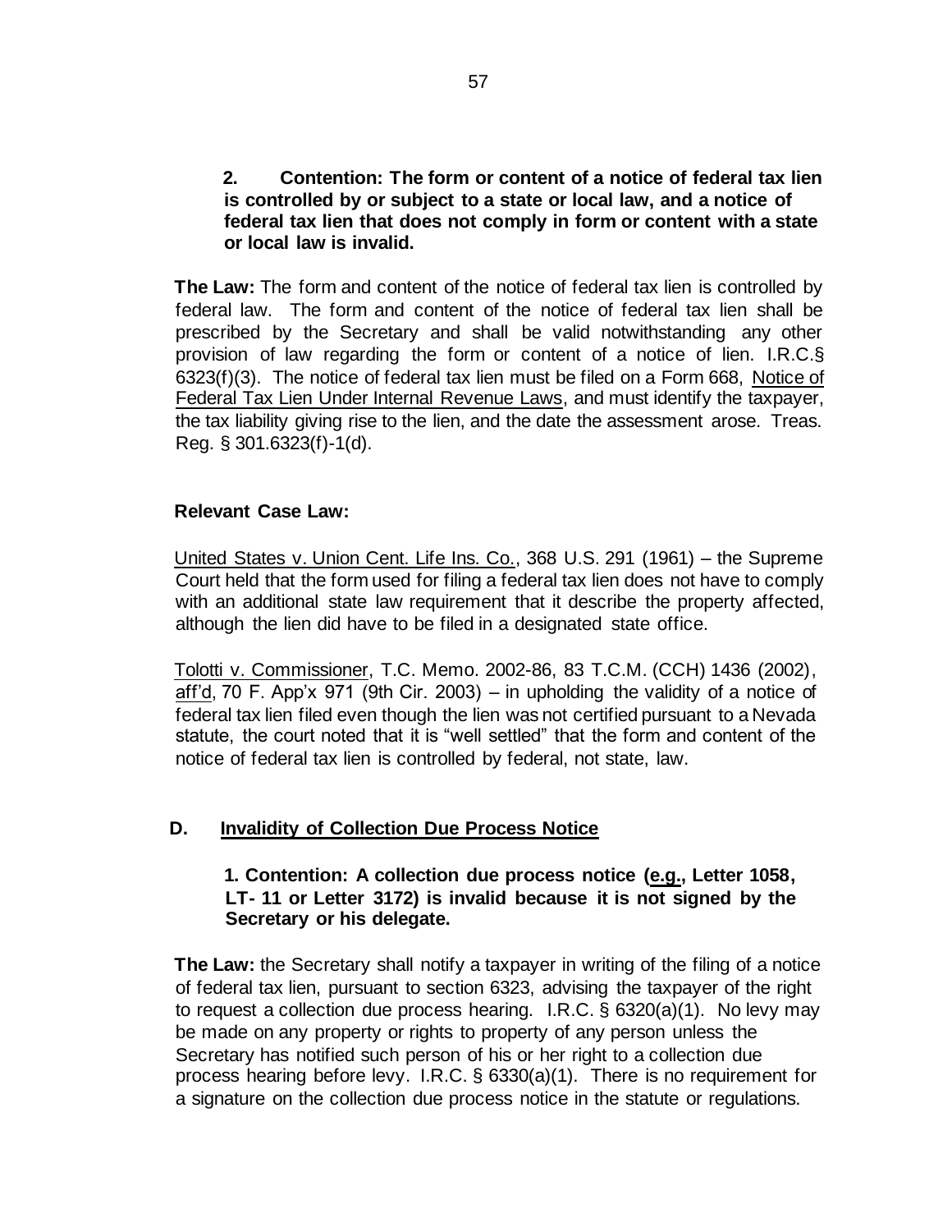**2. Contention: The form or content of a notice of federal tax lien is controlled by or subject to a state or local law, and a notice of federal tax lien that does not comply in form or content with a state or local law is invalid.**

**The Law:** The form and content of the notice of federal tax lien is controlled by federal law. The form and content of the notice of federal tax lien shall be prescribed by the Secretary and shall be valid notwithstanding any other provision of law regarding the form or content of a notice of lien. I.R.C.§ 6323(f)(3). The notice of federal tax lien must be filed on a Form 668, Notice of Federal Tax Lien Under Internal Revenue Laws, and must identify the taxpayer, the tax liability giving rise to the lien, and the date the assessment arose. Treas. Reg. § 301.6323(f)-1(d).

**Relevant Case Law:**

United States v. Union Cent. Life Ins. Co., 368 U.S. 291 (1961) – the Supreme Court held that the form used for filing a federal tax lien does not have to comply with an additional state law requirement that it describe the property affected, although the lien did have to be filed in a designated state office.

Tolotti v. Commissioner, T.C. Memo. 2002-86, 83 T.C.M. (CCH) 1436 (2002), aff'd, 70 F. App'x 971 (9th Cir. 2003) – in upholding the validity of a notice of federal tax lien filed even though the lien was not certified pursuant to a Nevada statute, the court noted that it is "well settled" that the form and content of the notice of federal tax lien is controlled by federal, not state, law.

## D. Invalidity of Collection Due Process Notice

**1. Contention: A collection due process notice (e.g., Letter 1058, LT- 11 or Letter 3172) is invalid because it is not signed by the Secretary or his delegate.**

**The Law:** the Secretary shall notify a taxpayer in writing of the filing of a notice of federal tax lien, pursuant to section 6323, advising the taxpayer of the right to request a collection due process hearing. I.R.C. § 6320(a)(1). No levy may be made on any property or rights to property of any person unless the Secretary has notified such person of his or her right to a collection due process hearing before levy. I.R.C. § 6330(a)(1). There is no requirement for a signature on the collection due process notice in the statute or regulations.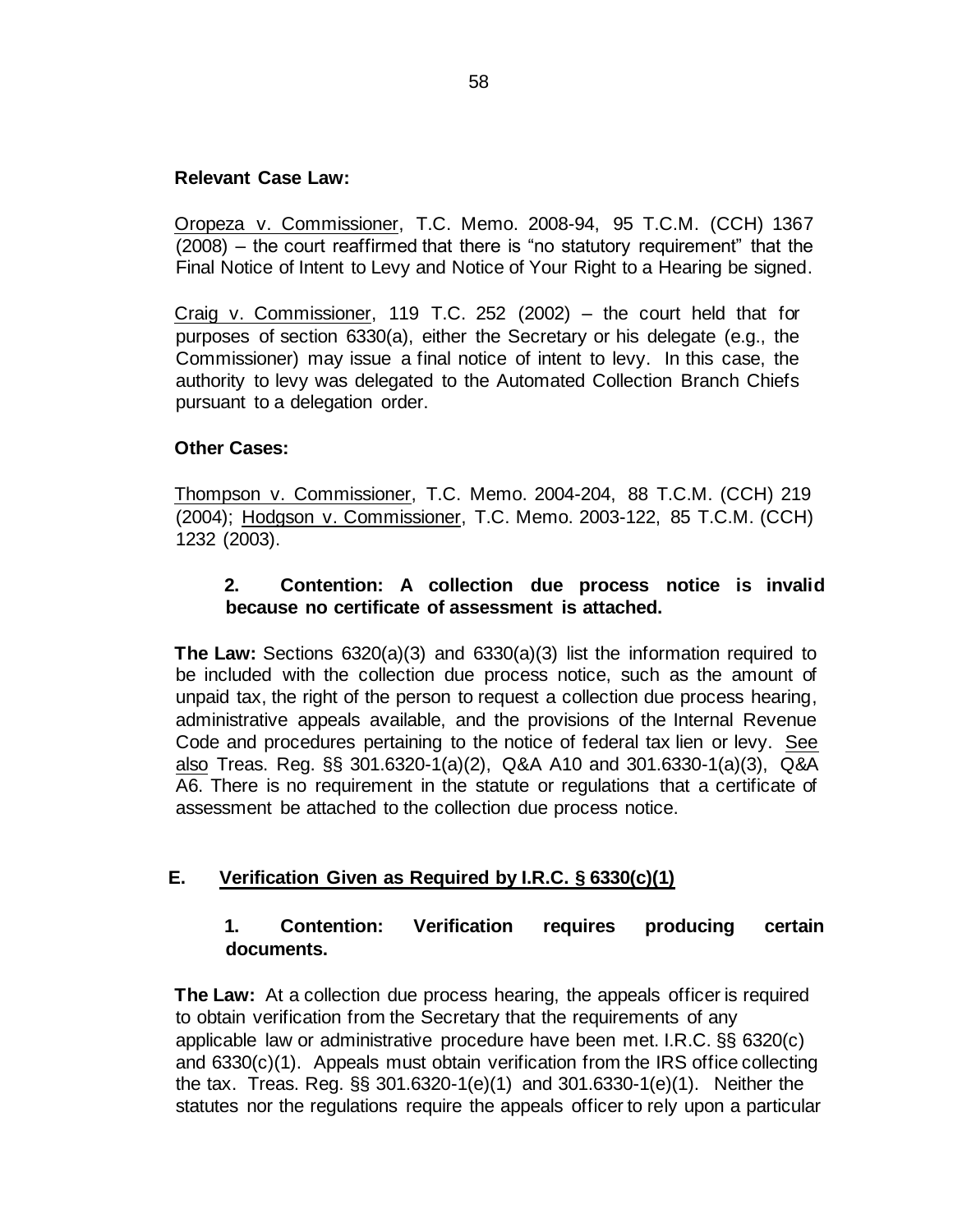**Relevant Case Law:**

Oropeza v. Commissioner, T.C. Memo. 2008-94, 95 T.C.M. (CCH) 1367 (2008) – the court reaffirmed that there is "no statutory requirement" that the Final Notice of Intent to Levy and Notice of Your Right to a Hearing be signed.

Craig v. Commissioner, 119 T.C. 252 (2002) – the court held that for purposes of section 6330(a), either the Secretary or his delegate (e.g., the Commissioner) may issue a final notice of intent to levy. In this case, the authority to levy was delegated to the Automated Collection Branch Chiefs pursuant to a delegation order.

**Other Cases:**

Thompson v. Commissioner, T.C. Memo. 2004-204, 88 T.C.M. (CCH) 219 (2004); Hodgson v. Commissioner, T.C. Memo. 2003-122, 85 T.C.M. (CCH) 1232 (2003).

**2. Contention: A collection due process notice is invalid because no certificate of assessment is attached.**

**The Law:** Sections 6320(a)(3) and 6330(a)(3) list the information required to be included with the collection due process notice, such as the amount of unpaid tax, the right of the person to request a collection due process hearing, administrative appeals available, and the provisions of the Internal Revenue Code and procedures pertaining to the notice of federal tax lien or levy. See also Treas. Reg. §§ 301.6320-1(a)(2), Q&A A10 and 301.6330-1(a)(3), Q&A A6. There is no requirement in the statute or regulations that a certificate of assessment be attached to the collection due process notice.

## E. Verification Given as Required by I.R.C. § 6330(c)(1)

**1. Contention: Verification requires producing certain documents.**

**The Law:** At a collection due process hearing, the appeals officer is required to obtain verification from the Secretary that the requirements of any applicable law or administrative procedure have been met. I.R.C. §§ 6320(c) and 6330(c)(1). Appeals must obtain verification from the IRS office collecting the tax. Treas. Reg. §§ 301.6320-1(e)(1) and 301.6330-1(e)(1). Neither the statutes nor the regulations require the appeals officer to rely upon a particular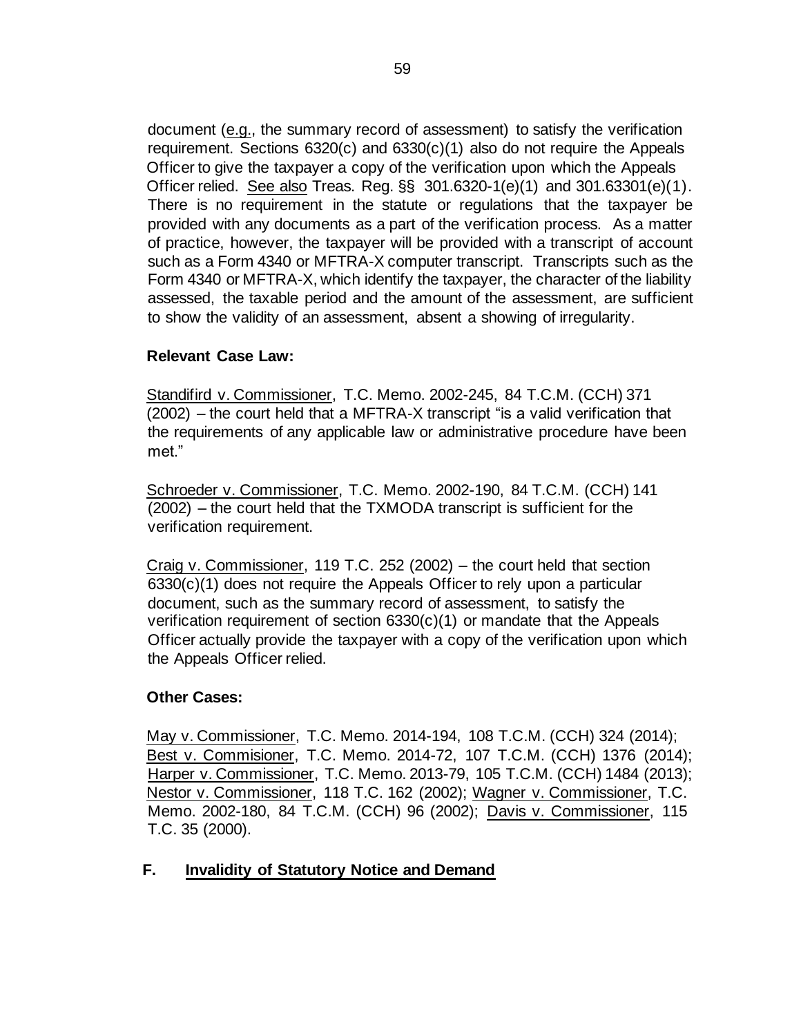document (e.g., the summary record of assessment) to satisfy the verification requirement. Sections 6320(c) and 6330(c)(1) also do not require the Appeals Officer to give the taxpayer a copy of the verification upon which the Appeals Officer relied. See also Treas. Reg. §§ 301.6320-1(e)(1) and 301.63301(e)(1). There is no requirement in the statute or regulations that the taxpayer be provided with any documents as a part of the verification process. As a matter of practice, however, the taxpayer will be provided with a transcript of account such as a Form 4340 or MFTRA-X computer transcript. Transcripts such as the Form 4340 or MFTRA-X, which identify the taxpayer, the character of the liability assessed, the taxable period and the amount of the assessment, are sufficient to show the validity of an assessment, absent a showing of irregularity.

**Relevant Case Law:**

Standifird v. Commissioner, T.C. Memo. 2002-245, 84 T.C.M. (CCH) 371 (2002) – the court held that a MFTRA-X transcript "is a valid verification that the requirements of any applicable law or administrative procedure have been met."

Schroeder v. Commissioner, T.C. Memo. 2002-190, 84 T.C.M. (CCH) 141 (2002) – the court held that the TXMODA transcript is sufficient for the verification requirement.

Craig v. Commissioner, 119 T.C. 252 (2002) – the court held that section 6330(c)(1) does not require the Appeals Officer to rely upon a particular document, such as the summary record of assessment, to satisfy the verification requirement of section 6330(c)(1) or mandate that the Appeals Officer actually provide the taxpayer with a copy of the verification upon which the Appeals Officer relied.

**Other Cases:**

May v. Commissioner, T.C. Memo. 2014-194, 108 T.C.M. (CCH) 324 (2014); Best v. Commisioner, T.C. Memo. 2014-72, 107 T.C.M. (CCH) 1376 (2014); Harper v. Commissioner, T.C. Memo. 2013-79, 105 T.C.M. (CCH) 1484 (2013); Nestor v. Commissioner, 118 T.C. 162 (2002); Wagner v. Commissioner, T.C. Memo. 2002-180, 84 T.C.M. (CCH) 96 (2002); Davis v. Commissioner, 115 T.C. 35 (2000).

## F. Invalidity of Statutory Notice and Demand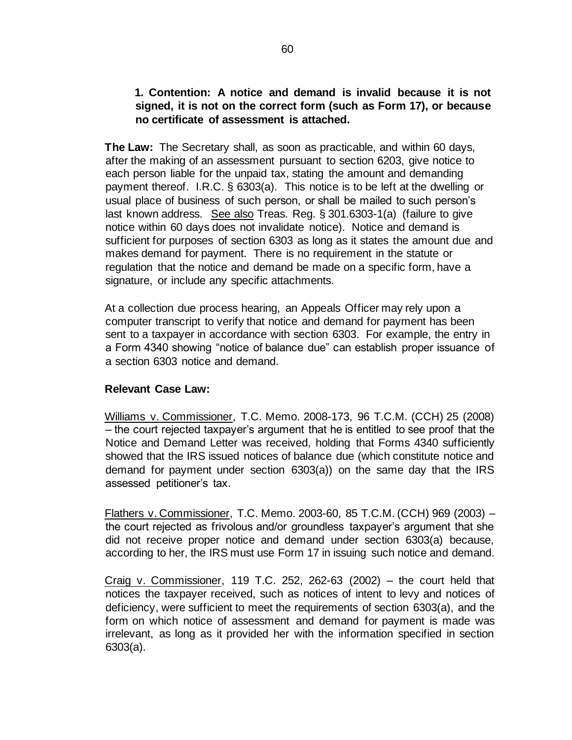**1. Contention: A notice and demand is invalid because it is not signed, it is not on the correct form (such as Form 17), or because no certificate of assessment is attached.**

**The Law:** The Secretary shall, as soon as practicable, and within 60 days, after the making of an assessment pursuant to section 6203, give notice to each person liable for the unpaid tax, stating the amount and demanding payment thereof. I.R.C. § 6303(a). This notice is to be left at the dwelling or usual place of business of such person, or shall be mailed to such person's last known address. See also Treas. Reg. § 301.6303-1(a) (failure to give notice within 60 days does not invalidate notice). Notice and demand is sufficient for purposes of section 6303 as long as it states the amount due and makes demand for payment. There is no requirement in the statute or regulation that the notice and demand be made on a specific form, have a signature, or include any specific attachments.

At a collection due process hearing, an Appeals Officer may rely upon a computer transcript to verify that notice and demand for payment has been sent to a taxpayer in accordance with section 6303. For example, the entry in a Form 4340 showing "notice of balance due" can establish proper issuance of a section 6303 notice and demand.

**Relevant Case Law:**

Williams v. Commissioner, T.C. Memo. 2008-173, 96 T.C.M. (CCH) 25 (2008) – the court rejected taxpayer's argument that he is entitled to see proof that the Notice and Demand Letter was received, holding that Forms 4340 sufficiently showed that the IRS issued notices of balance due (which constitute notice and demand for payment under section 6303(a)) on the same day that the IRS assessed petitioner's tax.

Flathers v. Commissioner, T.C. Memo. 2003-60, 85 T.C.M. (CCH) 969 (2003) – the court rejected as frivolous and/or groundless taxpayer's argument that she did not receive proper notice and demand under section 6303(a) because, according to her, the IRS must use Form 17 in issuing such notice and demand.

Craig v. Commissioner, 119 T.C. 252, 262-63 (2002) – the court held that notices the taxpayer received, such as notices of intent to levy and notices of deficiency, were sufficient to meet the requirements of section 6303(a), and the form on which notice of assessment and demand for payment is made was irrelevant, as long as it provided her with the information specified in section 6303(a).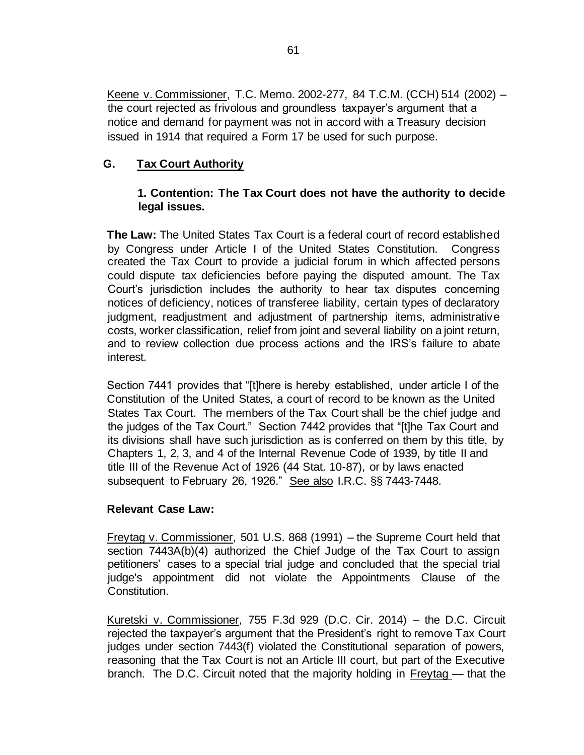Keene v. Commissioner, T.C. Memo. 2002-277, 84 T.C.M. (CCH) 514 (2002) – the court rejected as frivolous and groundless taxpayer's argument that a notice and demand for payment was not in accord with a Treasury decision issued in 1914 that required a Form 17 be used for such purpose.

## G. Tax Court Authority

### 1. Contention: The Tax Court does not have the authority to decide legal issues.

**The Law:** The United States Tax Court is a federal court of record established by Congress under Article I of the United States Constitution. Congress created the Tax Court to provide a judicial forum in which affected persons could dispute tax deficiencies before paying the disputed amount. The Tax Court's jurisdiction includes the authority to hear tax disputes concerning notices of deficiency, notices of transferee liability, certain types of declaratory judgment, readjustment and adjustment of partnership items, administrative costs, worker classification, relief from joint and several liability on a joint return, and to review collection due process actions and the IRS's failure to abate interest.

Section 7441 provides that "[t]here is hereby established, under article I of the Constitution of the United States, a court of record to be known as the United States Tax Court. The members of the Tax Court shall be the chief judge and the judges of the Tax Court." Section 7442 provides that "[t]he Tax Court and its divisions shall have such jurisdiction as is conferred on them by this title, by Chapters 1, 2, 3, and 4 of the Internal Revenue Code of 1939, by title II and title III of the Revenue Act of 1926 (44 Stat. 10-87), or by laws enacted subsequent to February 26, 1926." See also I.R.C. §§ 7443-7448.

**Relevant Case Law:**

Freytag v. Commissioner, 501 U.S. 868 (1991) – the Supreme Court held that section 7443A(b)(4) authorized the Chief Judge of the Tax Court to assign petitioners' cases to a special trial judge and concluded that the special trial judge's appointment did not violate the Appointments Clause of the Constitution.

Kuretski v. Commissioner, 755 F.3d 929 (D.C. Cir. 2014) – the D.C. Circuit rejected the taxpayer's argument that the President's right to remove Tax Court judges under section 7443(f) violated the Constitutional separation of powers, reasoning that the Tax Court is not an Article III court, but part of the Executive branch. The D.C. Circuit noted that the majority holding in Freytag — that the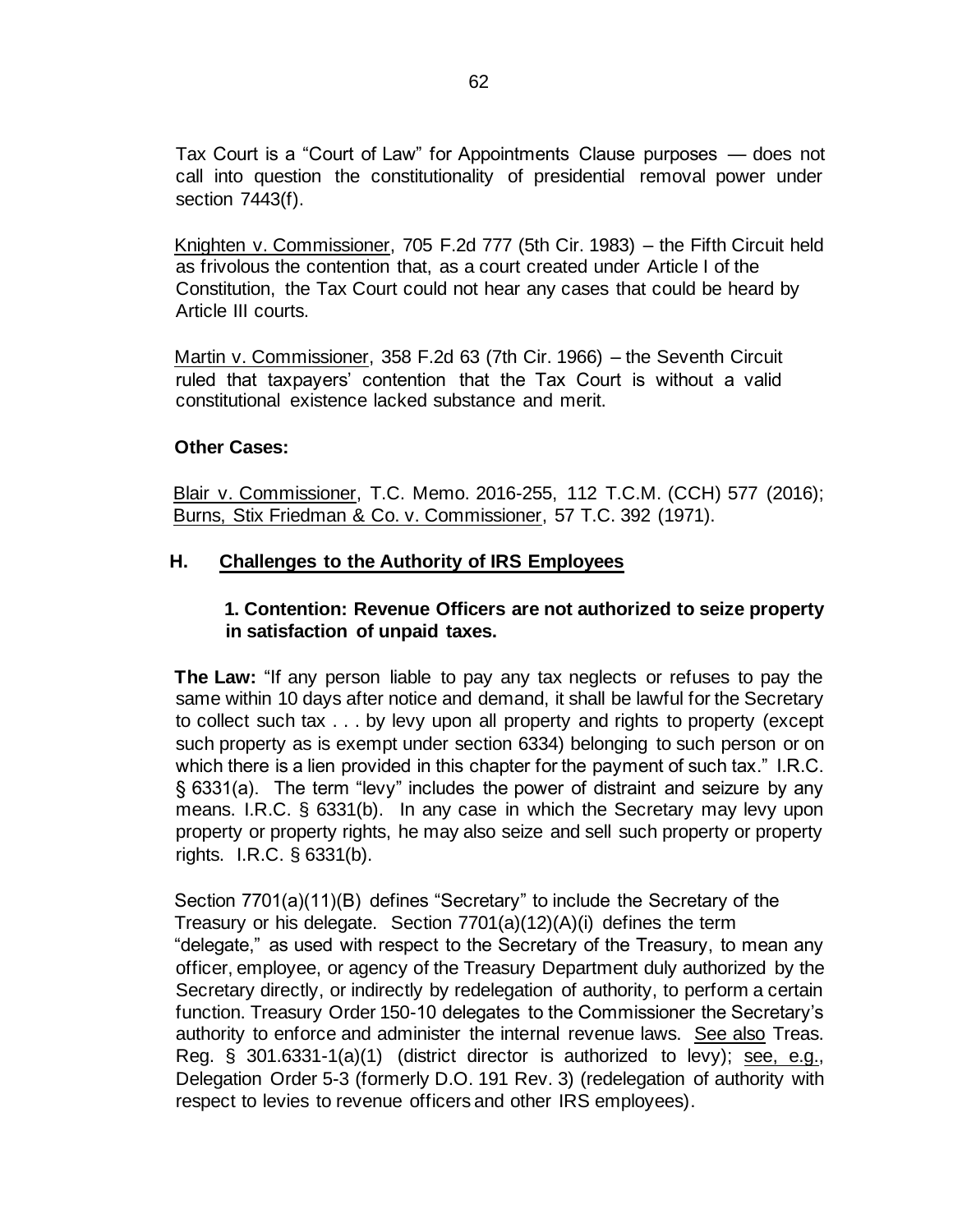Tax Court is a "Court of Law" for Appointments Clause purposes — does not call into question the constitutionality of presidential removal power under section 7443(f).

Knighten v. Commissioner, 705 F.2d 777 (5th Cir. 1983) – the Fifth Circuit held as frivolous the contention that, as a court created under Article I of the Constitution, the Tax Court could not hear any cases that could be heard by Article III courts.

Martin v. Commissioner, 358 F.2d 63 (7th Cir. 1966) – the Seventh Circuit ruled that taxpayers' contention that the Tax Court is without a valid constitutional existence lacked substance and merit.

**Other Cases:**

Blair v. Commissioner, T.C. Memo. 2016-255, 112 T.C.M. (CCH) 577 (2016); Burns, Stix Friedman & Co. v. Commissioner, 57 T.C. 392 (1971).

## H. Challenges to the Authority of IRS Employees

### 1. Contention: Revenue Officers are not authorized to seize property in satisfaction of unpaid taxes.

**The Law:** "If any person liable to pay any tax neglects or refuses to pay the same within 10 days after notice and demand, it shall be lawful for the Secretary to collect such tax . . . by levy upon all property and rights to property (except such property as is exempt under section 6334) belonging to such person or on which there is a lien provided in this chapter for the payment of such tax." I.R.C. § 6331(a). The term "levy" includes the power of distraint and seizure by any means. I.R.C. § 6331(b). In any case in which the Secretary may levy upon property or property rights, he may also seize and sell such property or property rights. I.R.C. § 6331(b).

Section 7701(a)(11)(B) defines "Secretary" to include the Secretary of the Treasury or his delegate. Section 7701(a)(12)(A)(i) defines the term "delegate," as used with respect to the Secretary of the Treasury, to mean any officer, employee, or agency of the Treasury Department duly authorized by the Secretary directly, or indirectly by redelegation of authority, to perform a certain function. Treasury Order 150-10 delegates to the Commissioner the Secretary's authority to enforce and administer the internal revenue laws. See also Treas. Reg. § 301.6331-1(a)(1) (district director is authorized to levy); see, e.g., Delegation Order 5-3 (formerly D.O. 191 Rev. 3) (redelegation of authority with respect to levies to revenue officers and other IRS employees).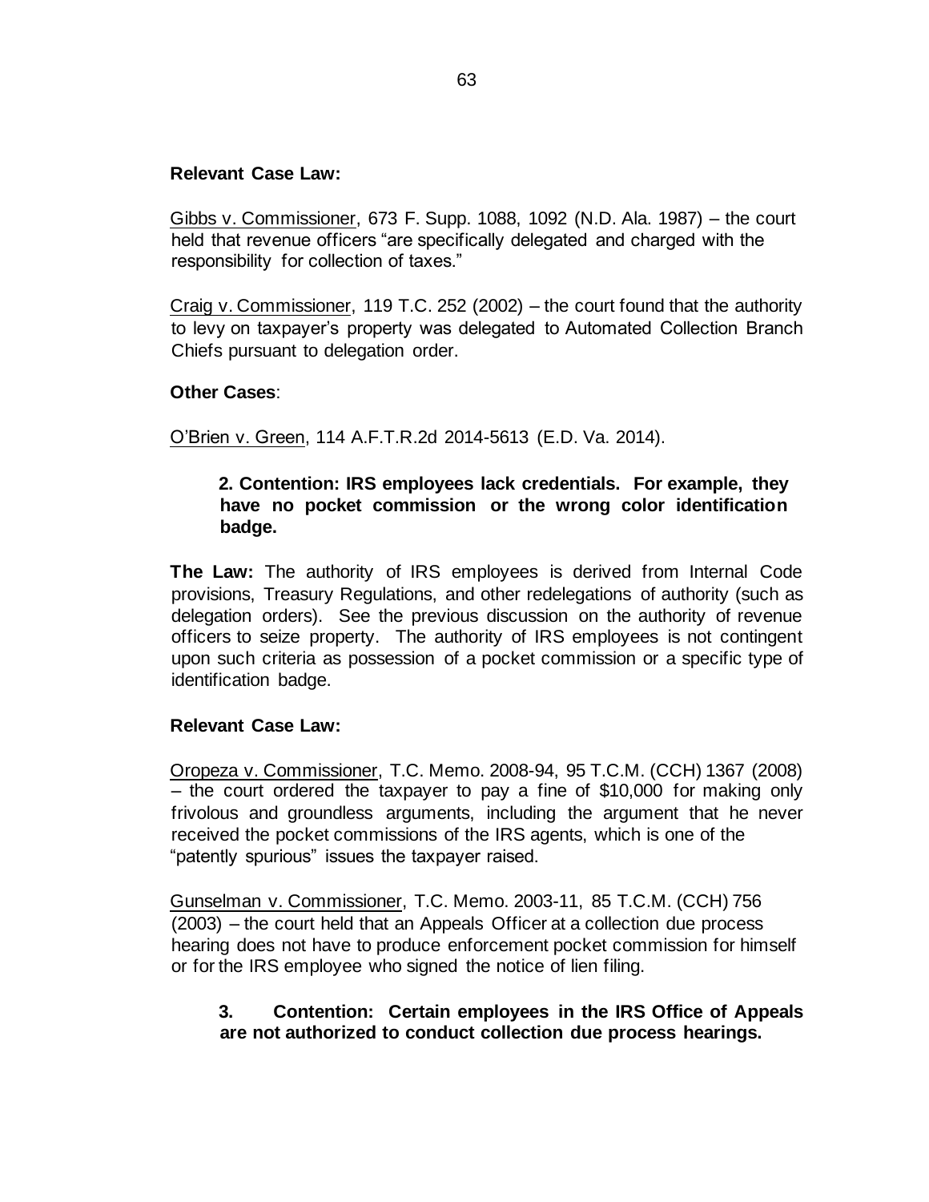**Relevant Case Law:**

Gibbs v. Commissioner, 673 F. Supp. 1088, 1092 (N.D. Ala. 1987) – the court held that revenue officers "are specifically delegated and charged with the responsibility for collection of taxes."

Craig v. Commissioner, 119 T.C. 252 (2002) – the court found that the authority to levy on taxpayer's property was delegated to Automated Collection Branch Chiefs pursuant to delegation order.

**Other Cases**:

O'Brien v. Green, 114 A.F.T.R.2d 2014-5613 (E.D. Va. 2014).

**2. Contention: IRS employees lack credentials. For example, they have no pocket commission or the wrong color identification badge.**

**The Law:** The authority of IRS employees is derived from Internal Code provisions, Treasury Regulations, and other redelegations of authority (such as delegation orders). See the previous discussion on the authority of revenue officers to seize property. The authority of IRS employees is not contingent upon such criteria as possession of a pocket commission or a specific type of identification badge.

**Relevant Case Law:**

Oropeza v. Commissioner, T.C. Memo. 2008-94, 95 T.C.M. (CCH) 1367 (2008) – the court ordered the taxpayer to pay a fine of $10,000 for making only frivolous and groundless arguments, including the argument that he never received the pocket commissions of the IRS agents, which is one of the "patently spurious" issues the taxpayer raised.

Gunselman v. Commissioner, T.C. Memo. 2003-11, 85 T.C.M. (CCH) 756 (2003) – the court held that an Appeals Officer at a collection due process hearing does not have to produce enforcement pocket commission for himself or for the IRS employee who signed the notice of lien filing.

**3. Contention: Certain employees in the IRS Office of Appeals are not authorized to conduct collection due process hearings.**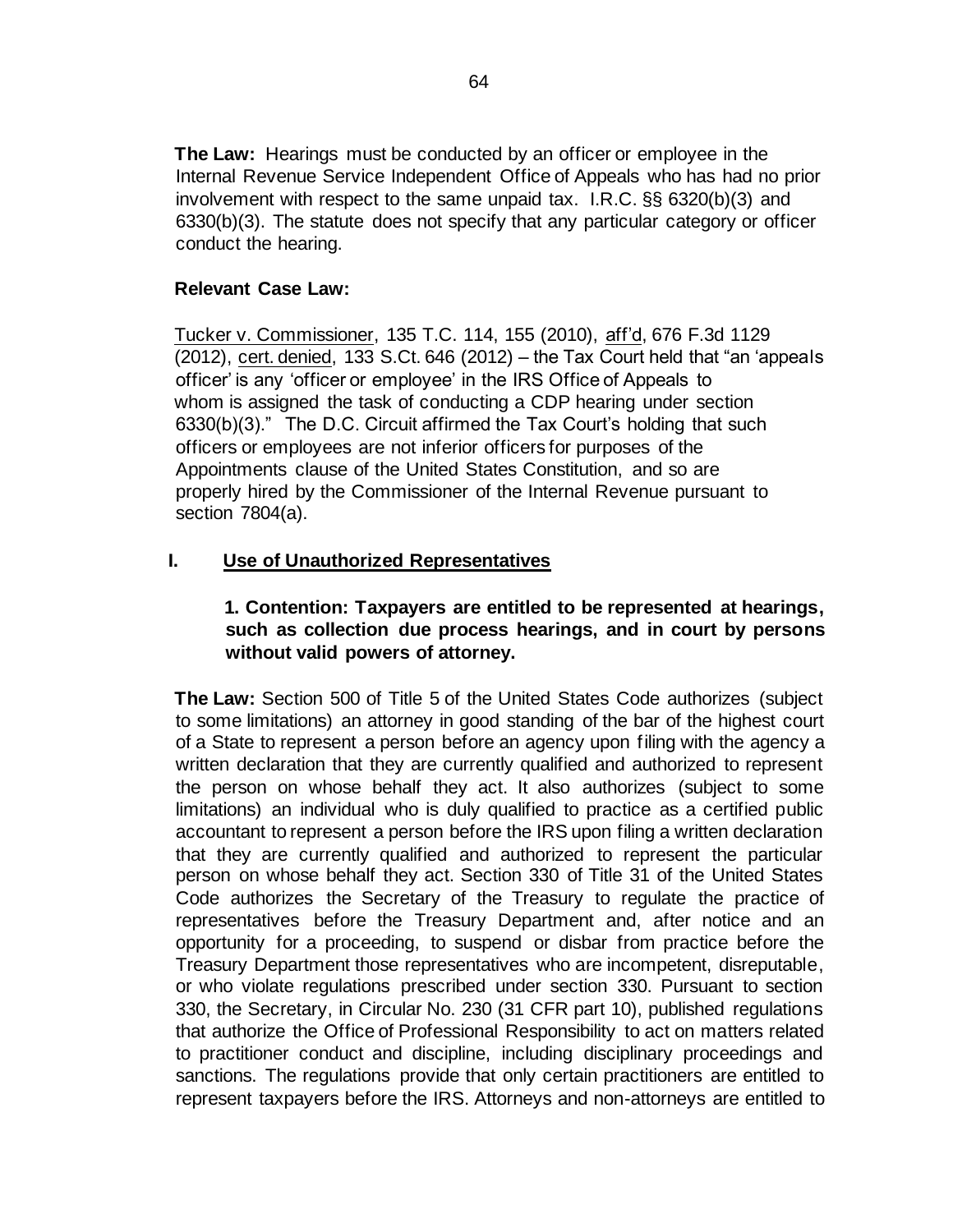**The Law:** Hearings must be conducted by an officer or employee in the Internal Revenue Service Independent Office of Appeals who has had no prior involvement with respect to the same unpaid tax. I.R.C. §§ 6320(b)(3) and 6330(b)(3). The statute does not specify that any particular category or officer conduct the hearing.

**Relevant Case Law:**

Tucker v. Commissioner, 135 T.C. 114, 155 (2010), aff'd, 676 F.3d 1129 (2012), cert. denied, 133 S.Ct. 646 (2012) – the Tax Court held that "an 'appeals officer' is any 'officer or employee' in the IRS Office of Appeals to whom is assigned the task of conducting a CDP hearing under section 6330(b)(3)." The D.C. Circuit affirmed the Tax Court's holding that such officers or employees are not inferior officers for purposes of the Appointments clause of the United States Constitution, and so are properly hired by the Commissioner of the Internal Revenue pursuant to section 7804(a).

## I. Use of Unauthorized Representatives

### 1. Contention: Taxpayers are entitled to be represented at hearings, such as collection due process hearings, and in court by persons without valid powers of attorney.

**The Law:** Section 500 of Title 5 of the United States Code authorizes (subject to some limitations) an attorney in good standing of the bar of the highest court of a State to represent a person before an agency upon filing with the agency a written declaration that they are currently qualified and authorized to represent the person on whose behalf they act. It also authorizes (subject to some limitations) an individual who is duly qualified to practice as a certified public accountant to represent a person before the IRS upon filing a written declaration that they are currently qualified and authorized to represent the particular person on whose behalf they act. Section 330 of Title 31 of the United States Code authorizes the Secretary of the Treasury to regulate the practice of representatives before the Treasury Department and, after notice and an opportunity for a proceeding, to suspend or disbar from practice before the Treasury Department those representatives who are incompetent, disreputable, or who violate regulations prescribed under section 330. Pursuant to section 330, the Secretary, in Circular No. 230 (31 CFR part 10), published regulations that authorize the Office of Professional Responsibility to act on matters related to practitioner conduct and discipline, including disciplinary proceedings and sanctions. The regulations provide that only certain practitioners are entitled to represent taxpayers before the IRS. Attorneys and non-attorneys are entitled to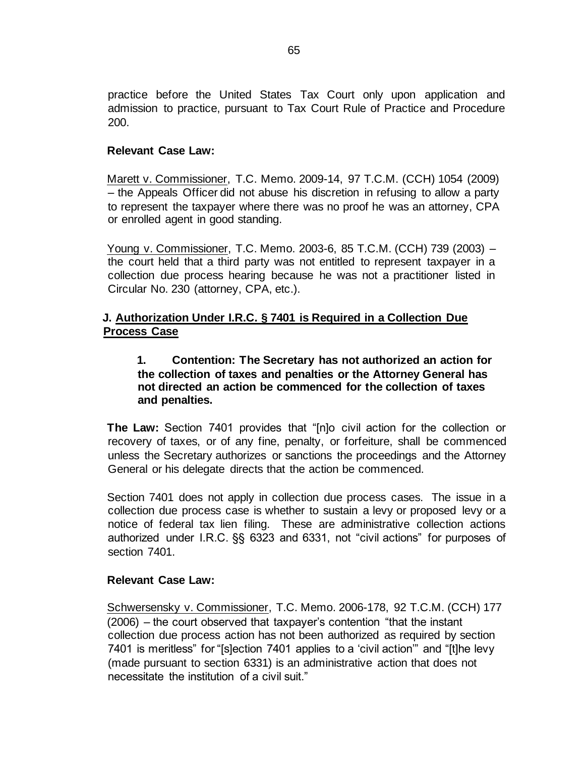practice before the United States Tax Court only upon application and admission to practice, pursuant to Tax Court Rule of Practice and Procedure 200.

**Relevant Case Law:**

Marett v. Commissioner, T.C. Memo. 2009-14, 97 T.C.M. (CCH) 1054 (2009) – the Appeals Officer did not abuse his discretion in refusing to allow a party to represent the taxpayer where there was no proof he was an attorney, CPA or enrolled agent in good standing.

Young v. Commissioner, T.C. Memo. 2003-6, 85 T.C.M. (CCH) 739 (2003) – the court held that a third party was not entitled to represent taxpayer in a collection due process hearing because he was not a practitioner listed in Circular No. 230 (attorney, CPA, etc.).

## J. Authorization Under I.R.C. § 7401 is Required in a Collection Due Process Case

**1. Contention: The Secretary has not authorized an action for the collection of taxes and penalties or the Attorney General has not directed an action be commenced for the collection of taxes and penalties.**

**The Law:** Section 7401 provides that "[n]o civil action for the collection or recovery of taxes, or of any fine, penalty, or forfeiture, shall be commenced unless the Secretary authorizes or sanctions the proceedings and the Attorney General or his delegate directs that the action be commenced.

Section 7401 does not apply in collection due process cases. The issue in a collection due process case is whether to sustain a levy or proposed levy or a notice of federal tax lien filing. These are administrative collection actions authorized under I.R.C. §§ 6323 and 6331, not "civil actions" for purposes of section 7401.

**Relevant Case Law:**

Schwersensky v. Commissioner, T.C. Memo. 2006-178, 92 T.C.M. (CCH) 177 (2006) – the court observed that taxpayer's contention "that the instant collection due process action has not been authorized as required by section 7401 is meritless" for "[s]ection 7401 applies to a 'civil action'" and "[t]he levy (made pursuant to section 6331) is an administrative action that does not necessitate the institution of a civil suit."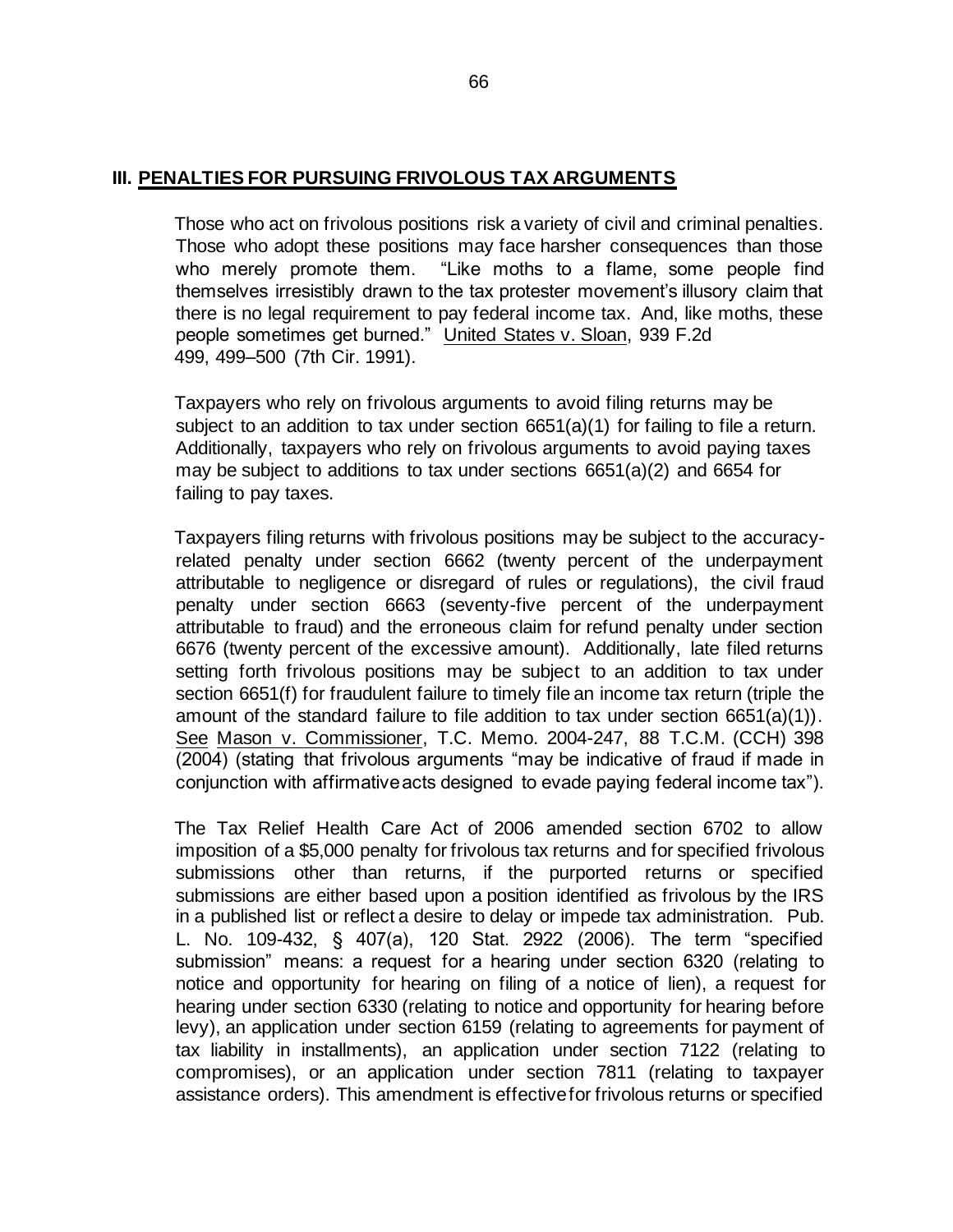## III. PENALTIES FOR PURSUING FRIVOLOUS TAX ARGUMENTS

Those who act on frivolous positions risk a variety of civil and criminal penalties. Those who adopt these positions may face harsher consequences than those who merely promote them. "Like moths to a flame, some people find themselves irresistibly drawn to the tax protester movement's illusory claim that there is no legal requirement to pay federal income tax. And, like moths, these people sometimes get burned." United States v. Sloan, 939 F.2d 499, 499–500 (7th Cir. 1991).

Taxpayers who rely on frivolous arguments to avoid filing returns may be subject to an addition to tax under section 6651(a)(1) for failing to file a return. Additionally, taxpayers who rely on frivolous arguments to avoid paying taxes may be subject to additions to tax under sections 6651(a)(2) and 6654 for failing to pay taxes.

Taxpayers filing returns with frivolous positions may be subject to the accuracy-related penalty under section 6662 (twenty percent of the underpayment attributable to negligence or disregard of rules or regulations), the civil fraud penalty under section 6663 (seventy-five percent of the underpayment attributable to fraud) and the erroneous claim for refund penalty under section 6676 (twenty percent of the excessive amount). Additionally, late filed returns setting forth frivolous positions may be subject to an addition to tax under section 6651(f) for fraudulent failure to timely file an income tax return (triple the amount of the standard failure to file addition to tax under section 6651(a)(1)). See Mason v. Commissioner, T.C. Memo. 2004-247, 88 T.C.M. (CCH) 398 (2004) (stating that frivolous arguments "may be indicative of fraud if made in conjunction with affirmative acts designed to evade paying federal income tax").

The Tax Relief Health Care Act of 2006 amended section 6702 to allow imposition of a $5,000 penalty for frivolous tax returns and for specified frivolous submissions other than returns, if the purported returns or specified submissions are either based upon a position identified as frivolous by the IRS in a published list or reflect a desire to delay or impede tax administration. Pub. L. No. 109-432, § 407(a), 120 Stat. 2922 (2006). The term "specified submission" means: a request for a hearing under section 6320 (relating to notice and opportunity for hearing on filing of a notice of lien), a request for hearing under section 6330 (relating to notice and opportunity for hearing before levy), an application under section 6159 (relating to agreements for payment of tax liability in installments), an application under section 7122 (relating to compromises), or an application under section 7811 (relating to taxpayer assistance orders). This amendment is effective for frivolous returns or specified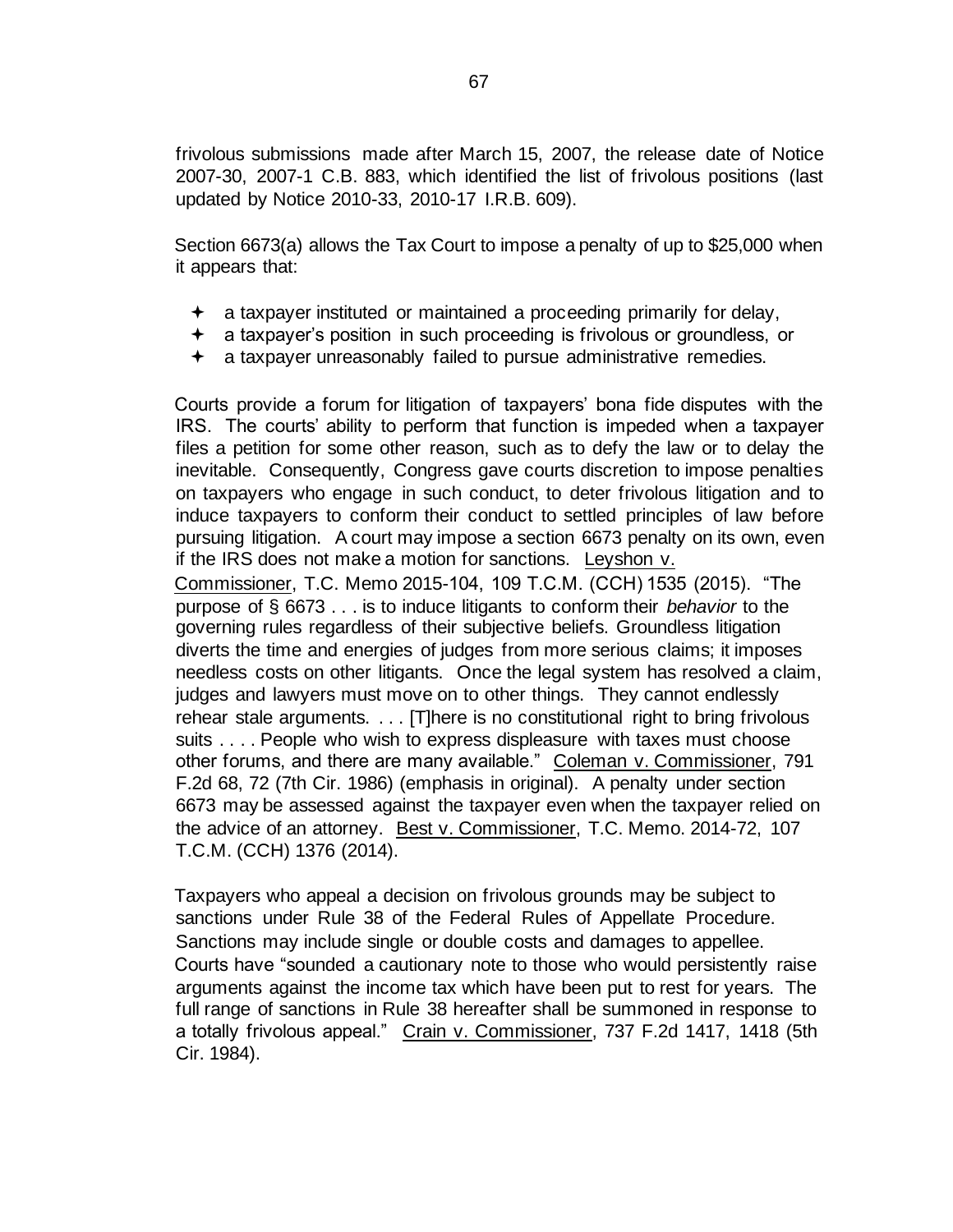frivolous submissions made after March 15, 2007, the release date of Notice 2007-30, 2007-1 C.B. 883, which identified the list of frivolous positions (last updated by Notice 2010-33, 2010-17 I.R.B. 609).

Section 6673(a) allows the Tax Court to impose a penalty of up to $25,000 when it appears that:

- a taxpayer instituted or maintained a proceeding primarily for delay,
- a taxpayer's position in such proceeding is frivolous or groundless, or
- a taxpayer unreasonably failed to pursue administrative remedies.

Courts provide a forum for litigation of taxpayers' bona fide disputes with the IRS. The courts' ability to perform that function is impeded when a taxpayer files a petition for some other reason, such as to defy the law or to delay the inevitable. Consequently, Congress gave courts discretion to impose penalties on taxpayers who engage in such conduct, to deter frivolous litigation and to induce taxpayers to conform their conduct to settled principles of law before pursuing litigation. A court may impose a section 6673 penalty on its own, even if the IRS does not make a motion for sanctions. Leyshon v. Commissioner, T.C. Memo 2015-104, 109 T.C.M. (CCH) 1535 (2015). "The purpose of § 6673 . . . is to induce litigants to conform their *behavior* to the governing rules regardless of their subjective beliefs. Groundless litigation diverts the time and energies of judges from more serious claims; it imposes needless costs on other litigants. Once the legal system has resolved a claim, judges and lawyers must move on to other things. They cannot endlessly rehear stale arguments. . . . [T]here is no constitutional right to bring frivolous suits . . . . People who wish to express displeasure with taxes must choose other forums, and there are many available." Coleman v. Commissioner, 791 F.2d 68, 72 (7th Cir. 1986) (emphasis in original). A penalty under section 6673 may be assessed against the taxpayer even when the taxpayer relied on the advice of an attorney. Best v. Commissioner, T.C. Memo. 2014-72, 107 T.C.M. (CCH) 1376 (2014).

Taxpayers who appeal a decision on frivolous grounds may be subject to sanctions under Rule 38 of the Federal Rules of Appellate Procedure. Sanctions may include single or double costs and damages to appellee. Courts have "sounded a cautionary note to those who would persistently raise arguments against the income tax which have been put to rest for years. The full range of sanctions in Rule 38 hereafter shall be summoned in response to a totally frivolous appeal." Crain v. Commissioner, 737 F.2d 1417, 1418 (5th Cir. 1984).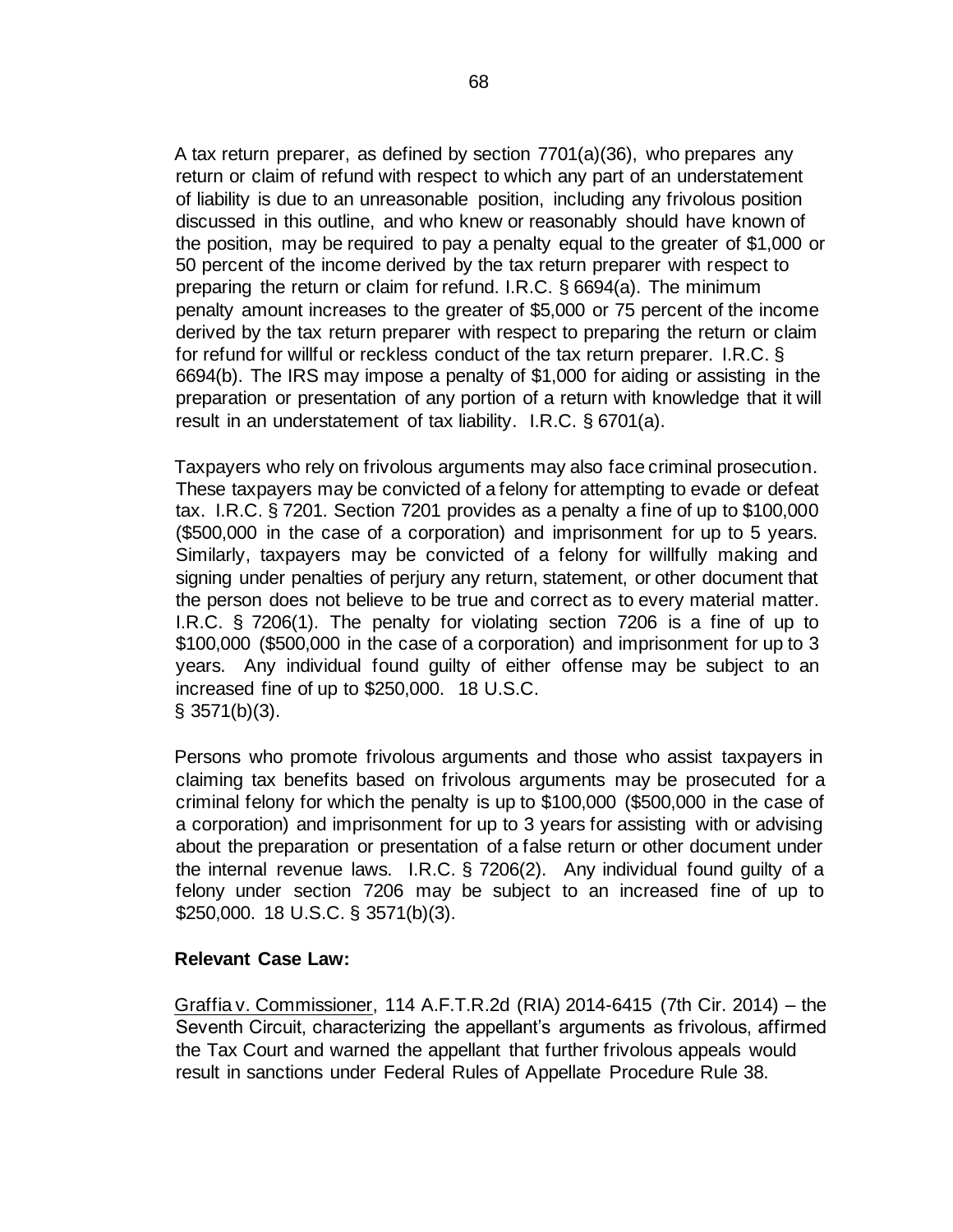A tax return preparer, as defined by section 7701(a)(36), who prepares any return or claim of refund with respect to which any part of an understatement of liability is due to an unreasonable position, including any frivolous position discussed in this outline, and who knew or reasonably should have known of the position, may be required to pay a penalty equal to the greater of $1,000 or 50 percent of the income derived by the tax return preparer with respect to preparing the return or claim for refund. I.R.C. § 6694(a). The minimum penalty amount increases to the greater of $5,000 or 75 percent of the income derived by the tax return preparer with respect to preparing the return or claim for refund for willful or reckless conduct of the tax return preparer. I.R.C. § 6694(b). The IRS may impose a penalty of $1,000 for aiding or assisting in the preparation or presentation of any portion of a return with knowledge that it will result in an understatement of tax liability. I.R.C. § 6701(a).

Taxpayers who rely on frivolous arguments may also face criminal prosecution. These taxpayers may be convicted of a felony for attempting to evade or defeat tax. I.R.C. § 7201. Section 7201 provides as a penalty a fine of up to $100,000 ($500,000 in the case of a corporation) and imprisonment for up to 5 years. Similarly, taxpayers may be convicted of a felony for willfully making and signing under penalties of perjury any return, statement, or other document that the person does not believe to be true and correct as to every material matter. I.R.C. § 7206(1). The penalty for violating section 7206 is a fine of up to $100,000 ($500,000 in the case of a corporation) and imprisonment for up to 3 years. Any individual found guilty of either offense may be subject to an increased fine of up to $250,000. 18 U.S.C. § 3571(b)(3).

Persons who promote frivolous arguments and those who assist taxpayers in claiming tax benefits based on frivolous arguments may be prosecuted for a criminal felony for which the penalty is up to $100,000 ($500,000 in the case of a corporation) and imprisonment for up to 3 years for assisting with or advising about the preparation or presentation of a false return or other document under the internal revenue laws. I.R.C. § 7206(2). Any individual found guilty of a felony under section 7206 may be subject to an increased fine of up to $250,000. 18 U.S.C. § 3571(b)(3).

**Relevant Case Law:**

Graffia v. Commissioner, 114 A.F.T.R.2d (RIA) 2014-6415 (7th Cir. 2014) – the Seventh Circuit, characterizing the appellant's arguments as frivolous, affirmed the Tax Court and warned the appellant that further frivolous appeals would result in sanctions under Federal Rules of Appellate Procedure Rule 38.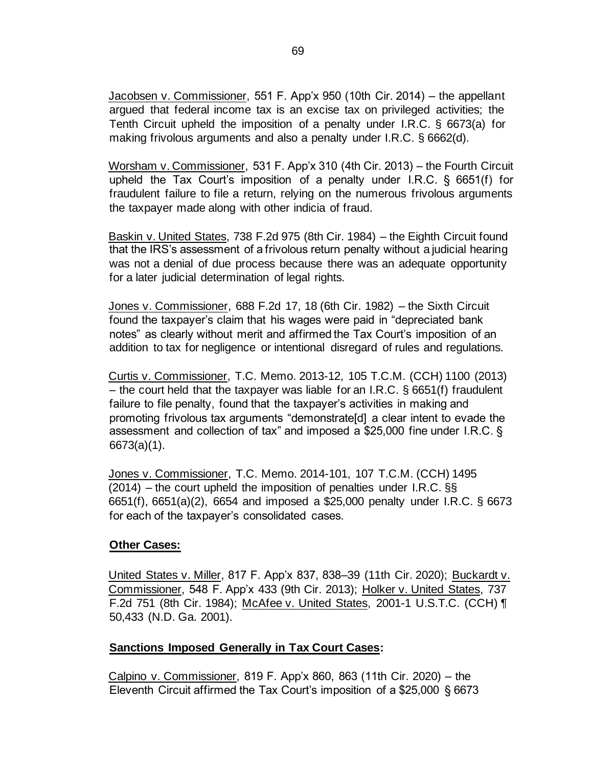<u>Jacobsen v. Commissioner</u>, 551 F. App'x 950 (10th Cir. 2014) – the appellant argued that federal income tax is an excise tax on privileged activities; the Tenth Circuit upheld the imposition of a penalty under I.R.C. § 6673(a) for making frivolous arguments and also a penalty under I.R.C. § 6662(d).

<u>Worsham v. Commissioner</u>, 531 F. App'x 310 (4th Cir. 2013) – the Fourth Circuit upheld the Tax Court's imposition of a penalty under I.R.C. § 6651(f) for fraudulent failure to file a return, relying on the numerous frivolous arguments the taxpayer made along with other indicia of fraud.

<u>Baskin v. United States</u>, 738 F.2d 975 (8th Cir. 1984) – the Eighth Circuit found that the IRS's assessment of a frivolous return penalty without a judicial hearing was not a denial of due process because there was an adequate opportunity for a later judicial determination of legal rights.

<u>Jones v. Commissioner</u>, 688 F.2d 17, 18 (6th Cir. 1982) – the Sixth Circuit found the taxpayer's claim that his wages were paid in "depreciated bank notes" as clearly without merit and affirmed the Tax Court's imposition of an addition to tax for negligence or intentional disregard of rules and regulations.

<u>Curtis v. Commissioner</u>, T.C. Memo. 2013-12, 105 T.C.M. (CCH) 1100 (2013) – the court held that the taxpayer was liable for an I.R.C. § 6651(f) fraudulent failure to file penalty, found that the taxpayer's activities in making and promoting frivolous tax arguments "demonstrate[d] a clear intent to evade the assessment and collection of tax" and imposed a $25,000 fine under I.R.C. § 6673(a)(1).

<u>Jones v. Commissioner</u>, T.C. Memo. 2014-101, 107 T.C.M. (CCH) 1495 (2014) – the court upheld the imposition of penalties under I.R.C. §§ 6651(f), 6651(a)(2), 6654 and imposed a $25,000 penalty under I.R.C. § 6673 for each of the taxpayer's consolidated cases.

**<u>Other Cases:</u>**

<u>United States v. Miller</u>, 817 F. App'x 837, 838–39 (11th Cir. 2020); <u>Buckardt v. Commissioner</u>, 548 F. App'x 433 (9th Cir. 2013); <u>Holker v. United States</u>, 737 F.2d 751 (8th Cir. 1984); <u>McAfee v. United States</u>, 2001-1 U.S.T.C. (CCH) ¶ 50,433 (N.D. Ga. 2001).

**<u>Sanctions Imposed Generally in Tax Court Cases</u>:**

<u>Calpino v. Commissioner</u>, 819 F. App'x 860, 863 (11th Cir. 2020) – the Eleventh Circuit affirmed the Tax Court's imposition of a $25,000 § 6673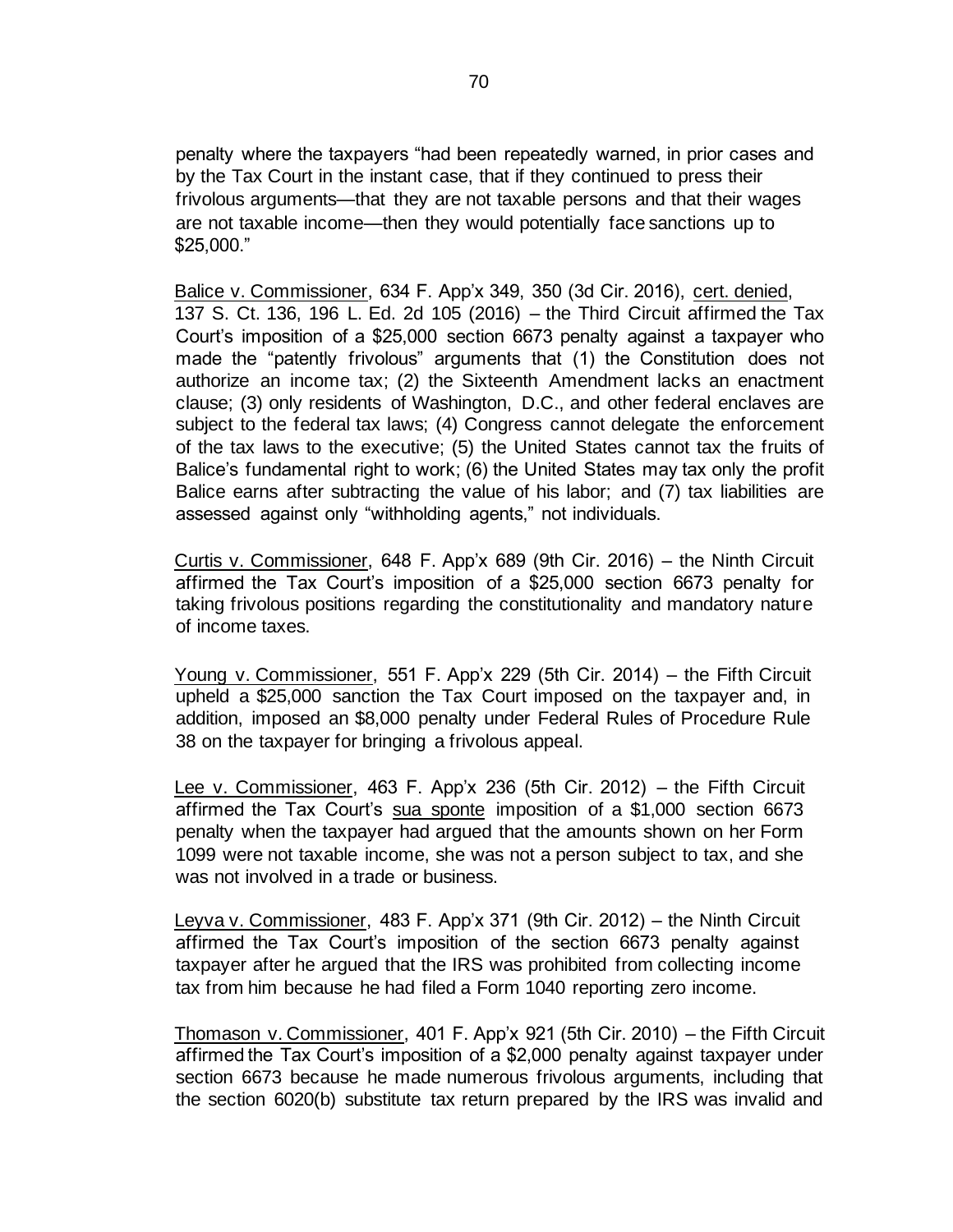penalty where the taxpayers "had been repeatedly warned, in prior cases and by the Tax Court in the instant case, that if they continued to press their frivolous arguments—that they are not taxable persons and that their wages are not taxable income—then they would potentially face sanctions up to $25,000."

Balice v. Commissioner, 634 F. App'x 349, 350 (3d Cir. 2016), cert. denied, 137 S. Ct. 136, 196 L. Ed. 2d 105 (2016) – the Third Circuit affirmed the Tax Court's imposition of a $25,000 section 6673 penalty against a taxpayer who made the "patently frivolous" arguments that (1) the Constitution does not authorize an income tax; (2) the Sixteenth Amendment lacks an enactment clause; (3) only residents of Washington, D.C., and other federal enclaves are subject to the federal tax laws; (4) Congress cannot delegate the enforcement of the tax laws to the executive; (5) the United States cannot tax the fruits of Balice's fundamental right to work; (6) the United States may tax only the profit Balice earns after subtracting the value of his labor; and (7) tax liabilities are assessed against only "withholding agents," not individuals.

Curtis v. Commissioner, 648 F. App'x 689 (9th Cir. 2016) – the Ninth Circuit affirmed the Tax Court's imposition of a $25,000 section 6673 penalty for taking frivolous positions regarding the constitutionality and mandatory nature of income taxes.

Young v. Commissioner, 551 F. App'x 229 (5th Cir. 2014) – the Fifth Circuit upheld a $25,000 sanction the Tax Court imposed on the taxpayer and, in addition, imposed an $8,000 penalty under Federal Rules of Procedure Rule 38 on the taxpayer for bringing a frivolous appeal.

Lee v. Commissioner, 463 F. App'x 236 (5th Cir. 2012) – the Fifth Circuit affirmed the Tax Court's sua sponte imposition of a $1,000 section 6673 penalty when the taxpayer had argued that the amounts shown on her Form 1099 were not taxable income, she was not a person subject to tax, and she was not involved in a trade or business.

Leyva v. Commissioner, 483 F. App'x 371 (9th Cir. 2012) – the Ninth Circuit affirmed the Tax Court's imposition of the section 6673 penalty against taxpayer after he argued that the IRS was prohibited from collecting income tax from him because he had filed a Form 1040 reporting zero income.

Thomason v. Commissioner, 401 F. App'x 921 (5th Cir. 2010) – the Fifth Circuit affirmed the Tax Court's imposition of a $2,000 penalty against taxpayer under section 6673 because he made numerous frivolous arguments, including that the section 6020(b) substitute tax return prepared by the IRS was invalid and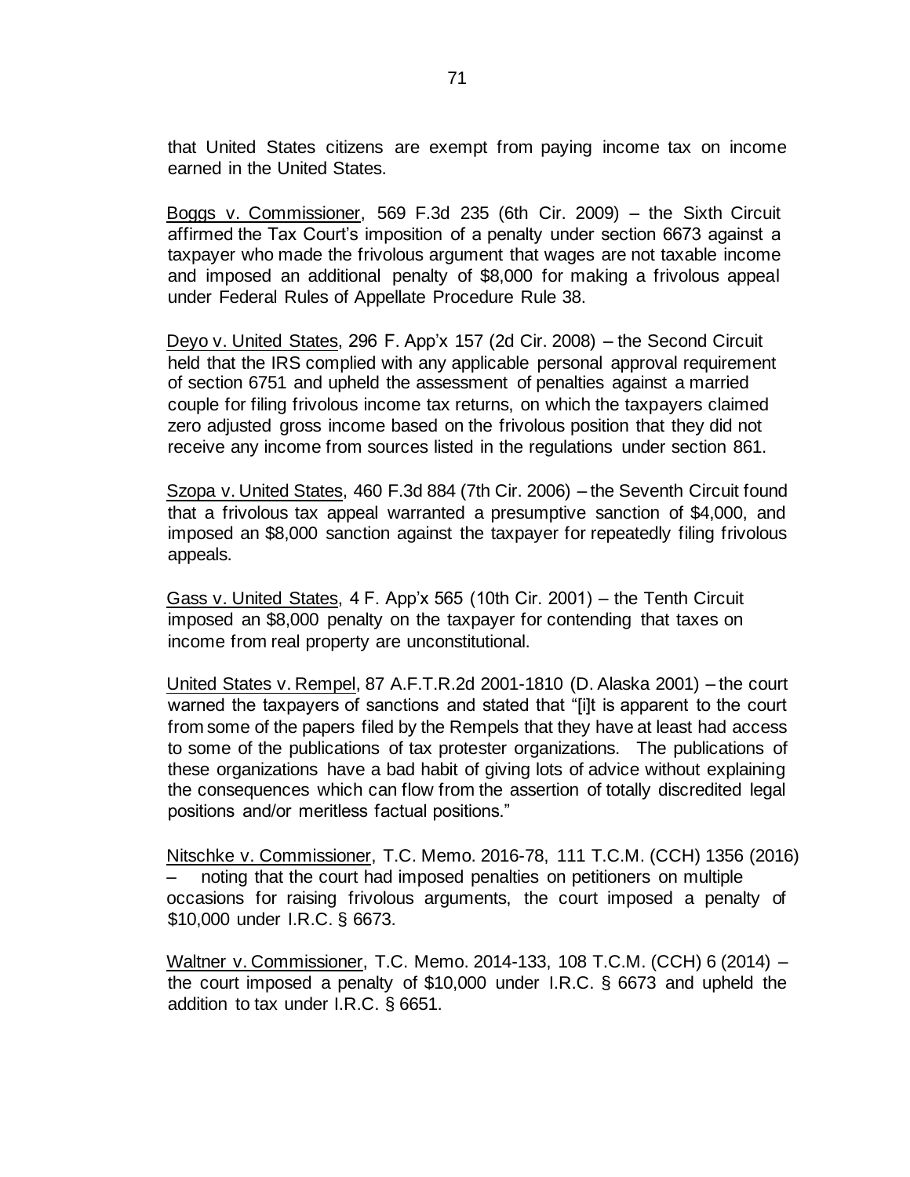that United States citizens are exempt from paying income tax on income earned in the United States.

Boggs v. Commissioner, 569 F.3d 235 (6th Cir. 2009) – the Sixth Circuit affirmed the Tax Court's imposition of a penalty under section 6673 against a taxpayer who made the frivolous argument that wages are not taxable income and imposed an additional penalty of $8,000 for making a frivolous appeal under Federal Rules of Appellate Procedure Rule 38.

Deyo v. United States, 296 F. App'x 157 (2d Cir. 2008) – the Second Circuit held that the IRS complied with any applicable personal approval requirement of section 6751 and upheld the assessment of penalties against a married couple for filing frivolous income tax returns, on which the taxpayers claimed zero adjusted gross income based on the frivolous position that they did not receive any income from sources listed in the regulations under section 861.

Szopa v. United States, 460 F.3d 884 (7th Cir. 2006) – the Seventh Circuit found that a frivolous tax appeal warranted a presumptive sanction of $4,000, and imposed an $8,000 sanction against the taxpayer for repeatedly filing frivolous appeals.

Gass v. United States, 4 F. App'x 565 (10th Cir. 2001) – the Tenth Circuit imposed an $8,000 penalty on the taxpayer for contending that taxes on income from real property are unconstitutional.

United States v. Rempel, 87 A.F.T.R.2d 2001-1810 (D. Alaska 2001) – the court warned the taxpayers of sanctions and stated that "[i]t is apparent to the court from some of the papers filed by the Rempels that they have at least had access to some of the publications of tax protester organizations. The publications of these organizations have a bad habit of giving lots of advice without explaining the consequences which can flow from the assertion of totally discredited legal positions and/or meritless factual positions."

Nitschke v. Commissioner, T.C. Memo. 2016-78, 111 T.C.M. (CCH) 1356 (2016) – noting that the court had imposed penalties on petitioners on multiple occasions for raising frivolous arguments, the court imposed a penalty of $10,000 under I.R.C. § 6673.

Waltner v. Commissioner, T.C. Memo. 2014-133, 108 T.C.M. (CCH) 6 (2014) – the court imposed a penalty of $10,000 under I.R.C. § 6673 and upheld the addition to tax under I.R.C. § 6651.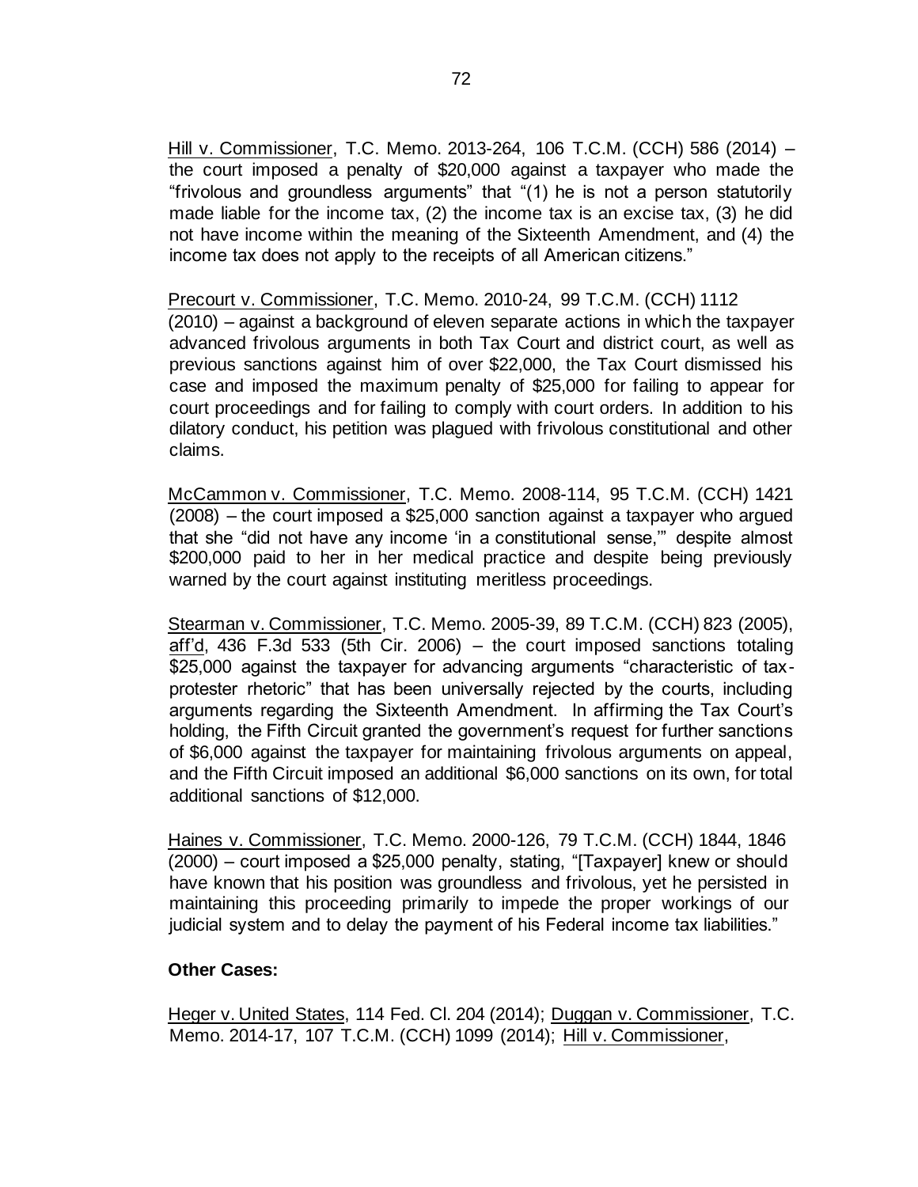Hill v. Commissioner, T.C. Memo. 2013-264, 106 T.C.M. (CCH) 586 (2014) – the court imposed a penalty of $20,000 against a taxpayer who made the "frivolous and groundless arguments" that "(1) he is not a person statutorily made liable for the income tax, (2) the income tax is an excise tax, (3) he did not have income within the meaning of the Sixteenth Amendment, and (4) the income tax does not apply to the receipts of all American citizens."

Precourt v. Commissioner, T.C. Memo. 2010-24, 99 T.C.M. (CCH) 1112 (2010) – against a background of eleven separate actions in which the taxpayer advanced frivolous arguments in both Tax Court and district court, as well as previous sanctions against him of over $22,000, the Tax Court dismissed his case and imposed the maximum penalty of $25,000 for failing to appear for court proceedings and for failing to comply with court orders. In addition to his dilatory conduct, his petition was plagued with frivolous constitutional and other claims.

McCammon v. Commissioner, T.C. Memo. 2008-114, 95 T.C.M. (CCH) 1421 (2008) – the court imposed a $25,000 sanction against a taxpayer who argued that she "did not have any income 'in a constitutional sense,'" despite almost $200,000 paid to her in her medical practice and despite being previously warned by the court against instituting meritless proceedings.

Stearman v. Commissioner, T.C. Memo. 2005-39, 89 T.C.M. (CCH) 823 (2005), aff'd, 436 F.3d 533 (5th Cir. 2006) – the court imposed sanctions totaling $25,000 against the taxpayer for advancing arguments "characteristic of tax-protester rhetoric" that has been universally rejected by the courts, including arguments regarding the Sixteenth Amendment. In affirming the Tax Court's holding, the Fifth Circuit granted the government's request for further sanctions of $6,000 against the taxpayer for maintaining frivolous arguments on appeal, and the Fifth Circuit imposed an additional $6,000 sanctions on its own, for total additional sanctions of $12,000.

Haines v. Commissioner, T.C. Memo. 2000-126, 79 T.C.M. (CCH) 1844, 1846 (2000) – court imposed a $25,000 penalty, stating, "[Taxpayer] knew or should have known that his position was groundless and frivolous, yet he persisted in maintaining this proceeding primarily to impede the proper workings of our judicial system and to delay the payment of his Federal income tax liabilities."

**Other Cases:**

Heger v. United States, 114 Fed. Cl. 204 (2014); Duggan v. Commissioner, T.C. Memo. 2014-17, 107 T.C.M. (CCH) 1099 (2014); Hill v. Commissioner,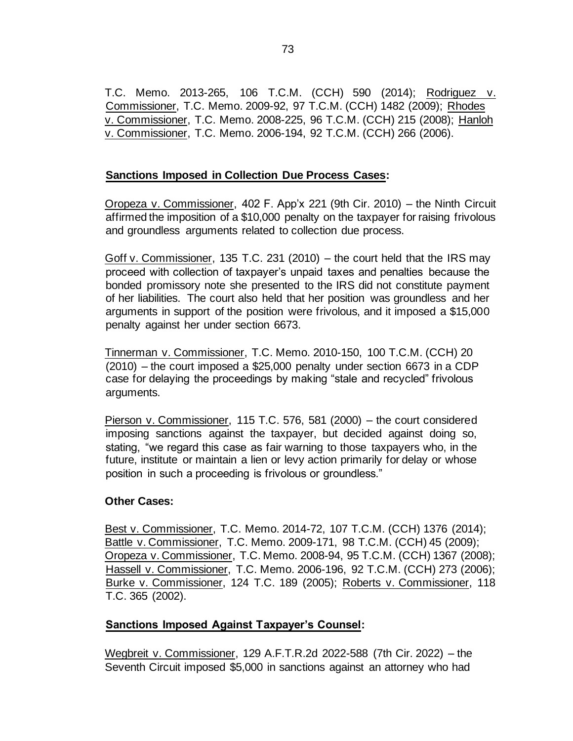T.C. Memo. 2013-265, 106 T.C.M. (CCH) 590 (2014); Rodriguez v. Commissioner, T.C. Memo. 2009-92, 97 T.C.M. (CCH) 1482 (2009); Rhodes v. Commissioner, T.C. Memo. 2008-225, 96 T.C.M. (CCH) 215 (2008); Hanloh v. Commissioner, T.C. Memo. 2006-194, 92 T.C.M. (CCH) 266 (2006).

**Sanctions Imposed in Collection Due Process Cases:**

Oropeza v. Commissioner, 402 F. App'x 221 (9th Cir. 2010) – the Ninth Circuit affirmed the imposition of a $10,000 penalty on the taxpayer for raising frivolous and groundless arguments related to collection due process.

Goff v. Commissioner, 135 T.C. 231 (2010) – the court held that the IRS may proceed with collection of taxpayer's unpaid taxes and penalties because the bonded promissory note she presented to the IRS did not constitute payment of her liabilities. The court also held that her position was groundless and her arguments in support of the position were frivolous, and it imposed a $15,000 penalty against her under section 6673.

Tinnerman v. Commissioner, T.C. Memo. 2010-150, 100 T.C.M. (CCH) 20 (2010) – the court imposed a $25,000 penalty under section 6673 in a CDP case for delaying the proceedings by making "stale and recycled" frivolous arguments.

Pierson v. Commissioner, 115 T.C. 576, 581 (2000) – the court considered imposing sanctions against the taxpayer, but decided against doing so, stating, "we regard this case as fair warning to those taxpayers who, in the future, institute or maintain a lien or levy action primarily for delay or whose position in such a proceeding is frivolous or groundless."

**Other Cases:**

Best v. Commissioner, T.C. Memo. 2014-72, 107 T.C.M. (CCH) 1376 (2014); Battle v. Commissioner, T.C. Memo. 2009-171, 98 T.C.M. (CCH) 45 (2009); Oropeza v. Commissioner, T.C. Memo. 2008-94, 95 T.C.M. (CCH) 1367 (2008); Hassell v. Commissioner, T.C. Memo. 2006-196, 92 T.C.M. (CCH) 273 (2006); Burke v. Commissioner, 124 T.C. 189 (2005); Roberts v. Commissioner, 118 T.C. 365 (2002).

**Sanctions Imposed Against Taxpayer's Counsel:**

Wegbreit v. Commissioner, 129 A.F.T.R.2d 2022-588 (7th Cir. 2022) – the Seventh Circuit imposed $5,000 in sanctions against an attorney who had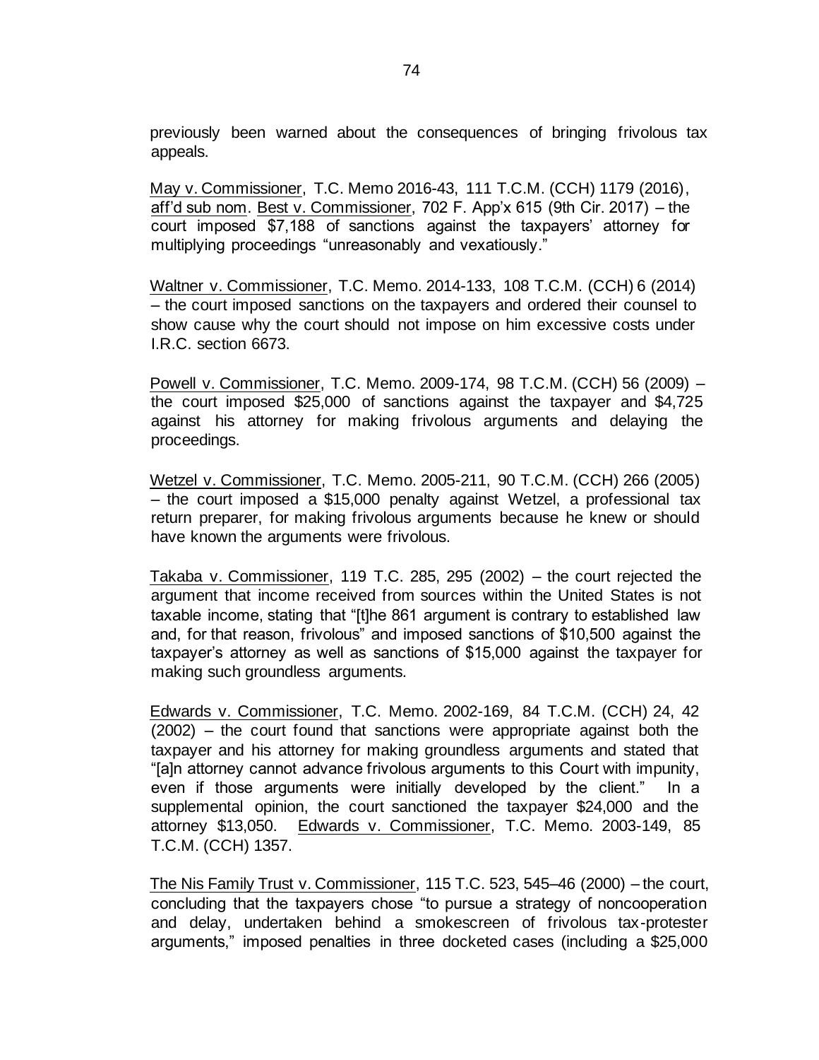previously been warned about the consequences of bringing frivolous tax appeals.

May v. Commissioner, T.C. Memo 2016-43, 111 T.C.M. (CCH) 1179 (2016), aff'd sub nom. Best v. Commissioner, 702 F. App'x 615 (9th Cir. 2017) – the court imposed $7,188 of sanctions against the taxpayers' attorney for multiplying proceedings "unreasonably and vexatiously."

Waltner v. Commissioner, T.C. Memo. 2014-133, 108 T.C.M. (CCH) 6 (2014) – the court imposed sanctions on the taxpayers and ordered their counsel to show cause why the court should not impose on him excessive costs under I.R.C. section 6673.

Powell v. Commissioner, T.C. Memo. 2009-174, 98 T.C.M. (CCH) 56 (2009) – the court imposed $25,000 of sanctions against the taxpayer and $4,725 against his attorney for making frivolous arguments and delaying the proceedings.

Wetzel v. Commissioner, T.C. Memo. 2005-211, 90 T.C.M. (CCH) 266 (2005) – the court imposed a $15,000 penalty against Wetzel, a professional tax return preparer, for making frivolous arguments because he knew or should have known the arguments were frivolous.

Takaba v. Commissioner, 119 T.C. 285, 295 (2002) – the court rejected the argument that income received from sources within the United States is not taxable income, stating that "[t]he 861 argument is contrary to established law and, for that reason, frivolous" and imposed sanctions of $10,500 against the taxpayer's attorney as well as sanctions of $15,000 against the taxpayer for making such groundless arguments.

Edwards v. Commissioner, T.C. Memo. 2002-169, 84 T.C.M. (CCH) 24, 42 (2002) – the court found that sanctions were appropriate against both the taxpayer and his attorney for making groundless arguments and stated that "[a]n attorney cannot advance frivolous arguments to this Court with impunity, even if those arguments were initially developed by the client." In a supplemental opinion, the court sanctioned the taxpayer $24,000 and the attorney $13,050. Edwards v. Commissioner, T.C. Memo. 2003-149, 85 T.C.M. (CCH) 1357.

The Nis Family Trust v. Commissioner, 115 T.C. 523, 545–46 (2000) – the court, concluding that the taxpayers chose "to pursue a strategy of noncooperation and delay, undertaken behind a smokescreen of frivolous tax-protester arguments," imposed penalties in three docketed cases (including a $25,000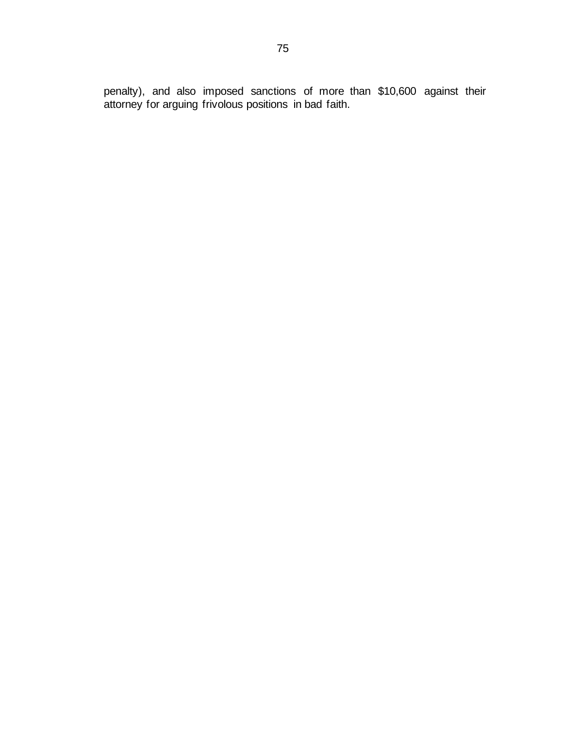penalty), and also imposed sanctions of more than $10,600 against their attorney for arguing frivolous positions in bad faith.